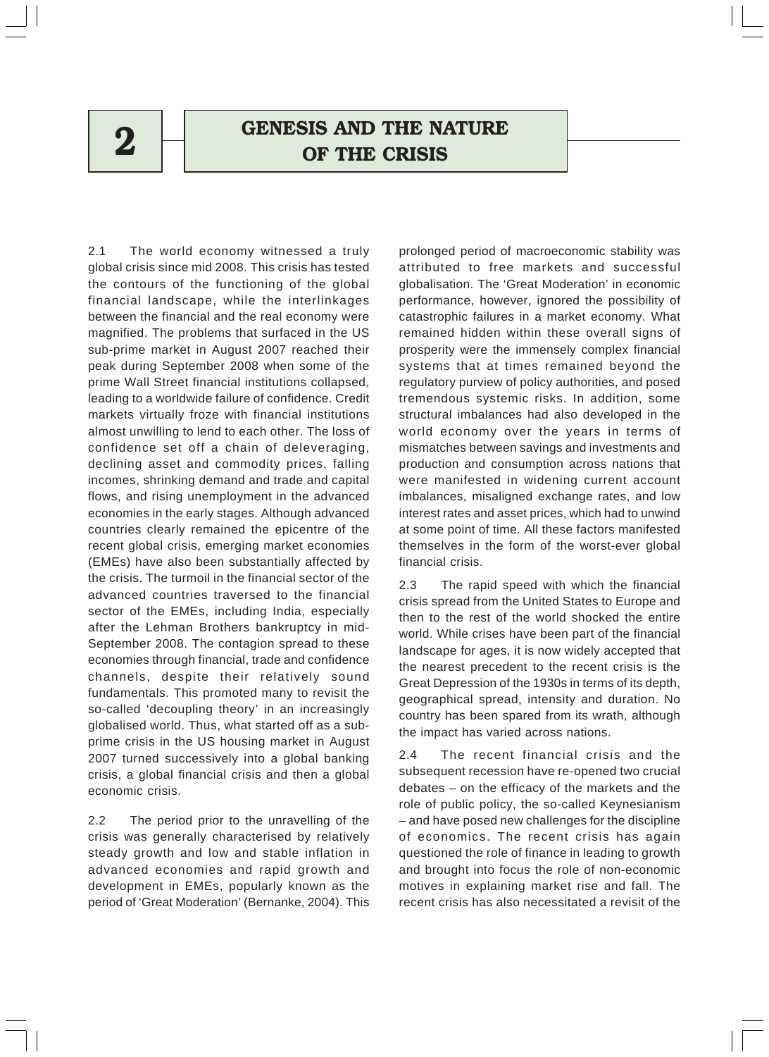# 2 GENESIS AND THE NATURE OF THE CRISIS

2.1 The world economy witnessed a truly global crisis since mid 2008. This crisis has tested the contours of the functioning of the global financial landscape, while the interlinkages between the financial and the real economy were magnified. The problems that surfaced in the US sub-prime market in August 2007 reached their peak during September 2008 when some of the prime Wall Street financial institutions collapsed, leading to a worldwide failure of confidence. Credit markets virtually froze with financial institutions almost unwilling to lend to each other. The loss of confidence set off a chain of deleveraging, declining asset and commodity prices, falling incomes, shrinking demand and trade and capital flows, and rising unemployment in the advanced economies in the early stages. Although advanced countries clearly remained the epicentre of the recent global crisis, emerging market economies (EMEs) have also been substantially affected by the crisis. The turmoil in the financial sector of the advanced countries traversed to the financial sector of the EMEs, including India, especially after the Lehman Brothers bankruptcy in mid-September 2008. The contagion spread to these economies through financial, trade and confidence channels, despite their relatively sound fundamentals. This promoted many to revisit the so-called 'decoupling theory' in an increasingly globalised world. Thus, what started off as a sub-prime crisis in the US housing market in August 2007 turned successively into a global banking crisis, a global financial crisis and then a global economic crisis.

2.2 The period prior to the unravelling of the crisis was generally characterised by relatively steady growth and low and stable inflation in advanced economies and rapid growth and development in EMEs, popularly known as the period of 'Great Moderation' (Bernanke, 2004). This prolonged period of macroeconomic stability was attributed to free markets and successful globalisation. The 'Great Moderation' in economic performance, however, ignored the possibility of catastrophic failures in a market economy. What remained hidden within these overall signs of prosperity were the immensely complex financial systems that at times remained beyond the regulatory purview of policy authorities, and posed tremendous systemic risks. In addition, some structural imbalances had also developed in the world economy over the years in terms of mismatches between savings and investments and production and consumption across nations that were manifested in widening current account imbalances, misaligned exchange rates, and low interest rates and asset prices, which had to unwind at some point of time. All these factors manifested themselves in the form of the worst-ever global financial crisis.

2.3 The rapid speed with which the financial crisis spread from the United States to Europe and then to the rest of the world shocked the entire world. While crises have been part of the financial landscape for ages, it is now widely accepted that the nearest precedent to the recent crisis is the Great Depression of the 1930s in terms of its depth, geographical spread, intensity and duration. No country has been spared from its wrath, although the impact has varied across nations.

2.4 The recent financial crisis and the subsequent recession have re-opened two crucial debates – on the efficacy of the markets and the role of public policy, the so-called Keynesianism – and have posed new challenges for the discipline of economics. The recent crisis has again questioned the role of finance in leading to growth and brought into focus the role of non-economic motives in explaining market rise and fall. The recent crisis has also necessitated a revisit of the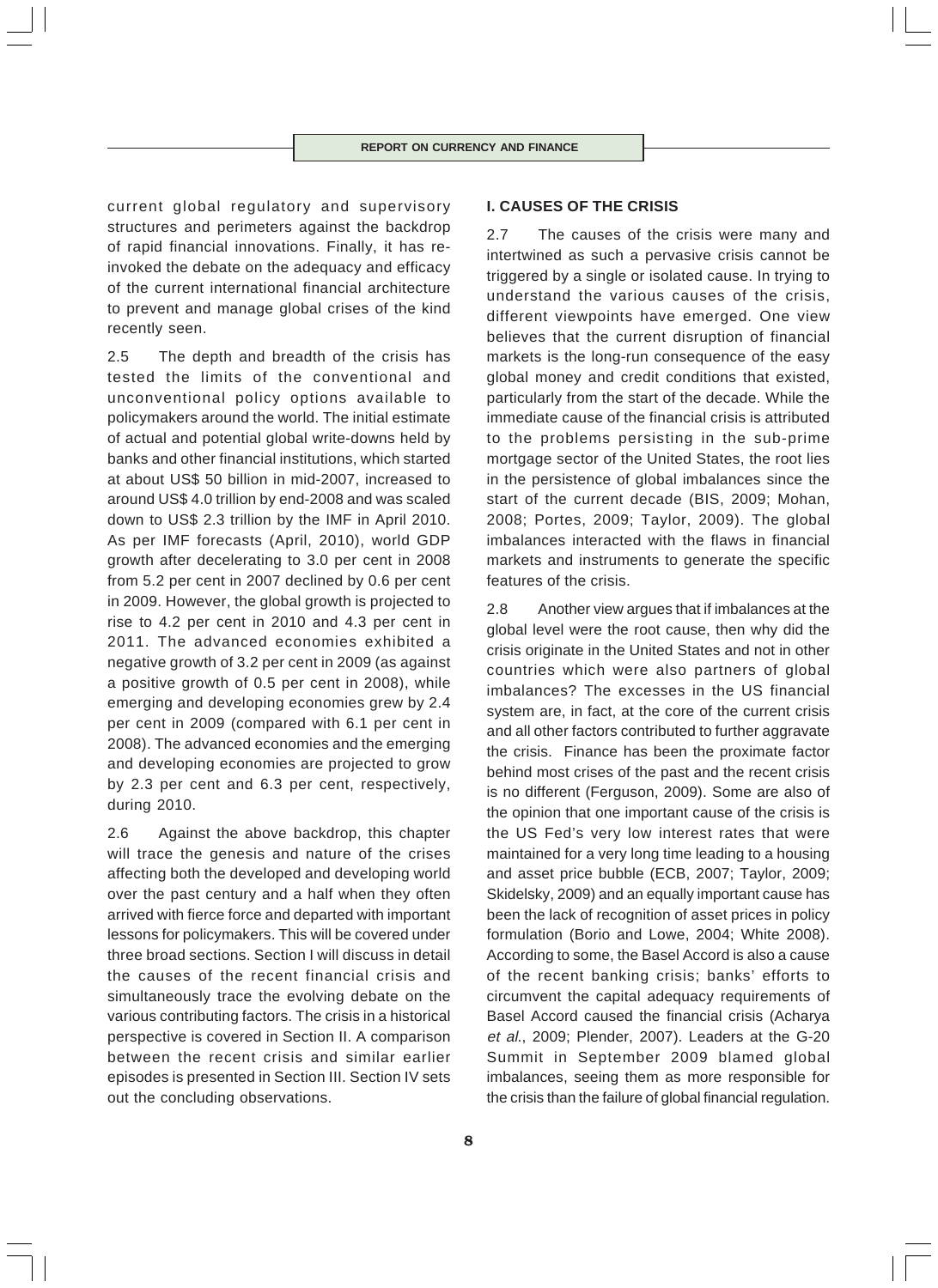current global regulatory and supervisory structures and perimeters against the backdrop of rapid financial innovations. Finally, it has re-invoked the debate on the adequacy and efficacy of the current international financial architecture to prevent and manage global crises of the kind recently seen.

2.5 The depth and breadth of the crisis has tested the limits of the conventional and unconventional policy options available to policymakers around the world. The initial estimate of actual and potential global write-downs held by banks and other financial institutions, which started at about US$ 50 billion in mid-2007, increased to around US$ 4.0 trillion by end-2008 and was scaled down to US$ 2.3 trillion by the IMF in April 2010. As per IMF forecasts (April, 2010), world GDP growth after decelerating to 3.0 per cent in 2008 from 5.2 per cent in 2007 declined by 0.6 per cent in 2009. However, the global growth is projected to rise to 4.2 per cent in 2010 and 4.3 per cent in 2011. The advanced economies exhibited a negative growth of 3.2 per cent in 2009 (as against a positive growth of 0.5 per cent in 2008), while emerging and developing economies grew by 2.4 per cent in 2009 (compared with 6.1 per cent in 2008). The advanced economies and the emerging and developing economies are projected to grow by 2.3 per cent and 6.3 per cent, respectively, during 2010.

2.6 Against the above backdrop, this chapter will trace the genesis and nature of the crises affecting both the developed and developing world over the past century and a half when they often arrived with fierce force and departed with important lessons for policymakers. This will be covered under three broad sections. Section I will discuss in detail the causes of the recent financial crisis and simultaneously trace the evolving debate on the various contributing factors. The crisis in a historical perspective is covered in Section II. A comparison between the recent crisis and similar earlier episodes is presented in Section III. Section IV sets out the concluding observations.

## I. CAUSES OF THE CRISIS

2.7 The causes of the crisis were many and intertwined as such a pervasive crisis cannot be triggered by a single or isolated cause. In trying to understand the various causes of the crisis, different viewpoints have emerged. One view believes that the current disruption of financial markets is the long-run consequence of the easy global money and credit conditions that existed, particularly from the start of the decade. While the immediate cause of the financial crisis is attributed to the problems persisting in the sub-prime mortgage sector of the United States, the root lies in the persistence of global imbalances since the start of the current decade (BIS, 2009; Mohan, 2008; Portes, 2009; Taylor, 2009). The global imbalances interacted with the flaws in financial markets and instruments to generate the specific features of the crisis.

2.8 Another view argues that if imbalances at the global level were the root cause, then why did the crisis originate in the United States and not in other countries which were also partners of global imbalances? The excesses in the US financial system are, in fact, at the core of the current crisis and all other factors contributed to further aggravate the crisis. Finance has been the proximate factor behind most crises of the past and the recent crisis is no different (Ferguson, 2009). Some are also of the opinion that one important cause of the crisis is the US Fed's very low interest rates that were maintained for a very long time leading to a housing and asset price bubble (ECB, 2007; Taylor, 2009; Skidelsky, 2009) and an equally important cause has been the lack of recognition of asset prices in policy formulation (Borio and Lowe, 2004; White 2008). According to some, the Basel Accord is also a cause of the recent banking crisis; banks' efforts to circumvent the capital adequacy requirements of Basel Accord caused the financial crisis (Acharya *et al.*, 2009; Plender, 2007). Leaders at the G-20 Summit in September 2009 blamed global imbalances, seeing them as more responsible for the crisis than the failure of global financial regulation.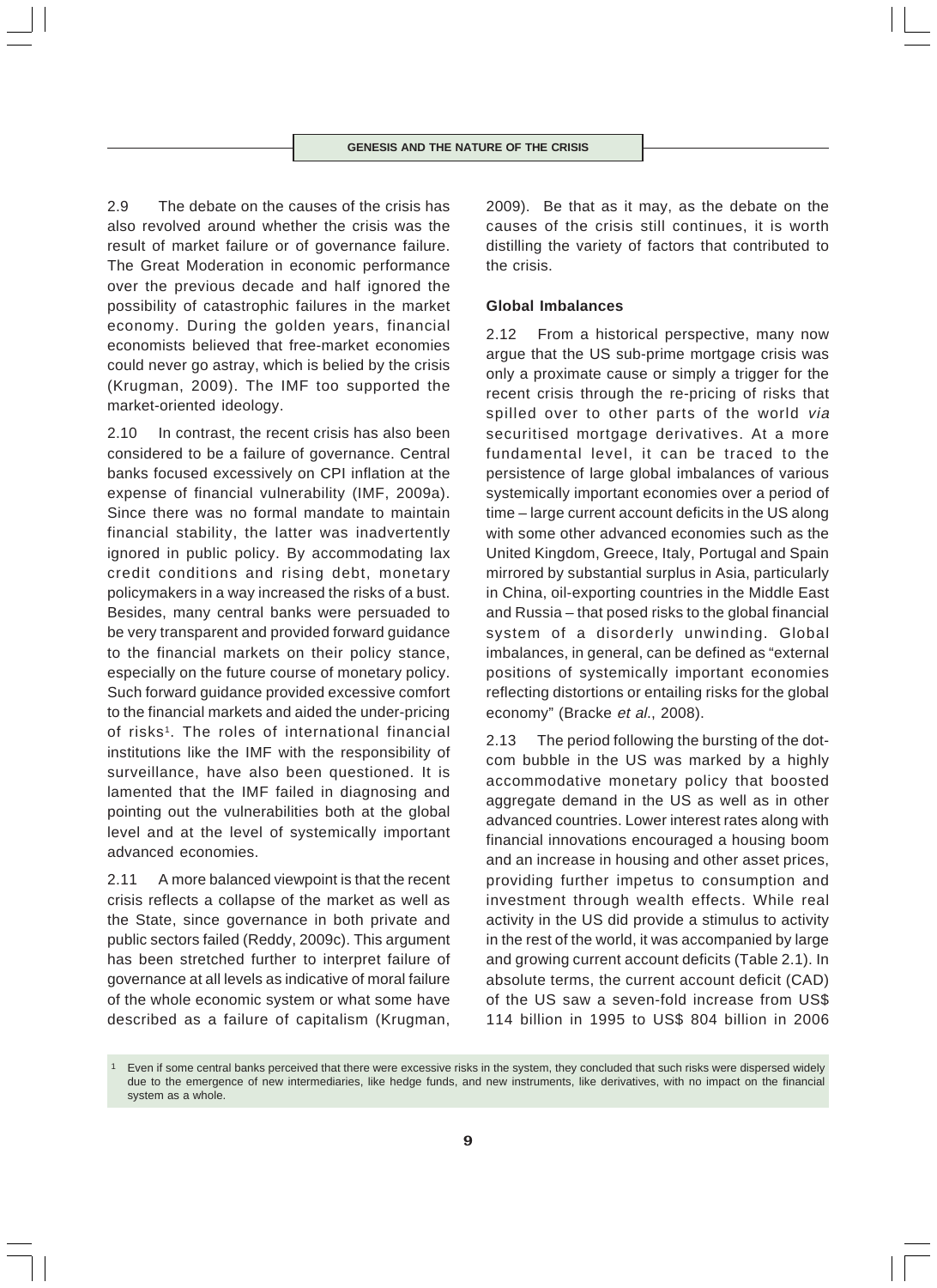2.9 The debate on the causes of the crisis has also revolved around whether the crisis was the result of market failure or of governance failure. The Great Moderation in economic performance over the previous decade and half ignored the possibility of catastrophic failures in the market economy. During the golden years, financial economists believed that free-market economies could never go astray, which is belied by the crisis (Krugman, 2009). The IMF too supported the market-oriented ideology.

2.10 In contrast, the recent crisis has also been considered to be a failure of governance. Central banks focused excessively on CPI inflation at the expense of financial vulnerability (IMF, 2009a). Since there was no formal mandate to maintain financial stability, the latter was inadvertently ignored in public policy. By accommodating lax credit conditions and rising debt, monetary policymakers in a way increased the risks of a bust. Besides, many central banks were persuaded to be very transparent and provided forward guidance to the financial markets on their policy stance, especially on the future course of monetary policy. Such forward guidance provided excessive comfort to the financial markets and aided the under-pricing of risks[1]. The roles of international financial institutions like the IMF with the responsibility of surveillance, have also been questioned. It is lamented that the IMF failed in diagnosing and pointing out the vulnerabilities both at the global level and at the level of systemically important advanced economies.

2.11 A more balanced viewpoint is that the recent crisis reflects a collapse of the market as well as the State, since governance in both private and public sectors failed (Reddy, 2009c). This argument has been stretched further to interpret failure of governance at all levels as indicative of moral failure of the whole economic system or what some have described as a failure of capitalism (Krugman, 2009). Be that as it may, as the debate on the causes of the crisis still continues, it is worth distilling the variety of factors that contributed to the crisis.

### Global Imbalances

2.12 From a historical perspective, many now argue that the US sub-prime mortgage crisis was only a proximate cause or simply a trigger for the recent crisis through the re-pricing of risks that spilled over to other parts of the world *via* securitised mortgage derivatives. At a more fundamental level, it can be traced to the persistence of large global imbalances of various systemically important economies over a period of time – large current account deficits in the US along with some other advanced economies such as the United Kingdom, Greece, Italy, Portugal and Spain mirrored by substantial surplus in Asia, particularly in China, oil-exporting countries in the Middle East and Russia – that posed risks to the global financial system of a disorderly unwinding. Global imbalances, in general, can be defined as "external positions of systemically important economies reflecting distortions or entailing risks for the global economy" (Bracke *et al.*, 2008).

2.13 The period following the bursting of the dot-com bubble in the US was marked by a highly accommodative monetary policy that boosted aggregate demand in the US as well as in other advanced countries. Lower interest rates along with financial innovations encouraged a housing boom and an increase in housing and other asset prices, providing further impetus to consumption and investment through wealth effects. While real activity in the US did provide a stimulus to activity in the rest of the world, it was accompanied by large and growing current account deficits (Table 2.1). In absolute terms, the current account deficit (CAD) of the US saw a seven-fold increase from US$ 114 billion in 1995 to US$ 804 billion in 2006

[1] Even if some central banks perceived that there were excessive risks in the system, they concluded that such risks were dispersed widely due to the emergence of new intermediaries, like hedge funds, and new instruments, like derivatives, with no impact on the financial system as a whole.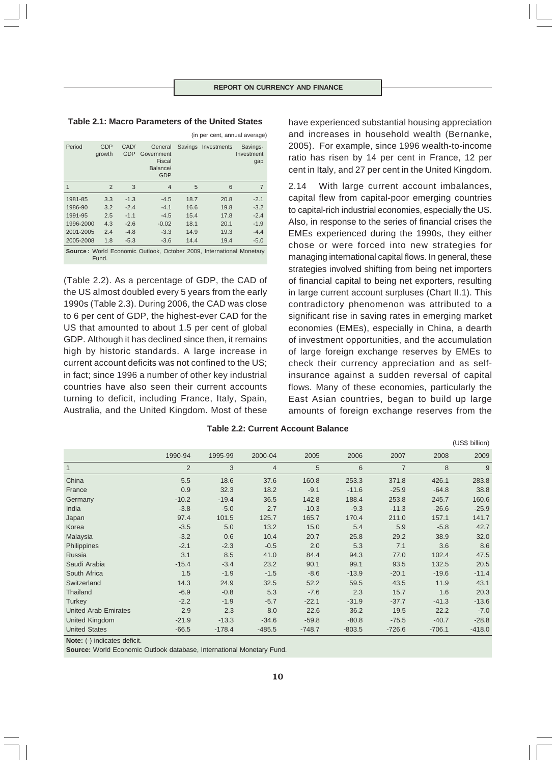**Table 2.1: Macro Parameters of the United States**

(in per cent, annual average)

| Period | GDP growth | CAD/ GDP | General Government Fiscal Balance/ GDP | Savings | Investments | Savings-Investment gap |
|---|---|---|---|---|---|---|
| 1 | 2 | 3 | 4 | 5 | 6 | 7 |
| 1981-85 | 3.3 | -1.3 | -4.5 | 18.7 | 20.8 | -2.1 |
| 1986-90 | 3.2 | -2.4 | -4.1 | 16.6 | 19.8 | -3.2 |
| 1991-95 | 2.5 | -1.1 | -4.5 | 15.4 | 17.8 | -2.4 |
| 1996-2000 | 4.3 | -2.6 | -0.02 | 18.1 | 20.1 | -1.9 |
| 2001-2005 | 2.4 | -4.8 | -3.3 | 14.9 | 19.3 | -4.4 |
| 2005-2008 | 1.8 | -5.3 | -3.6 | 14.4 | 19.4 | -5.0 |

**Source:** World Economic Outlook, October 2009, International Monetary Fund.

(Table 2.2). As a percentage of GDP, the CAD of the US almost doubled every 5 years from the early 1990s (Table 2.3). During 2006, the CAD was close to 6 per cent of GDP, the highest-ever CAD for the US that amounted to about 1.5 per cent of global GDP. Although it has declined since then, it remains high by historic standards. A large increase in current account deficits was not confined to the US; in fact; since 1996 a number of other key industrial countries have also seen their current accounts turning to deficit, including France, Italy, Spain, Australia, and the United Kingdom. Most of these have experienced substantial housing appreciation and increases in household wealth (Bernanke, 2005). For example, since 1996 wealth-to-income ratio has risen by 14 per cent in France, 12 per cent in Italy, and 27 per cent in the United Kingdom.

2.14 With large current account imbalances, capital flew from capital-poor emerging countries to capital-rich industrial economies, especially the US. Also, in response to the series of financial crises the EMEs experienced during the 1990s, they either chose or were forced into new strategies for managing international capital flows. In general, these strategies involved shifting from being net importers of financial capital to being net exporters, resulting in large current account surpluses (Chart II.1). This contradictory phenomenon was attributed to a significant rise in saving rates in emerging market economies (EMEs), especially in China, a dearth of investment opportunities, and the accumulation of large foreign exchange reserves by EMEs to check their currency appreciation and as self-insurance against a sudden reversal of capital flows. Many of these economies, particularly the East Asian countries, began to build up large amounts of foreign exchange reserves from the

**Table 2.2: Current Account Balance**

(US$ billion)

| | 1990-94 | 1995-99 | 2000-04 | 2005 | 2006 | 2007 | 2008 | 2009 |
|---|---|---|---|---|---|---|---|---|
| 1 | 2 | 3 | 4 | 5 | 6 | 7 | 8 | 9 |
| China | 5.5 | 18.6 | 37.6 | 160.8 | 253.3 | 371.8 | 426.1 | 283.8 |
| France | 0.9 | 32.3 | 18.2 | -9.1 | -11.6 | -25.9 | -64.8 | 38.8 |
| Germany | -10.2 | -19.4 | 36.5 | 142.8 | 188.4 | 253.8 | 245.7 | 160.6 |
| India | -3.8 | -5.0 | 2.7 | -10.3 | -9.3 | -11.3 | -26.6 | -25.9 |
| Japan | 97.4 | 101.5 | 125.7 | 165.7 | 170.4 | 211.0 | 157.1 | 141.7 |
| Korea | -3.5 | 5.0 | 13.2 | 15.0 | 5.4 | 5.9 | -5.8 | 42.7 |
| Malaysia | -3.2 | 0.6 | 10.4 | 20.7 | 25.8 | 29.2 | 38.9 | 32.0 |
| Philippines | -2.1 | -2.3 | -0.5 | 2.0 | 5.3 | 7.1 | 3.6 | 8.6 |
| Russia | 3.1 | 8.5 | 41.0 | 84.4 | 94.3 | 77.0 | 102.4 | 47.5 |
| Saudi Arabia | -15.4 | -3.4 | 23.2 | 90.1 | 99.1 | 93.5 | 132.5 | 20.5 |
| South Africa | 1.5 | -1.9 | -1.5 | -8.6 | -13.9 | -20.1 | -19.6 | -11.4 |
| Switzerland | 14.3 | 24.9 | 32.5 | 52.2 | 59.5 | 43.5 | 11.9 | 43.1 |
| Thailand | -6.9 | -0.8 | 5.3 | -7.6 | 2.3 | 15.7 | 1.6 | 20.3 |
| Turkey | -2.2 | -1.9 | -5.7 | -22.1 | -31.9 | -37.7 | -41.3 | -13.6 |
| United Arab Emirates | 2.9 | 2.3 | 8.0 | 22.6 | 36.2 | 19.5 | 22.2 | -7.0 |
| United Kingdom | -21.9 | -13.3 | -34.6 | -59.8 | -80.8 | -75.5 | -40.7 | -28.8 |
| United States | -66.5 | -178.4 | -485.5 | -748.7 | -803.5 | -726.6 | -706.1 | -418.0 |

**Note:** (-) indicates deficit.

**Source:** World Economic Outlook database, International Monetary Fund.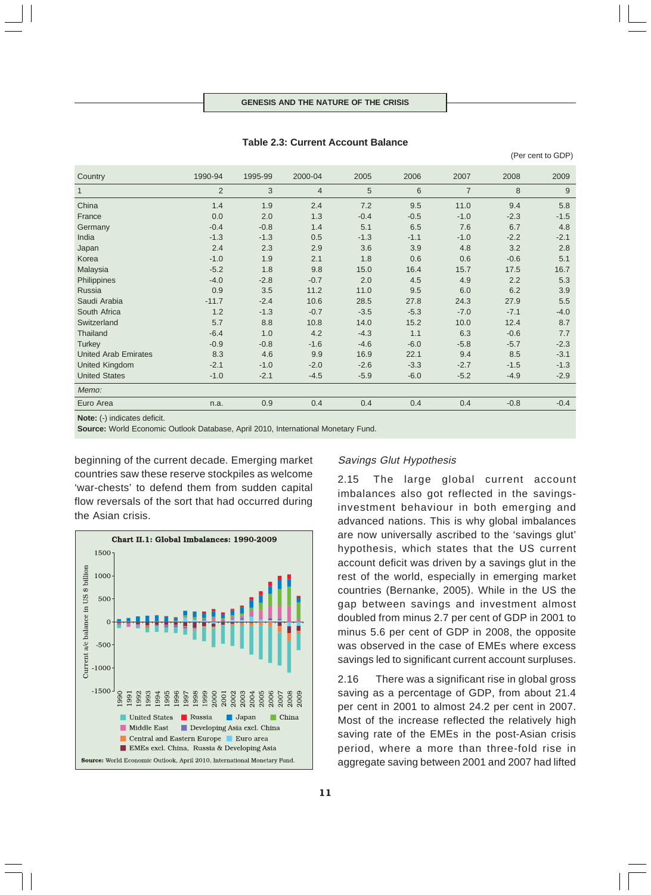**Table 2.3: Current Account Balance**

(Per cent to GDP)

| Country | 1990-94 | 1995-99 | 2000-04 | 2005 | 2006 | 2007 | 2008 | 2009 |
|---|---|---|---|---|---|---|---|---|
| 1 | 2 | 3 | 4 | 5 | 6 | 7 | 8 | 9 |
| China | 1.4 | 1.9 | 2.4 | 7.2 | 9.5 | 11.0 | 9.4 | 5.8 |
| France | 0.0 | 2.0 | 1.3 | -0.4 | -0.5 | -1.0 | -2.3 | -1.5 |
| Germany | -0.4 | -0.8 | 1.4 | 5.1 | 6.5 | 7.6 | 6.7 | 4.8 |
| India | -1.3 | -1.3 | 0.5 | -1.3 | -1.1 | -1.0 | -2.2 | -2.1 |
| Japan | 2.4 | 2.3 | 2.9 | 3.6 | 3.9 | 4.8 | 3.2 | 2.8 |
| Korea | -1.0 | 1.9 | 2.1 | 1.8 | 0.6 | 0.6 | -0.6 | 5.1 |
| Malaysia | -5.2 | 1.8 | 9.8 | 15.0 | 16.4 | 15.7 | 17.5 | 16.7 |
| Philippines | -4.0 | -2.8 | -0.7 | 2.0 | 4.5 | 4.9 | 2.2 | 5.3 |
| Russia | 0.9 | 3.5 | 11.2 | 11.0 | 9.5 | 6.0 | 6.2 | 3.9 |
| Saudi Arabia | -11.7 | -2.4 | 10.6 | 28.5 | 27.8 | 24.3 | 27.9 | 5.5 |
| South Africa | 1.2 | -1.3 | -0.7 | -3.5 | -5.3 | -7.0 | -7.1 | -4.0 |
| Switzerland | 5.7 | 8.8 | 10.8 | 14.0 | 15.2 | 10.0 | 12.4 | 8.7 |
| Thailand | -6.4 | 1.0 | 4.2 | -4.3 | 1.1 | 6.3 | -0.6 | 7.7 |
| Turkey | -0.9 | -0.8 | -1.6 | -4.6 | -6.0 | -5.8 | -5.7 | -2.3 |
| United Arab Emirates | 8.3 | 4.6 | 9.9 | 16.9 | 22.1 | 9.4 | 8.5 | -3.1 |
| United Kingdom | -2.1 | -1.0 | -2.0 | -2.6 | -3.3 | -2.7 | -1.5 | -1.3 |
| United States | -1.0 | -2.1 | -4.5 | -5.9 | -6.0 | -5.2 | -4.9 | -2.9 |
| *Memo:* | | | | | | | | |
| Euro Area | n.a. | 0.9 | 0.4 | 0.4 | 0.4 | 0.4 | -0.8 | -0.4 |

**Note:** (-) indicates deficit.
**Source:** World Economic Outlook Database, April 2010, International Monetary Fund.

beginning of the current decade. Emerging market countries saw these reserve stockpiles as welcome 'war-chests' to defend them from sudden capital flow reversals of the sort that had occurred during the Asian crisis.

**Chart II.1: Global Imbalances: 1990-2009**

**Source:** World Economic Outlook, April 2010, International Monetary Fund.

*Savings Glut Hypothesis*

2.15 The large global current account imbalances also got reflected in the savings-investment behaviour in both emerging and advanced nations. This is why global imbalances are now universally ascribed to the 'savings glut' hypothesis, which states that the US current account deficit was driven by a savings glut in the rest of the world, especially in emerging market countries (Bernanke, 2005). While in the US the gap between savings and investment almost doubled from minus 2.7 per cent of GDP in 2001 to minus 5.6 per cent of GDP in 2008, the opposite was observed in the case of EMEs where excess savings led to significant current account surpluses.

2.16 There was a significant rise in global gross saving as a percentage of GDP, from about 21.4 per cent in 2001 to almost 24.2 per cent in 2007. Most of the increase reflected the relatively high saving rate of the EMEs in the post-Asian crisis period, where a more than three-fold rise in aggregate saving between 2001 and 2007 had lifted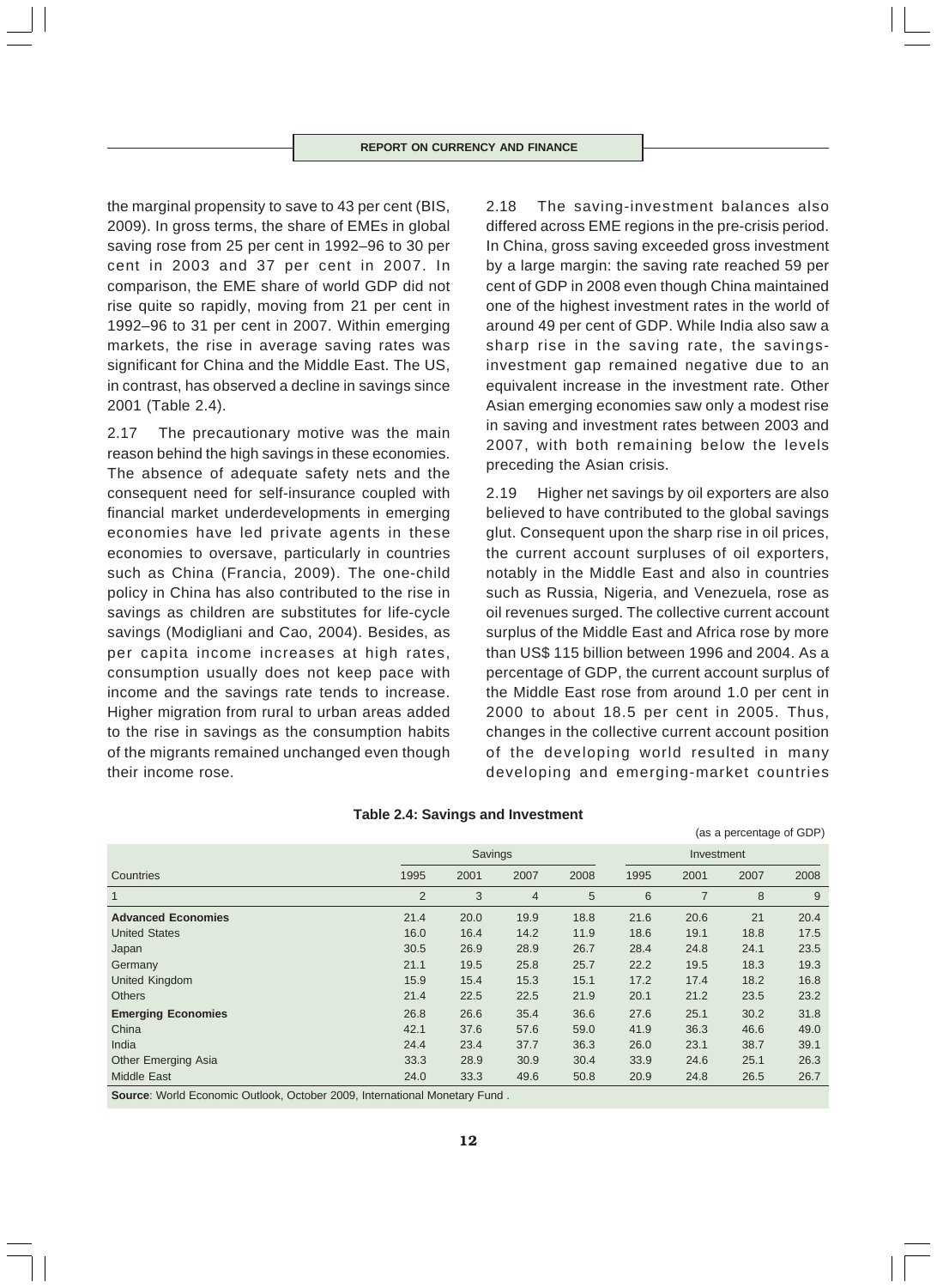the marginal propensity to save to 43 per cent (BIS, 2009). In gross terms, the share of EMEs in global saving rose from 25 per cent in 1992–96 to 30 per cent in 2003 and 37 per cent in 2007. In comparison, the EME share of world GDP did not rise quite so rapidly, moving from 21 per cent in 1992–96 to 31 per cent in 2007. Within emerging markets, the rise in average saving rates was significant for China and the Middle East. The US, in contrast, has observed a decline in savings since 2001 (Table 2.4).

2.17 The precautionary motive was the main reason behind the high savings in these economies. The absence of adequate safety nets and the consequent need for self-insurance coupled with financial market underdevelopments in emerging economies have led private agents in these economies to oversave, particularly in countries such as China (Francia, 2009). The one-child policy in China has also contributed to the rise in savings as children are substitutes for life-cycle savings (Modigliani and Cao, 2004). Besides, as per capita income increases at high rates, consumption usually does not keep pace with income and the savings rate tends to increase. Higher migration from rural to urban areas added to the rise in savings as the consumption habits of the migrants remained unchanged even though their income rose.

2.18 The saving-investment balances also differed across EME regions in the pre-crisis period. In China, gross saving exceeded gross investment by a large margin: the saving rate reached 59 per cent of GDP in 2008 even though China maintained one of the highest investment rates in the world of around 49 per cent of GDP. While India also saw a sharp rise in the saving rate, the savings-investment gap remained negative due to an equivalent increase in the investment rate. Other Asian emerging economies saw only a modest rise in saving and investment rates between 2003 and 2007, with both remaining below the levels preceding the Asian crisis.

2.19 Higher net savings by oil exporters are also believed to have contributed to the global savings glut. Consequent upon the sharp rise in oil prices, the current account surpluses of oil exporters, notably in the Middle East and also in countries such as Russia, Nigeria, and Venezuela, rose as oil revenues surged. The collective current account surplus of the Middle East and Africa rose by more than US$ 115 billion between 1996 and 2004. As a percentage of GDP, the current account surplus of the Middle East rose from around 1.0 per cent in 2000 to about 18.5 per cent in 2005. Thus, changes in the collective current account position of the developing world resulted in many developing and emerging-market countries

**Table 2.4: Savings and Investment**

(as a percentage of GDP)

| Countries | Savings | | | | Investment | | | |
|---|---|---|---|---|---|---|---|---|
| | 1995 | 2001 | 2007 | 2008 | 1995 | 2001 | 2007 | 2008 |
| 1 | 2 | 3 | 4 | 5 | 6 | 7 | 8 | 9 |
| **Advanced Economies** | 21.4 | 20.0 | 19.9 | 18.8 | 21.6 | 20.6 | 21 | 20.4 |
| United States | 16.0 | 16.4 | 14.2 | 11.9 | 18.6 | 19.1 | 18.8 | 17.5 |
| Japan | 30.5 | 26.9 | 28.9 | 26.7 | 28.4 | 24.8 | 24.1 | 23.5 |
| Germany | 21.1 | 19.5 | 25.8 | 25.7 | 22.2 | 19.5 | 18.3 | 19.3 |
| United Kingdom | 15.9 | 15.4 | 15.3 | 15.1 | 17.2 | 17.4 | 18.2 | 16.8 |
| Others | 21.4 | 22.5 | 22.5 | 21.9 | 20.1 | 21.2 | 23.5 | 23.2 |
| **Emerging Economies** | 26.8 | 26.6 | 35.4 | 36.6 | 27.6 | 25.1 | 30.2 | 31.8 |
| China | 42.1 | 37.6 | 57.6 | 59.0 | 41.9 | 36.3 | 46.6 | 49.0 |
| India | 24.4 | 23.4 | 37.7 | 36.3 | 26.0 | 23.1 | 38.7 | 39.1 |
| Other Emerging Asia | 33.3 | 28.9 | 30.9 | 30.4 | 33.9 | 24.6 | 25.1 | 26.3 |
| Middle East | 24.0 | 33.3 | 49.6 | 50.8 | 20.9 | 24.8 | 26.5 | 26.7 |

**Source**: World Economic Outlook, October 2009, International Monetary Fund .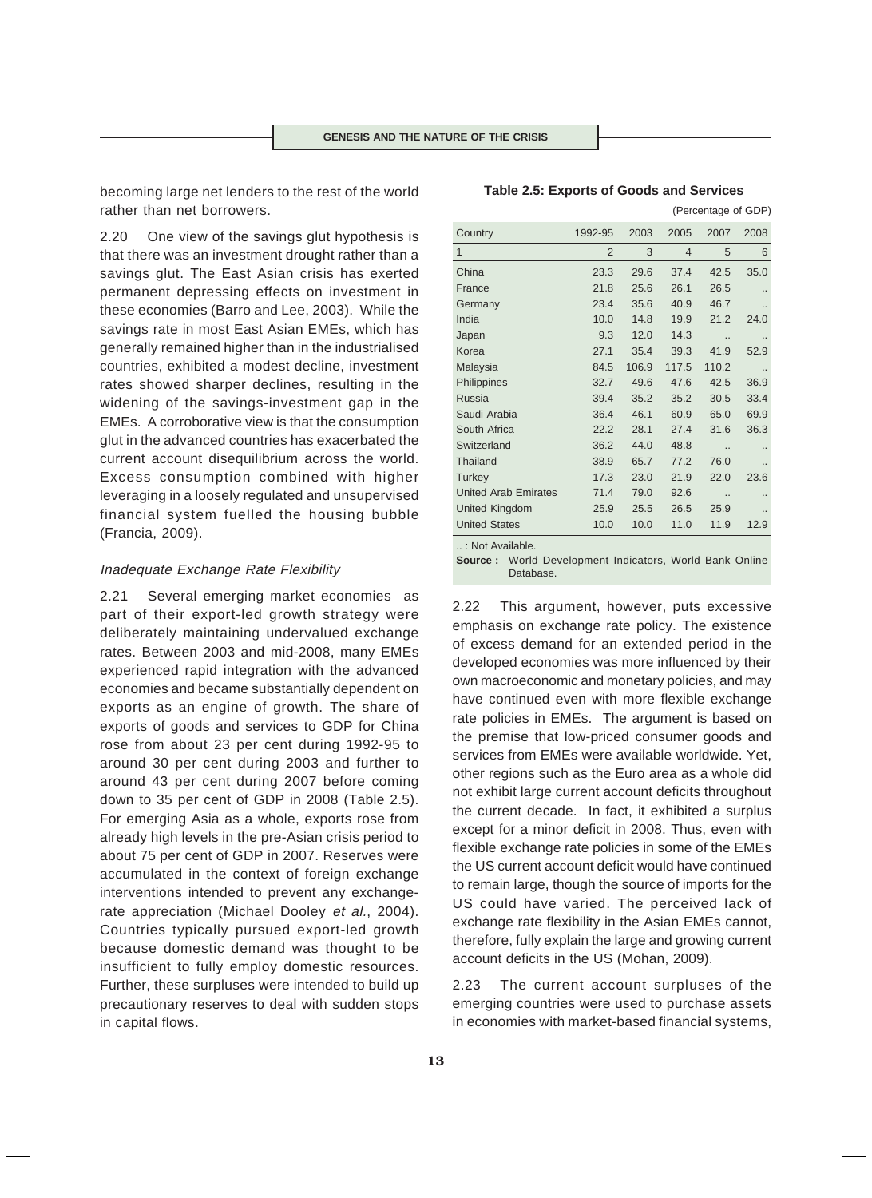becoming large net lenders to the rest of the world rather than net borrowers.

2.20 One view of the savings glut hypothesis is that there was an investment drought rather than a savings glut. The East Asian crisis has exerted permanent depressing effects on investment in these economies (Barro and Lee, 2003). While the savings rate in most East Asian EMEs, which has generally remained higher than in the industrialised countries, exhibited a modest decline, investment rates showed sharper declines, resulting in the widening of the savings-investment gap in the EMEs. A corroborative view is that the consumption glut in the advanced countries has exacerbated the current account disequilibrium across the world. Excess consumption combined with higher leveraging in a loosely regulated and unsupervised financial system fuelled the housing bubble (Francia, 2009).

### *Inadequate Exchange Rate Flexibility*

2.21 Several emerging market economies as part of their export-led growth strategy were deliberately maintaining undervalued exchange rates. Between 2003 and mid-2008, many EMEs experienced rapid integration with the advanced economies and became substantially dependent on exports as an engine of growth. The share of exports of goods and services to GDP for China rose from about 23 per cent during 1992-95 to around 30 per cent during 2003 and further to around 43 per cent during 2007 before coming down to 35 per cent of GDP in 2008 (Table 2.5). For emerging Asia as a whole, exports rose from already high levels in the pre-Asian crisis period to about 75 per cent of GDP in 2007. Reserves were accumulated in the context of foreign exchange interventions intended to prevent any exchange-rate appreciation (Michael Dooley *et al.*, 2004). Countries typically pursued export-led growth because domestic demand was thought to be insufficient to fully employ domestic resources. Further, these surpluses were intended to build up precautionary reserves to deal with sudden stops in capital flows.

**Table 2.5: Exports of Goods and Services**

(Percentage of GDP)

| Country | 1992-95 | 2003 | 2005 | 2007 | 2008 |
|---|---|---|---|---|---|
| 1 | 2 | 3 | 4 | 5 | 6 |
| China | 23.3 | 29.6 | 37.4 | 42.5 | 35.0 |
| France | 21.8 | 25.6 | 26.1 | 26.5 | .. |
| Germany | 23.4 | 35.6 | 40.9 | 46.7 | .. |
| India | 10.0 | 14.8 | 19.9 | 21.2 | 24.0 |
| Japan | 9.3 | 12.0 | 14.3 | .. | .. |
| Korea | 27.1 | 35.4 | 39.3 | 41.9 | 52.9 |
| Malaysia | 84.5 | 106.9 | 117.5 | 110.2 | .. |
| Philippines | 32.7 | 49.6 | 47.6 | 42.5 | 36.9 |
| Russia | 39.4 | 35.2 | 35.2 | 30.5 | 33.4 |
| Saudi Arabia | 36.4 | 46.1 | 60.9 | 65.0 | 69.9 |
| South Africa | 22.2 | 28.1 | 27.4 | 31.6 | 36.3 |
| Switzerland | 36.2 | 44.0 | 48.8 | .. | .. |
| Thailand | 38.9 | 65.7 | 77.2 | 76.0 | .. |
| Turkey | 17.3 | 23.0 | 21.9 | 22.0 | 23.6 |
| United Arab Emirates | 71.4 | 79.0 | 92.6 | .. | .. |
| United Kingdom | 25.9 | 25.5 | 26.5 | 25.9 | .. |
| United States | 10.0 | 10.0 | 11.0 | 11.9 | 12.9 |

.. : Not Available.

**Source :** World Development Indicators, World Bank Online Database.

2.22 This argument, however, puts excessive emphasis on exchange rate policy. The existence of excess demand for an extended period in the developed economies was more influenced by their own macroeconomic and monetary policies, and may have continued even with more flexible exchange rate policies in EMEs. The argument is based on the premise that low-priced consumer goods and services from EMEs were available worldwide. Yet, other regions such as the Euro area as a whole did not exhibit large current account deficits throughout the current decade. In fact, it exhibited a surplus except for a minor deficit in 2008. Thus, even with flexible exchange rate policies in some of the EMEs the US current account deficit would have continued to remain large, though the source of imports for the US could have varied. The perceived lack of exchange rate flexibility in the Asian EMEs cannot, therefore, fully explain the large and growing current account deficits in the US (Mohan, 2009).

2.23 The current account surpluses of the emerging countries were used to purchase assets in economies with market-based financial systems,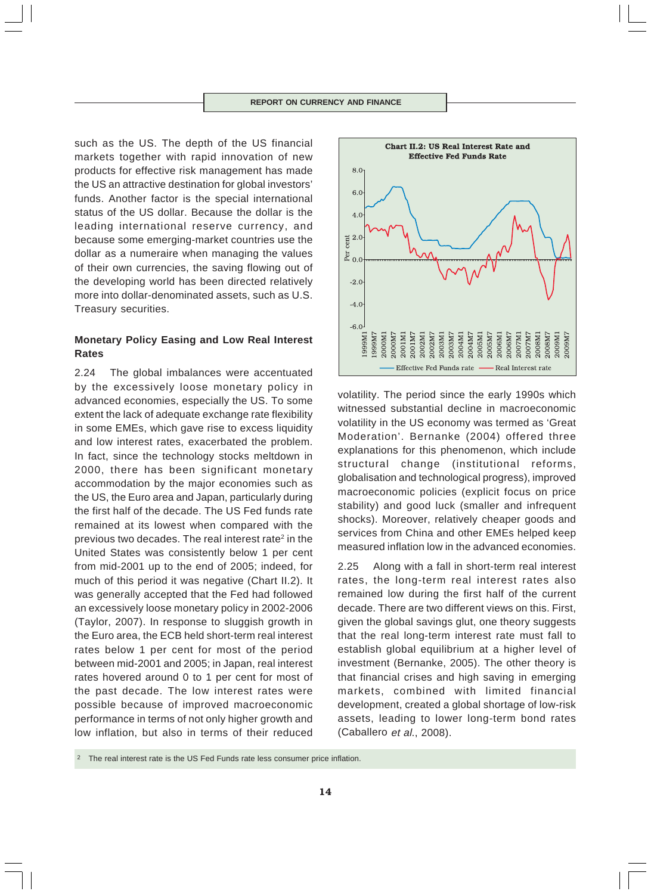such as the US. The depth of the US financial markets together with rapid innovation of new products for effective risk management has made the US an attractive destination for global investors' funds. Another factor is the special international status of the US dollar. Because the dollar is the leading international reserve currency, and because some emerging-market countries use the dollar as a numeraire when managing the values of their own currencies, the saving flowing out of the developing world has been directed relatively more into dollar-denominated assets, such as U.S. Treasury securities.

### Monetary Policy Easing and Low Real Interest Rates

2.24 The global imbalances were accentuated by the excessively loose monetary policy in advanced economies, especially the US. To some extent the lack of adequate exchange rate flexibility in some EMEs, which gave rise to excess liquidity and low interest rates, exacerbated the problem. In fact, since the technology stocks meltdown in 2000, there has been significant monetary accommodation by the major economies such as the US, the Euro area and Japan, particularly during the first half of the decade. The US Fed funds rate remained at its lowest when compared with the previous two decades. The real interest rate[2] in the United States was consistently below 1 per cent from mid-2001 up to the end of 2005; indeed, for much of this period it was negative (Chart II.2). It was generally accepted that the Fed had followed an excessively loose monetary policy in 2002-2006 (Taylor, 2007). In response to sluggish growth in the Euro area, the ECB held short-term real interest rates below 1 per cent for most of the period between mid-2001 and 2005; in Japan, real interest rates hovered around 0 to 1 per cent for most of the past decade. The low interest rates were possible because of improved macroeconomic performance in terms of not only higher growth and low inflation, but also in terms of their reduced volatility. The period since the early 1990s which witnessed substantial decline in macroeconomic volatility in the US economy was termed as 'Great Moderation'. Bernanke (2004) offered three explanations for this phenomenon, which include structural change (institutional reforms, globalisation and technological progress), improved macroeconomic policies (explicit focus on price stability) and good luck (smaller and infrequent shocks). Moreover, relatively cheaper goods and services from China and other EMEs helped keep measured inflation low in the advanced economies.

**Chart II.2: US Real Interest Rate and Effective Fed Funds Rate**

2.25 Along with a fall in short-term real interest rates, the long-term real interest rates also remained low during the first half of the current decade. There are two different views on this. First, given the global savings glut, one theory suggests that the real long-term interest rate must fall to establish global equilibrium at a higher level of investment (Bernanke, 2005). The other theory is that financial crises and high saving in emerging markets, combined with limited financial development, created a global shortage of low-risk assets, leading to lower long-term bond rates (Caballero *et al.*, 2008).

---

[2] The real interest rate is the US Fed Funds rate less consumer price inflation.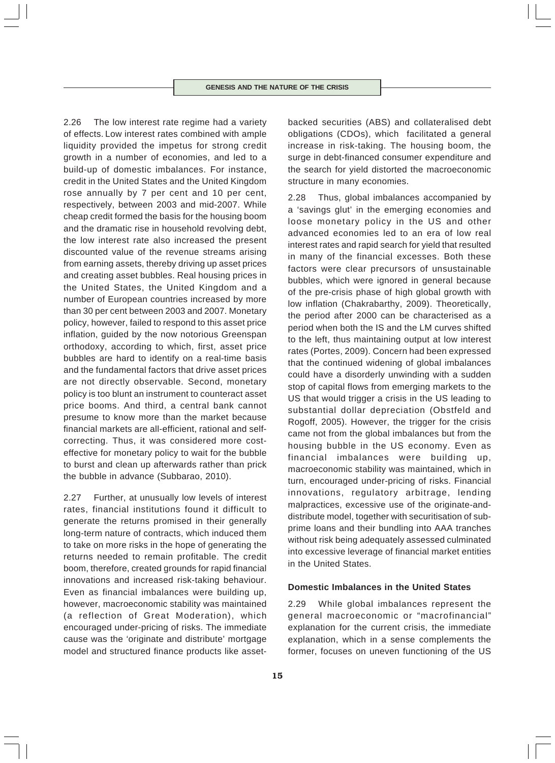2.26 The low interest rate regime had a variety of effects. Low interest rates combined with ample liquidity provided the impetus for strong credit growth in a number of economies, and led to a build-up of domestic imbalances. For instance, credit in the United States and the United Kingdom rose annually by 7 per cent and 10 per cent, respectively, between 2003 and mid-2007. While cheap credit formed the basis for the housing boom and the dramatic rise in household revolving debt, the low interest rate also increased the present discounted value of the revenue streams arising from earning assets, thereby driving up asset prices and creating asset bubbles. Real housing prices in the United States, the United Kingdom and a number of European countries increased by more than 30 per cent between 2003 and 2007. Monetary policy, however, failed to respond to this asset price inflation, guided by the now notorious Greenspan orthodoxy, according to which, first, asset price bubbles are hard to identify on a real-time basis and the fundamental factors that drive asset prices are not directly observable. Second, monetary policy is too blunt an instrument to counteract asset price booms. And third, a central bank cannot presume to know more than the market because financial markets are all-efficient, rational and self-correcting. Thus, it was considered more cost-effective for monetary policy to wait for the bubble to burst and clean up afterwards rather than prick the bubble in advance (Subbarao, 2010).

2.27 Further, at unusually low levels of interest rates, financial institutions found it difficult to generate the returns promised in their generally long-term nature of contracts, which induced them to take on more risks in the hope of generating the returns needed to remain profitable. The credit boom, therefore, created grounds for rapid financial innovations and increased risk-taking behaviour. Even as financial imbalances were building up, however, macroeconomic stability was maintained (a reflection of Great Moderation), which encouraged under-pricing of risks. The immediate cause was the 'originate and distribute' mortgage model and structured finance products like asset-backed securities (ABS) and collateralised debt obligations (CDOs), which facilitated a general increase in risk-taking. The housing boom, the surge in debt-financed consumer expenditure and the search for yield distorted the macroeconomic structure in many economies.

2.28 Thus, global imbalances accompanied by a 'savings glut' in the emerging economies and loose monetary policy in the US and other advanced economies led to an era of low real interest rates and rapid search for yield that resulted in many of the financial excesses. Both these factors were clear precursors of unsustainable bubbles, which were ignored in general because of the pre-crisis phase of high global growth with low inflation (Chakrabarthy, 2009). Theoretically, the period after 2000 can be characterised as a period when both the IS and the LM curves shifted to the left, thus maintaining output at low interest rates (Portes, 2009). Concern had been expressed that the continued widening of global imbalances could have a disorderly unwinding with a sudden stop of capital flows from emerging markets to the US that would trigger a crisis in the US leading to substantial dollar depreciation (Obstfeld and Rogoff, 2005). However, the trigger for the crisis came not from the global imbalances but from the housing bubble in the US economy. Even as financial imbalances were building up, macroeconomic stability was maintained, which in turn, encouraged under-pricing of risks. Financial innovations, regulatory arbitrage, lending malpractices, excessive use of the originate-and-distribute model, together with securitisation of sub-prime loans and their bundling into AAA tranches without risk being adequately assessed culminated into excessive leverage of financial market entities in the United States.

### Domestic Imbalances in the United States

2.29 While global imbalances represent the general macroeconomic or "macrofinancial" explanation for the current crisis, the immediate explanation, which in a sense complements the former, focuses on uneven functioning of the US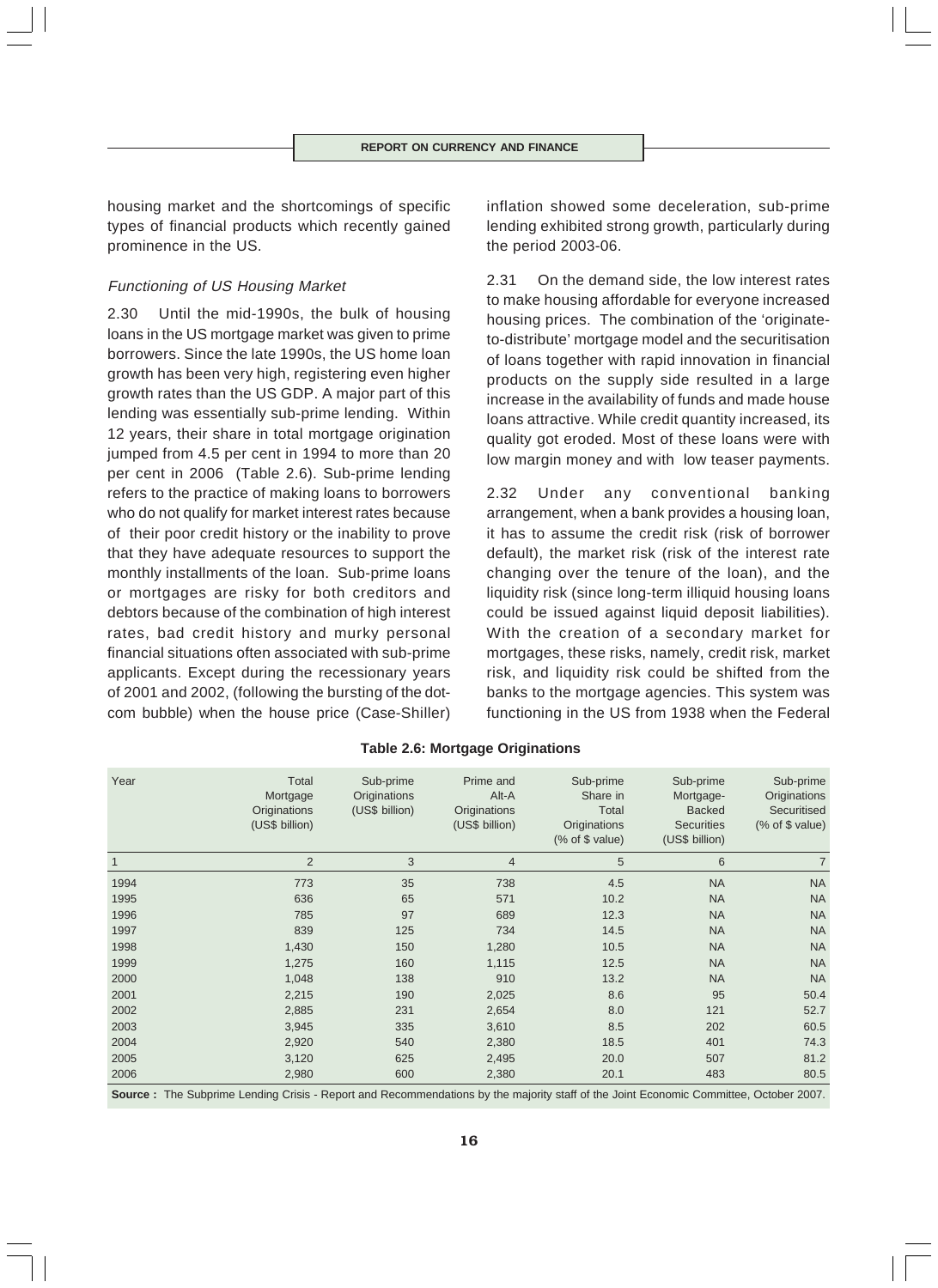housing market and the shortcomings of specific types of financial products which recently gained prominence in the US.

### *Functioning of US Housing Market*

2.30 Until the mid-1990s, the bulk of housing loans in the US mortgage market was given to prime borrowers. Since the late 1990s, the US home loan growth has been very high, registering even higher growth rates than the US GDP. A major part of this lending was essentially sub-prime lending. Within 12 years, their share in total mortgage origination jumped from 4.5 per cent in 1994 to more than 20 per cent in 2006 (Table 2.6). Sub-prime lending refers to the practice of making loans to borrowers who do not qualify for market interest rates because of their poor credit history or the inability to prove that they have adequate resources to support the monthly installments of the loan. Sub-prime loans or mortgages are risky for both creditors and debtors because of the combination of high interest rates, bad credit history and murky personal financial situations often associated with sub-prime applicants. Except during the recessionary years of 2001 and 2002, (following the bursting of the dot-com bubble) when the house price (Case-Shiller) inflation showed some deceleration, sub-prime lending exhibited strong growth, particularly during the period 2003-06.

2.31 On the demand side, the low interest rates to make housing affordable for everyone increased housing prices. The combination of the 'originate-to-distribute' mortgage model and the securitisation of loans together with rapid innovation in financial products on the supply side resulted in a large increase in the availability of funds and made house loans attractive. While credit quantity increased, its quality got eroded. Most of these loans were with low margin money and with low teaser payments.

2.32 Under any conventional banking arrangement, when a bank provides a housing loan, it has to assume the credit risk (risk of borrower default), the market risk (risk of the interest rate changing over the tenure of the loan), and the liquidity risk (since long-term illiquid housing loans could be issued against liquid deposit liabilities). With the creation of a secondary market for mortgages, these risks, namely, credit risk, market risk, and liquidity risk could be shifted from the banks to the mortgage agencies. This system was functioning in the US from 1938 when the Federal

**Table 2.6: Mortgage Originations**

| Year | Total Mortgage Originations (US$ billion) | Sub-prime Originations (US$ billion) | Prime and Alt-A Originations (US$ billion) | Sub-prime Share in Total Originations (% of $ value) | Sub-prime Mortgage-Backed Securities (US$ billion) | Sub-prime Originations Securitised (% of $ value) |
|---|---|---|---|---|---|---|
| 1 | 2 | 3 | 4 | 5 | 6 | 7 |
| 1994 | 773 | 35 | 738 | 4.5 | NA | NA |
| 1995 | 636 | 65 | 571 | 10.2 | NA | NA |
| 1996 | 785 | 97 | 689 | 12.3 | NA | NA |
| 1997 | 839 | 125 | 734 | 14.5 | NA | NA |
| 1998 | 1,430 | 150 | 1,280 | 10.5 | NA | NA |
| 1999 | 1,275 | 160 | 1,115 | 12.5 | NA | NA |
| 2000 | 1,048 | 138 | 910 | 13.2 | NA | NA |
| 2001 | 2,215 | 190 | 2,025 | 8.6 | 95 | 50.4 |
| 2002 | 2,885 | 231 | 2,654 | 8.0 | 121 | 52.7 |
| 2003 | 3,945 | 335 | 3,610 | 8.5 | 202 | 60.5 |
| 2004 | 2,920 | 540 | 2,380 | 18.5 | 401 | 74.3 |
| 2005 | 3,120 | 625 | 2,495 | 20.0 | 507 | 81.2 |
| 2006 | 2,980 | 600 | 2,380 | 20.1 | 483 | 80.5 |

**Source :** The Subprime Lending Crisis - Report and Recommendations by the majority staff of the Joint Economic Committee, October 2007.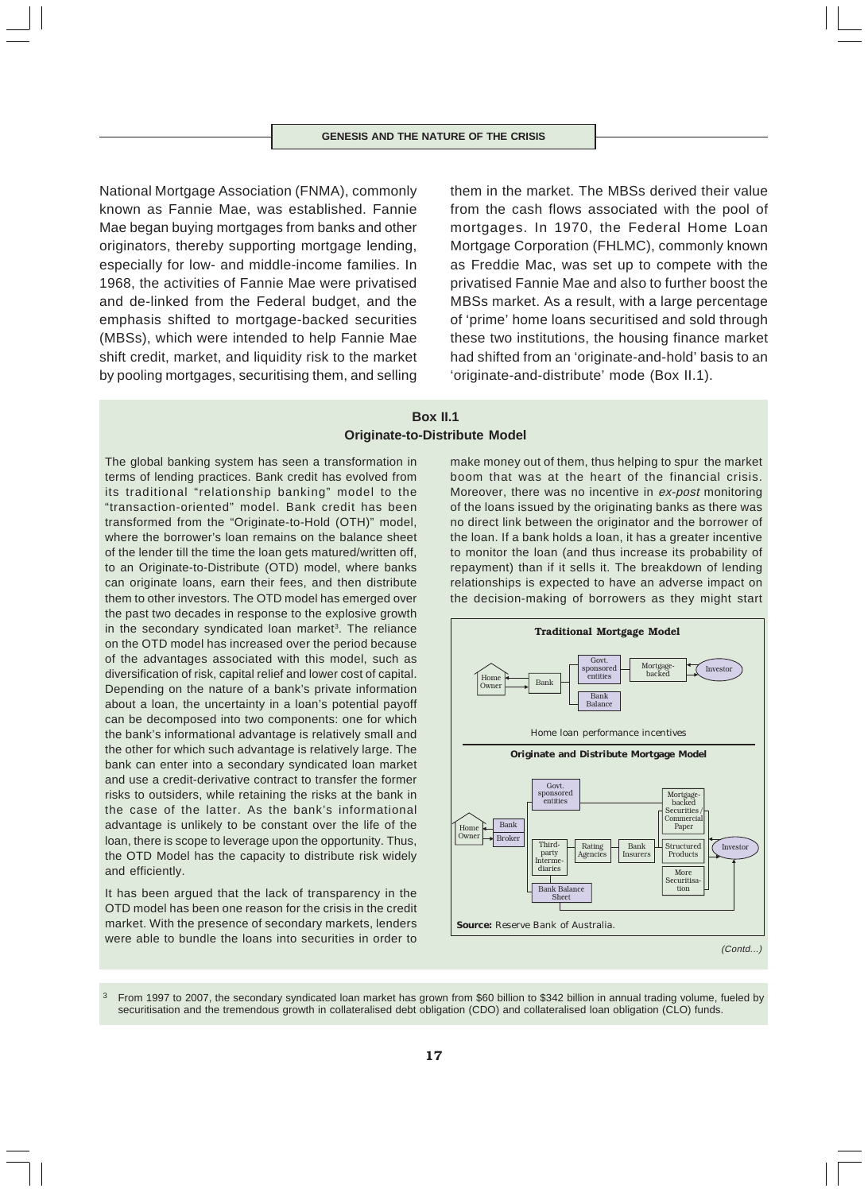National Mortgage Association (FNMA), commonly known as Fannie Mae, was established. Fannie Mae began buying mortgages from banks and other originators, thereby supporting mortgage lending, especially for low- and middle-income families. In 1968, the activities of Fannie Mae were privatised and de-linked from the Federal budget, and the emphasis shifted to mortgage-backed securities (MBSs), which were intended to help Fannie Mae shift credit, market, and liquidity risk to the market by pooling mortgages, securitising them, and selling them in the market. The MBSs derived their value from the cash flows associated with the pool of mortgages. In 1970, the Federal Home Loan Mortgage Corporation (FHLMC), commonly known as Freddie Mac, was set up to compete with the privatised Fannie Mae and also to further boost the MBSs market. As a result, with a large percentage of 'prime' home loans securitised and sold through these two institutions, the housing finance market had shifted from an 'originate-and-hold' basis to an 'originate-and-distribute' mode (Box II.1).

**Box II.1**
**Originate-to-Distribute Model**

The global banking system has seen a transformation in terms of lending practices. Bank credit has evolved from its traditional "relationship banking" model to the "transaction-oriented" model. Bank credit has been transformed from the "Originate-to-Hold (OTH)" model, where the borrower's loan remains on the balance sheet of the lender till the time the loan gets matured/written off, to an Originate-to-Distribute (OTD) model, where banks can originate loans, earn their fees, and then distribute them to other investors. The OTD model has emerged over the past two decades in response to the explosive growth in the secondary syndicated loan market[3]. The reliance on the OTD model has increased over the period because of the advantages associated with this model, such as diversification of risk, capital relief and lower cost of capital. Depending on the nature of a bank's private information about a loan, the uncertainty in a loan's potential payoff can be decomposed into two components: one for which the bank's informational advantage is relatively small and the other for which such advantage is relatively large. The bank can enter into a secondary syndicated loan market and use a credit-derivative contract to transfer the former risks to outsiders, while retaining the risks at the bank in the case of the latter. As the bank's informational advantage is unlikely to be constant over the life of the loan, there is scope to leverage upon the opportunity. Thus, the OTD Model has the capacity to distribute risk widely and efficiently.

It has been argued that the lack of transparency in the OTD model has been one reason for the crisis in the credit market. With the presence of secondary markets, lenders were able to bundle the loans into securities in order to make money out of them, thus helping to spur the market boom that was at the heart of the financial crisis. Moreover, there was no incentive in *ex-post* monitoring of the loans issued by the originating banks as there was no direct link between the originator and the borrower of the loan. If a bank holds a loan, it has a greater incentive to monitor the loan (and thus increase its probability of repayment) than if it sells it. The breakdown of lending relationships is expected to have an adverse impact on the decision-making of borrowers as they might start

**Traditional Mortgage Model**

Home Owner → Bank → Govt. sponsored entities / Bank Balance; Mortgage-backed → Investor

Home loan performance incentives

**Originate and Distribute Mortgage Model**

Home Owner → Bank / Broker → Govt. sponsored entities; Third-party Intermediaries; Rating Agencies; Bank Insurers; Bank Balance Sheet → Mortgage-backed Securities / Commercial Paper; Structured Products; More Securitisation → Investor

**Source:** Reserve Bank of Australia.

*(Contd...)*

[3] From 1997 to 2007, the secondary syndicated loan market has grown from $60 billion to $342 billion in annual trading volume, fueled by securitisation and the tremendous growth in collateralised debt obligation (CDO) and collateralised loan obligation (CLO) funds.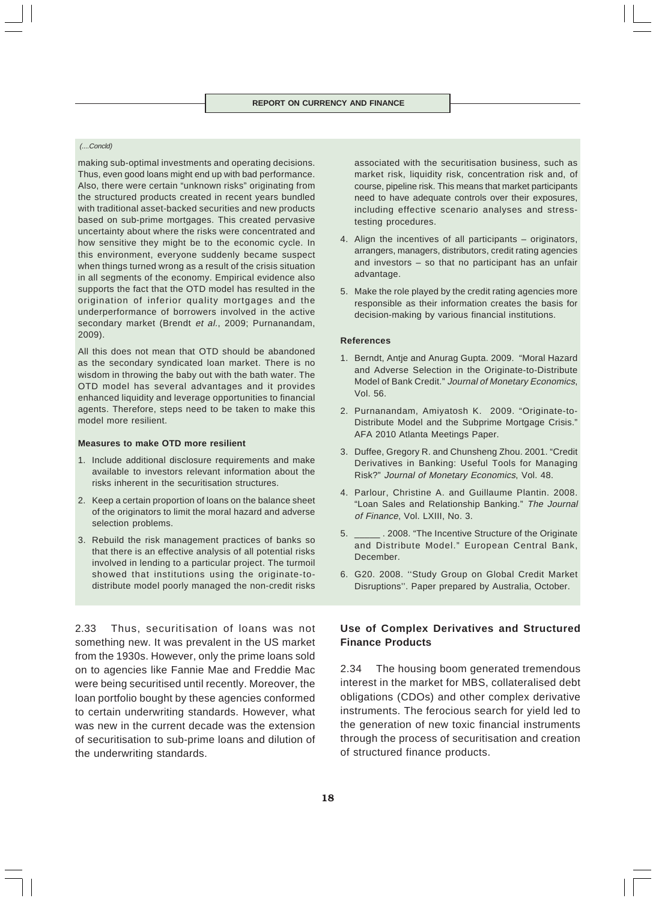(....Concld)

making sub-optimal investments and operating decisions. Thus, even good loans might end up with bad performance. Also, there were certain "unknown risks" originating from the structured products created in recent years bundled with traditional asset-backed securities and new products based on sub-prime mortgages. This created pervasive uncertainty about where the risks were concentrated and how sensitive they might be to the economic cycle. In this environment, everyone suddenly became suspect when things turned wrong as a result of the crisis situation in all segments of the economy. Empirical evidence also supports the fact that the OTD model has resulted in the origination of inferior quality mortgages and the underperformance of borrowers involved in the active secondary market (Brendt *et al.*, 2009; Purnanandam, 2009).

All this does not mean that OTD should be abandoned as the secondary syndicated loan market. There is no wisdom in throwing the baby out with the bath water. The OTD model has several advantages and it provides enhanced liquidity and leverage opportunities to financial agents. Therefore, steps need to be taken to make this model more resilient.

**Measures to make OTD more resilient**

1. Include additional disclosure requirements and make available to investors relevant information about the risks inherent in the securitisation structures.
2. Keep a certain proportion of loans on the balance sheet of the originators to limit the moral hazard and adverse selection problems.
3. Rebuild the risk management practices of banks so that there is an effective analysis of all potential risks involved in lending to a particular project. The turmoil showed that institutions using the originate-to-distribute model poorly managed the non-credit risks associated with the securitisation business, such as market risk, liquidity risk, concentration risk and, of course, pipeline risk. This means that market participants need to have adequate controls over their exposures, including effective scenario analyses and stress-testing procedures.
4. Align the incentives of all participants – originators, arrangers, managers, distributors, credit rating agencies and investors – so that no participant has an unfair advantage.
5. Make the role played by the credit rating agencies more responsible as their information creates the basis for decision-making by various financial institutions.

**References**

1. Berndt, Antje and Anurag Gupta. 2009. "Moral Hazard and Adverse Selection in the Originate-to-Distribute Model of Bank Credit." *Journal of Monetary Economics*, Vol. 56.
2. Purnanandam, Amiyatosh K. 2009. "Originate-to-Distribute Model and the Subprime Mortgage Crisis." AFA 2010 Atlanta Meetings Paper.
3. Duffee, Gregory R. and Chunsheng Zhou. 2001. "Credit Derivatives in Banking: Useful Tools for Managing Risk?" *Journal of Monetary Economics*, Vol. 48.
4. Parlour, Christine A. and Guillaume Plantin. 2008. "Loan Sales and Relationship Banking." *The Journal of Finance*, Vol. LXIII, No. 3.
5. _____ . 2008. "The Incentive Structure of the Originate and Distribute Model." European Central Bank, December.
6. G20. 2008. ''Study Group on Global Credit Market Disruptions''. Paper prepared by Australia, October.

2.33 Thus, securitisation of loans was not something new. It was prevalent in the US market from the 1930s. However, only the prime loans sold on to agencies like Fannie Mae and Freddie Mac were being securitised until recently. Moreover, the loan portfolio bought by these agencies conformed to certain underwriting standards. However, what was new in the current decade was the extension of securitisation to sub-prime loans and dilution of the underwriting standards.

### Use of Complex Derivatives and Structured Finance Products

2.34 The housing boom generated tremendous interest in the market for MBS, collateralised debt obligations (CDOs) and other complex derivative instruments. The ferocious search for yield led to the generation of new toxic financial instruments through the process of securitisation and creation of structured finance products.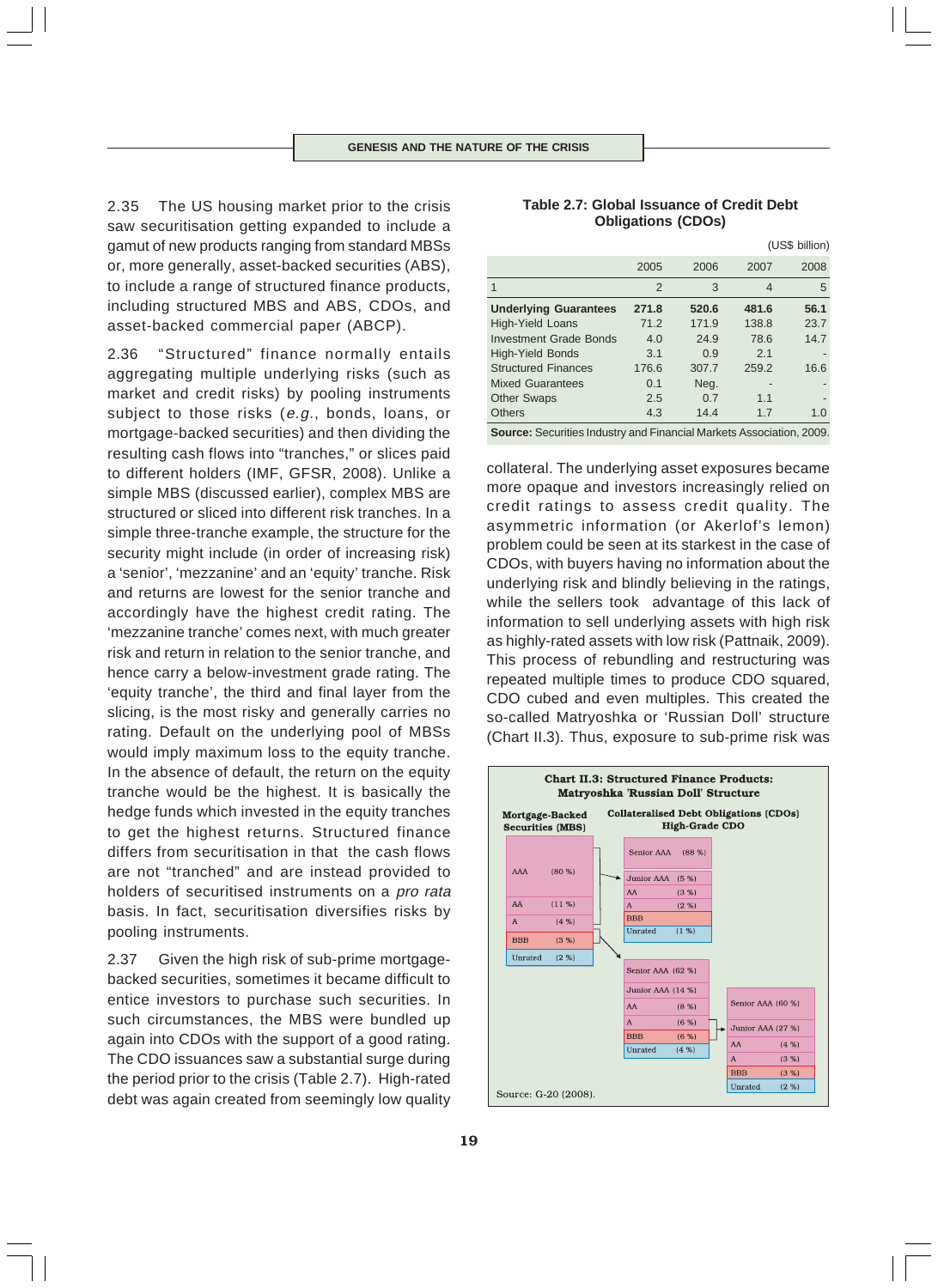2.35 The US housing market prior to the crisis saw securitisation getting expanded to include a gamut of new products ranging from standard MBSs or, more generally, asset-backed securities (ABS), to include a range of structured finance products, including structured MBS and ABS, CDOs, and asset-backed commercial paper (ABCP).

2.36 "Structured" finance normally entails aggregating multiple underlying risks (such as market and credit risks) by pooling instruments subject to those risks (*e.g.*, bonds, loans, or mortgage-backed securities) and then dividing the resulting cash flows into "tranches," or slices paid to different holders (IMF, GFSR, 2008). Unlike a simple MBS (discussed earlier), complex MBS are structured or sliced into different risk tranches. In a simple three-tranche example, the structure for the security might include (in order of increasing risk) a 'senior', 'mezzanine' and an 'equity' tranche. Risk and returns are lowest for the senior tranche and accordingly have the highest credit rating. The 'mezzanine tranche' comes next, with much greater risk and return in relation to the senior tranche, and hence carry a below-investment grade rating. The 'equity tranche', the third and final layer from the slicing, is the most risky and generally carries no rating. Default on the underlying pool of MBSs would imply maximum loss to the equity tranche. In the absence of default, the return on the equity tranche would be the highest. It is basically the hedge funds which invested in the equity tranches to get the highest returns. Structured finance differs from securitisation in that the cash flows are not "tranched" and are instead provided to holders of securitised instruments on a *pro rata* basis. In fact, securitisation diversifies risks by pooling instruments.

2.37 Given the high risk of sub-prime mortgage-backed securities, sometimes it became difficult to entice investors to purchase such securities. In such circumstances, the MBS were bundled up again into CDOs with the support of a good rating. The CDO issuances saw a substantial surge during the period prior to the crisis (Table 2.7). High-rated debt was again created from seemingly low quality collateral. The underlying asset exposures became more opaque and investors increasingly relied on credit ratings to assess credit quality. The asymmetric information (or Akerlof's lemon) problem could be seen at its starkest in the case of CDOs, with buyers having no information about the underlying risk and blindly believing in the ratings, while the sellers took advantage of this lack of information to sell underlying assets with high risk as highly-rated assets with low risk (Pattnaik, 2009). This process of rebundling and restructuring was repeated multiple times to produce CDO squared, CDO cubed and even multiples. This created the so-called Matryoshka or 'Russian Doll' structure (Chart II.3). Thus, exposure to sub-prime risk was

**Table 2.7: Global Issuance of Credit Debt Obligations (CDOs)**

(US$ billion)

| | 2005 | 2006 | 2007 | 2008 |
|---|---|---|---|---|
| 1 | 2 | 3 | 4 | 5 |
| **Underlying Guarantees** | **271.8** | **520.6** | **481.6** | **56.1** |
| High-Yield Loans | 71.2 | 171.9 | 138.8 | 23.7 |
| Investment Grade Bonds | 4.0 | 24.9 | 78.6 | 14.7 |
| High-Yield Bonds | 3.1 | 0.9 | 2.1 | - |
| Structured Finances | 176.6 | 307.7 | 259.2 | 16.6 |
| Mixed Guarantees | 0.1 | Neg. | - | - |
| Other Swaps | 2.5 | 0.7 | 1.1 | - |
| Others | 4.3 | 14.4 | 1.7 | 1.0 |

**Source:** Securities Industry and Financial Markets Association, 2009.

**Chart II.3: Structured Finance Products: Matryoshka 'Russian Doll' Structure**

Mortgage-Backed Securities (MBS): AAA (80 %); AA (11 %); A (4 %); BBB (3 %); Unrated (2 %)

Collateralised Debt Obligations (CDOs) High-Grade CDO: Senior AAA (88 %); Junior AAA (5 %); AA (3 %); A (2 %); BBB; Unrated (1 %)

Senior AAA (62 %); Junior AAA (14 %); AA (8 %); A (6 %); BBB (6 %); Unrated (4 %)

Senior AAA (60 %); Junior AAA (27 %); AA (4 %); A (3 %); BBB (3 %); Unrated (2 %)

Source: G-20 (2008).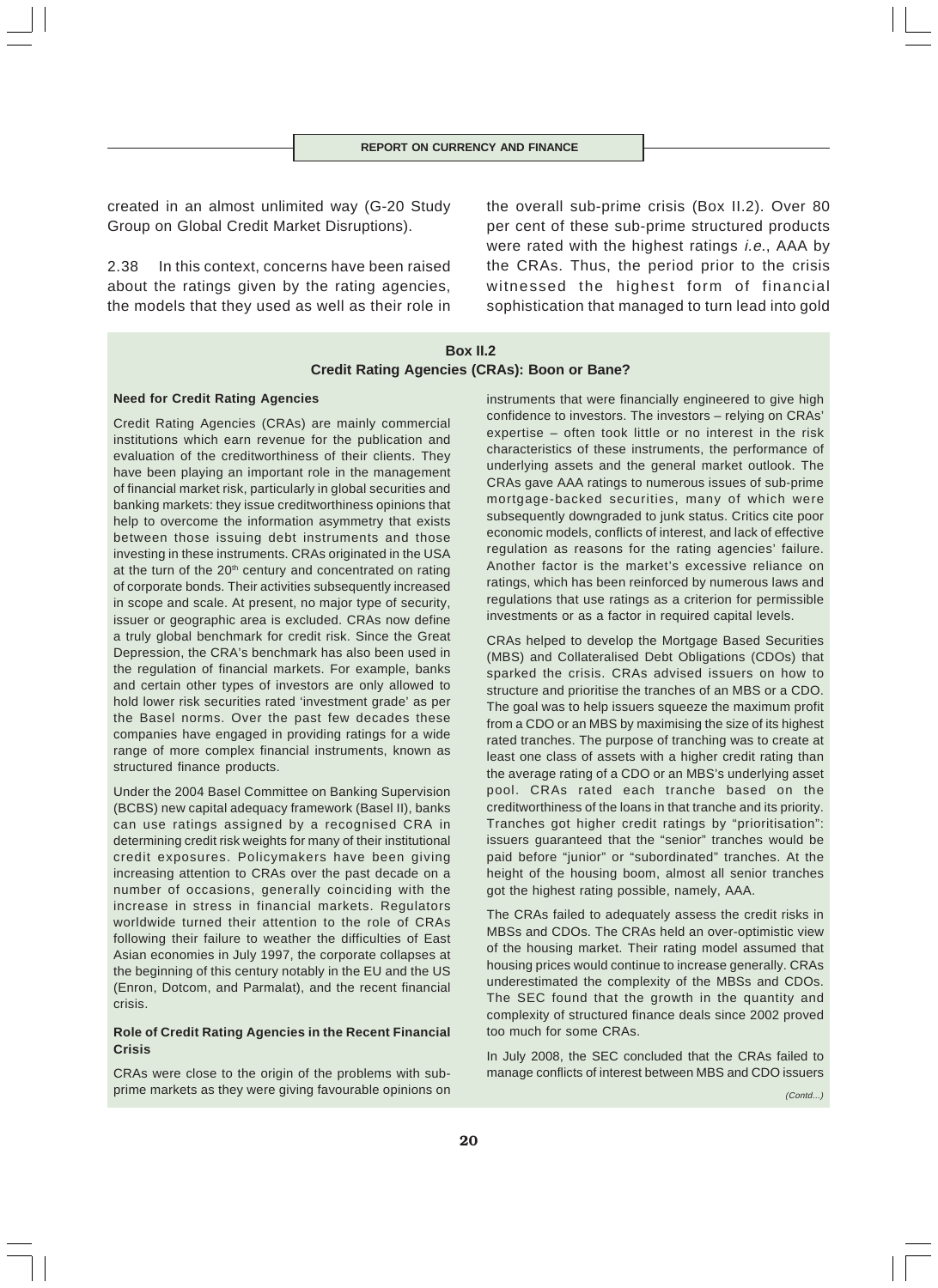created in an almost unlimited way (G-20 Study Group on Global Credit Market Disruptions).

2.38 In this context, concerns have been raised about the ratings given by the rating agencies, the models that they used as well as their role in the overall sub-prime crisis (Box II.2). Over 80 per cent of these sub-prime structured products were rated with the highest ratings *i.e.*, AAA by the CRAs. Thus, the period prior to the crisis witnessed the highest form of financial sophistication that managed to turn lead into gold

## Box II.2
## Credit Rating Agencies (CRAs): Boon or Bane?

**Need for Credit Rating Agencies**

Credit Rating Agencies (CRAs) are mainly commercial institutions which earn revenue for the publication and evaluation of the creditworthiness of their clients. They have been playing an important role in the management of financial market risk, particularly in global securities and banking markets: they issue creditworthiness opinions that help to overcome the information asymmetry that exists between those issuing debt instruments and those investing in these instruments. CRAs originated in the USA at the turn of the 20th century and concentrated on rating of corporate bonds. Their activities subsequently increased in scope and scale. At present, no major type of security, issuer or geographic area is excluded. CRAs now define a truly global benchmark for credit risk. Since the Great Depression, the CRA's benchmark has also been used in the regulation of financial markets. For example, banks and certain other types of investors are only allowed to hold lower risk securities rated 'investment grade' as per the Basel norms. Over the past few decades these companies have engaged in providing ratings for a wide range of more complex financial instruments, known as structured finance products.

Under the 2004 Basel Committee on Banking Supervision (BCBS) new capital adequacy framework (Basel II), banks can use ratings assigned by a recognised CRA in determining credit risk weights for many of their institutional credit exposures. Policymakers have been giving increasing attention to CRAs over the past decade on a number of occasions, generally coinciding with the increase in stress in financial markets. Regulators worldwide turned their attention to the role of CRAs following their failure to weather the difficulties of East Asian economies in July 1997, the corporate collapses at the beginning of this century notably in the EU and the US (Enron, Dotcom, and Parmalat), and the recent financial crisis.

**Role of Credit Rating Agencies in the Recent Financial Crisis**

CRAs were close to the origin of the problems with sub-prime markets as they were giving favourable opinions on instruments that were financially engineered to give high confidence to investors. The investors – relying on CRAs' expertise – often took little or no interest in the risk characteristics of these instruments, the performance of underlying assets and the general market outlook. The CRAs gave AAA ratings to numerous issues of sub-prime mortgage-backed securities, many of which were subsequently downgraded to junk status. Critics cite poor economic models, conflicts of interest, and lack of effective regulation as reasons for the rating agencies' failure. Another factor is the market's excessive reliance on ratings, which has been reinforced by numerous laws and regulations that use ratings as a criterion for permissible investments or as a factor in required capital levels.

CRAs helped to develop the Mortgage Based Securities (MBS) and Collateralised Debt Obligations (CDOs) that sparked the crisis. CRAs advised issuers on how to structure and prioritise the tranches of an MBS or a CDO. The goal was to help issuers squeeze the maximum profit from a CDO or an MBS by maximising the size of its highest rated tranches. The purpose of tranching was to create at least one class of assets with a higher credit rating than the average rating of a CDO or an MBS's underlying asset pool. CRAs rated each tranche based on the creditworthiness of the loans in that tranche and its priority. Tranches got higher credit ratings by "prioritisation": issuers guaranteed that the "senior" tranches would be paid before "junior" or "subordinated" tranches. At the height of the housing boom, almost all senior tranches got the highest rating possible, namely, AAA.

The CRAs failed to adequately assess the credit risks in MBSs and CDOs. The CRAs held an over-optimistic view of the housing market. Their rating model assumed that housing prices would continue to increase generally. CRAs underestimated the complexity of the MBSs and CDOs. The SEC found that the growth in the quantity and complexity of structured finance deals since 2002 proved too much for some CRAs.

In July 2008, the SEC concluded that the CRAs failed to manage conflicts of interest between MBS and CDO issuers

*(Contd...)*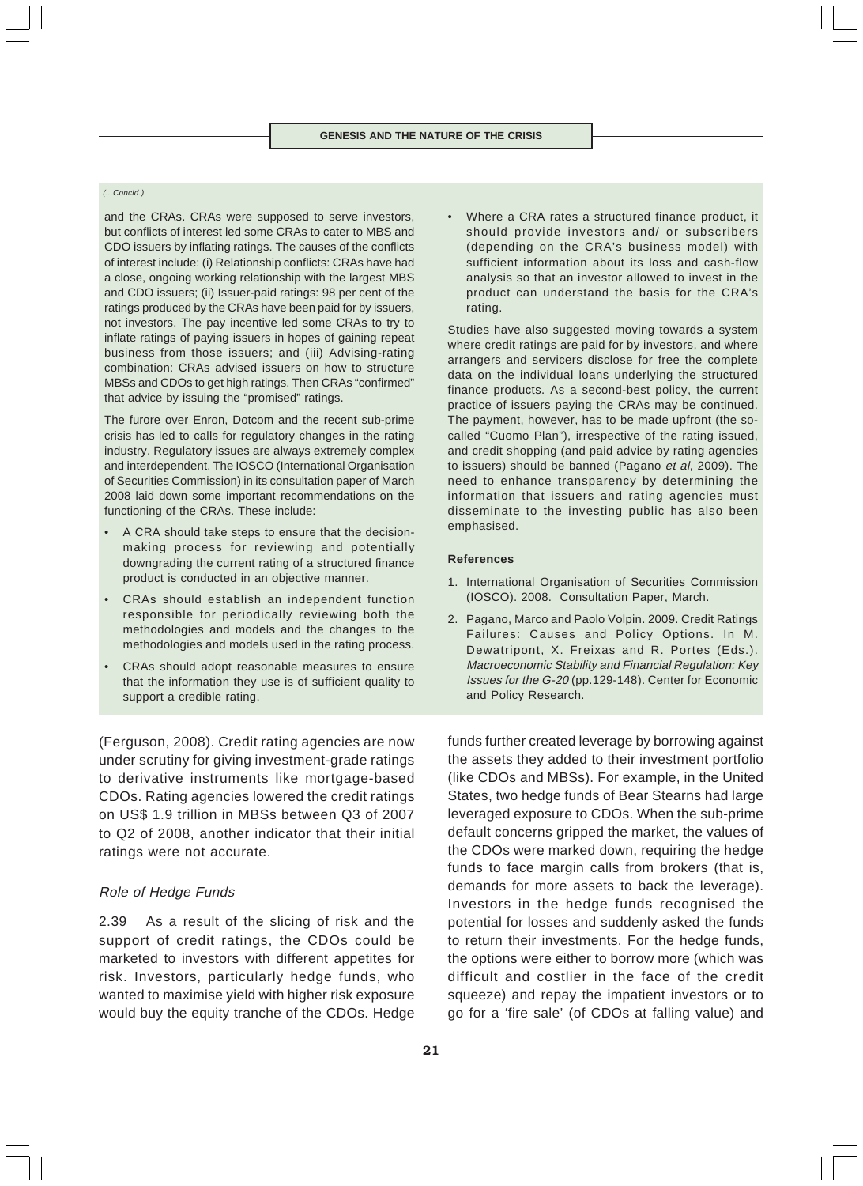(...Concld.)

and the CRAs. CRAs were supposed to serve investors, but conflicts of interest led some CRAs to cater to MBS and CDO issuers by inflating ratings. The causes of the conflicts of interest include: (i) Relationship conflicts: CRAs have had a close, ongoing working relationship with the largest MBS and CDO issuers; (ii) Issuer-paid ratings: 98 per cent of the ratings produced by the CRAs have been paid for by issuers, not investors. The pay incentive led some CRAs to try to inflate ratings of paying issuers in hopes of gaining repeat business from those issuers; and (iii) Advising-rating combination: CRAs advised issuers on how to structure MBSs and CDOs to get high ratings. Then CRAs "confirmed" that advice by issuing the "promised" ratings.

The furore over Enron, Dotcom and the recent sub-prime crisis has led to calls for regulatory changes in the rating industry. Regulatory issues are always extremely complex and interdependent. The IOSCO (International Organisation of Securities Commission) in its consultation paper of March 2008 laid down some important recommendations on the functioning of the CRAs. These include:

- A CRA should take steps to ensure that the decision-making process for reviewing and potentially downgrading the current rating of a structured finance product is conducted in an objective manner.
- CRAs should establish an independent function responsible for periodically reviewing both the methodologies and models and the changes to the methodologies and models used in the rating process.
- CRAs should adopt reasonable measures to ensure that the information they use is of sufficient quality to support a credible rating.
- Where a CRA rates a structured finance product, it should provide investors and/ or subscribers (depending on the CRA's business model) with sufficient information about its loss and cash-flow analysis so that an investor allowed to invest in the product can understand the basis for the CRA's rating.

Studies have also suggested moving towards a system where credit ratings are paid for by investors, and where arrangers and servicers disclose for free the complete data on the individual loans underlying the structured finance products. As a second-best policy, the current practice of issuers paying the CRAs may be continued. The payment, however, has to be made upfront (the so-called "Cuomo Plan"), irrespective of the rating issued, and credit shopping (and paid advice by rating agencies to issuers) should be banned (Pagano *et al*, 2009). The need to enhance transparency by determining the information that issuers and rating agencies must disseminate to the investing public has also been emphasised.

**References**

1. International Organisation of Securities Commission (IOSCO). 2008. Consultation Paper, March.
2. Pagano, Marco and Paolo Volpin. 2009. Credit Ratings Failures: Causes and Policy Options. In M. Dewatripont, X. Freixas and R. Portes (Eds.). *Macroeconomic Stability and Financial Regulation: Key Issues for the G-20* (pp.129-148). Center for Economic and Policy Research.

(Ferguson, 2008). Credit rating agencies are now under scrutiny for giving investment-grade ratings to derivative instruments like mortgage-based CDOs. Rating agencies lowered the credit ratings on US$ 1.9 trillion in MBSs between Q3 of 2007 to Q2 of 2008, another indicator that their initial ratings were not accurate.

### *Role of Hedge Funds*

2.39 As a result of the slicing of risk and the support of credit ratings, the CDOs could be marketed to investors with different appetites for risk. Investors, particularly hedge funds, who wanted to maximise yield with higher risk exposure would buy the equity tranche of the CDOs. Hedge funds further created leverage by borrowing against the assets they added to their investment portfolio (like CDOs and MBSs). For example, in the United States, two hedge funds of Bear Stearns had large leveraged exposure to CDOs. When the sub-prime default concerns gripped the market, the values of the CDOs were marked down, requiring the hedge funds to face margin calls from brokers (that is, demands for more assets to back the leverage). Investors in the hedge funds recognised the potential for losses and suddenly asked the funds to return their investments. For the hedge funds, the options were either to borrow more (which was difficult and costlier in the face of the credit squeeze) and repay the impatient investors or to go for a 'fire sale' (of CDOs at falling value) and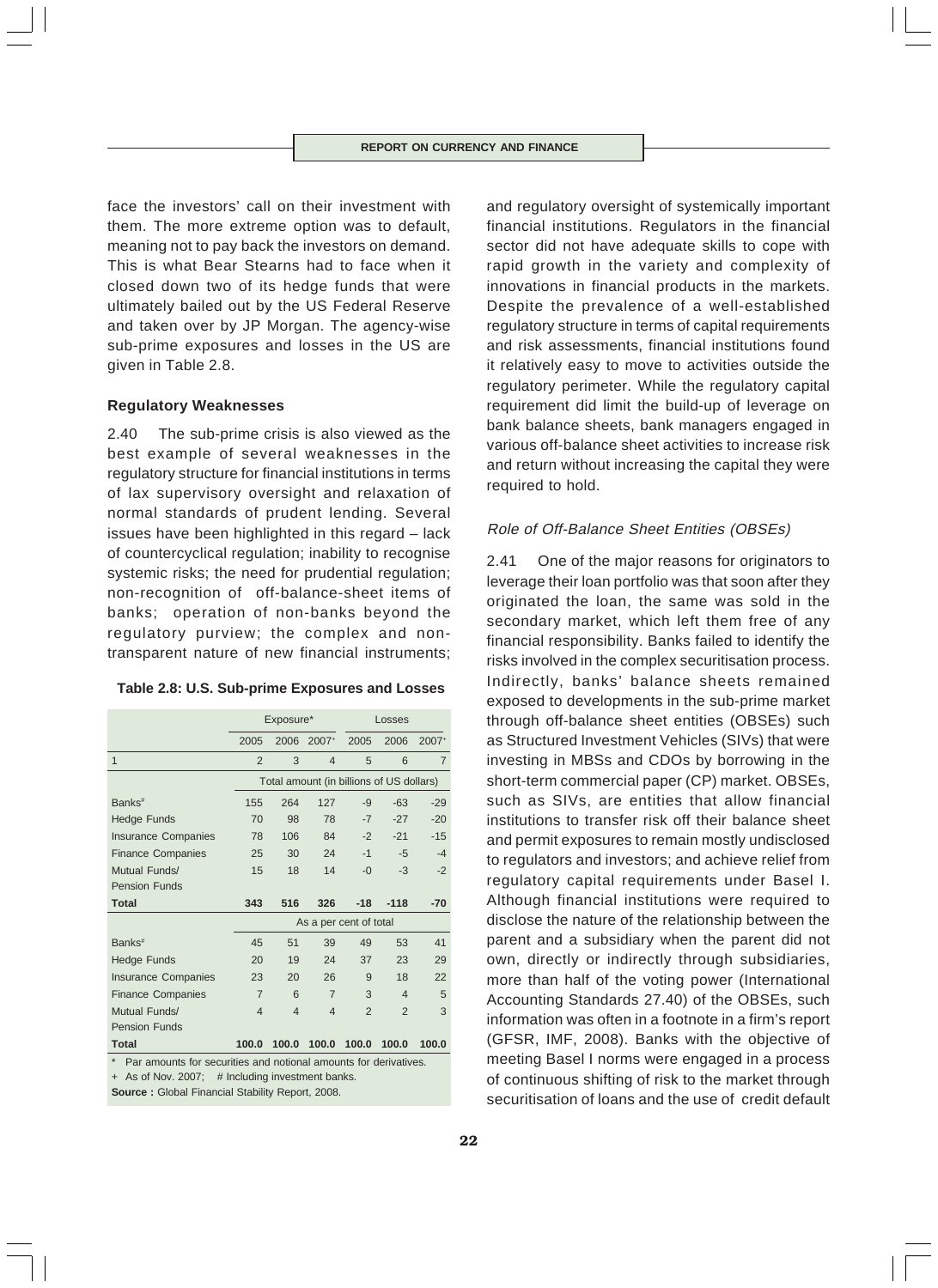face the investors' call on their investment with them. The more extreme option was to default, meaning not to pay back the investors on demand. This is what Bear Stearns had to face when it closed down two of its hedge funds that were ultimately bailed out by the US Federal Reserve and taken over by JP Morgan. The agency-wise sub-prime exposures and losses in the US are given in Table 2.8.

**Regulatory Weaknesses**

2.40 The sub-prime crisis is also viewed as the best example of several weaknesses in the regulatory structure for financial institutions in terms of lax supervisory oversight and relaxation of normal standards of prudent lending. Several issues have been highlighted in this regard – lack of countercyclical regulation; inability to recognise systemic risks; the need for prudential regulation; non-recognition of off-balance-sheet items of banks; operation of non-banks beyond the regulatory purview; the complex and non-transparent nature of new financial instruments; and regulatory oversight of systemically important financial institutions. Regulators in the financial sector did not have adequate skills to cope with rapid growth in the variety and complexity of innovations in financial products in the markets. Despite the prevalence of a well-established regulatory structure in terms of capital requirements and risk assessments, financial institutions found it relatively easy to move to activities outside the regulatory perimeter. While the regulatory capital requirement did limit the build-up of leverage on bank balance sheets, bank managers engaged in various off-balance sheet activities to increase risk and return without increasing the capital they were required to hold.

**Table 2.8: U.S. Sub-prime Exposures and Losses**

| | Exposure* | | | Losses | | |
|---|---|---|---|---|---|---|
| | 2005 | 2006 | 2007+ | 2005 | 2006 | 2007+ |
| 1 | 2 | 3 | 4 | 5 | 6 | 7 |
| | Total amount (in billions of US dollars) | | | | | |
| Banks# | 155 | 264 | 127 | -9 | -63 | -29 |
| Hedge Funds | 70 | 98 | 78 | -7 | -27 | -20 |
| Insurance Companies | 78 | 106 | 84 | -2 | -21 | -15 |
| Finance Companies | 25 | 30 | 24 | -1 | -5 | -4 |
| Mutual Funds/ Pension Funds | 15 | 18 | 14 | -0 | -3 | -2 |
| **Total** | **343** | **516** | **326** | **-18** | **-118** | **-70** |
| | As a per cent of total | | | | | |
| Banks# | 45 | 51 | 39 | 49 | 53 | 41 |
| Hedge Funds | 20 | 19 | 24 | 37 | 23 | 29 |
| Insurance Companies | 23 | 20 | 26 | 9 | 18 | 22 |
| Finance Companies | 7 | 6 | 7 | 3 | 4 | 5 |
| Mutual Funds/ Pension Funds | 4 | 4 | 4 | 2 | 2 | 3 |
| **Total** | **100.0** | **100.0** | **100.0** | **100.0** | **100.0** | **100.0** |

\* Par amounts for securities and notional amounts for derivatives.
+ As of Nov. 2007; # Including investment banks.
**Source :** Global Financial Stability Report, 2008.

*Role of Off-Balance Sheet Entities (OBSEs)*

2.41 One of the major reasons for originators to leverage their loan portfolio was that soon after they originated the loan, the same was sold in the secondary market, which left them free of any financial responsibility. Banks failed to identify the risks involved in the complex securitisation process. Indirectly, banks' balance sheets remained exposed to developments in the sub-prime market through off-balance sheet entities (OBSEs) such as Structured Investment Vehicles (SIVs) that were investing in MBSs and CDOs by borrowing in the short-term commercial paper (CP) market. OBSEs, such as SIVs, are entities that allow financial institutions to transfer risk off their balance sheet and permit exposures to remain mostly undisclosed to regulators and investors; and achieve relief from regulatory capital requirements under Basel I. Although financial institutions were required to disclose the nature of the relationship between the parent and a subsidiary when the parent did not own, directly or indirectly through subsidiaries, more than half of the voting power (International Accounting Standards 27.40) of the OBSEs, such information was often in a footnote in a firm's report (GFSR, IMF, 2008). Banks with the objective of meeting Basel I norms were engaged in a process of continuous shifting of risk to the market through securitisation of loans and the use of credit default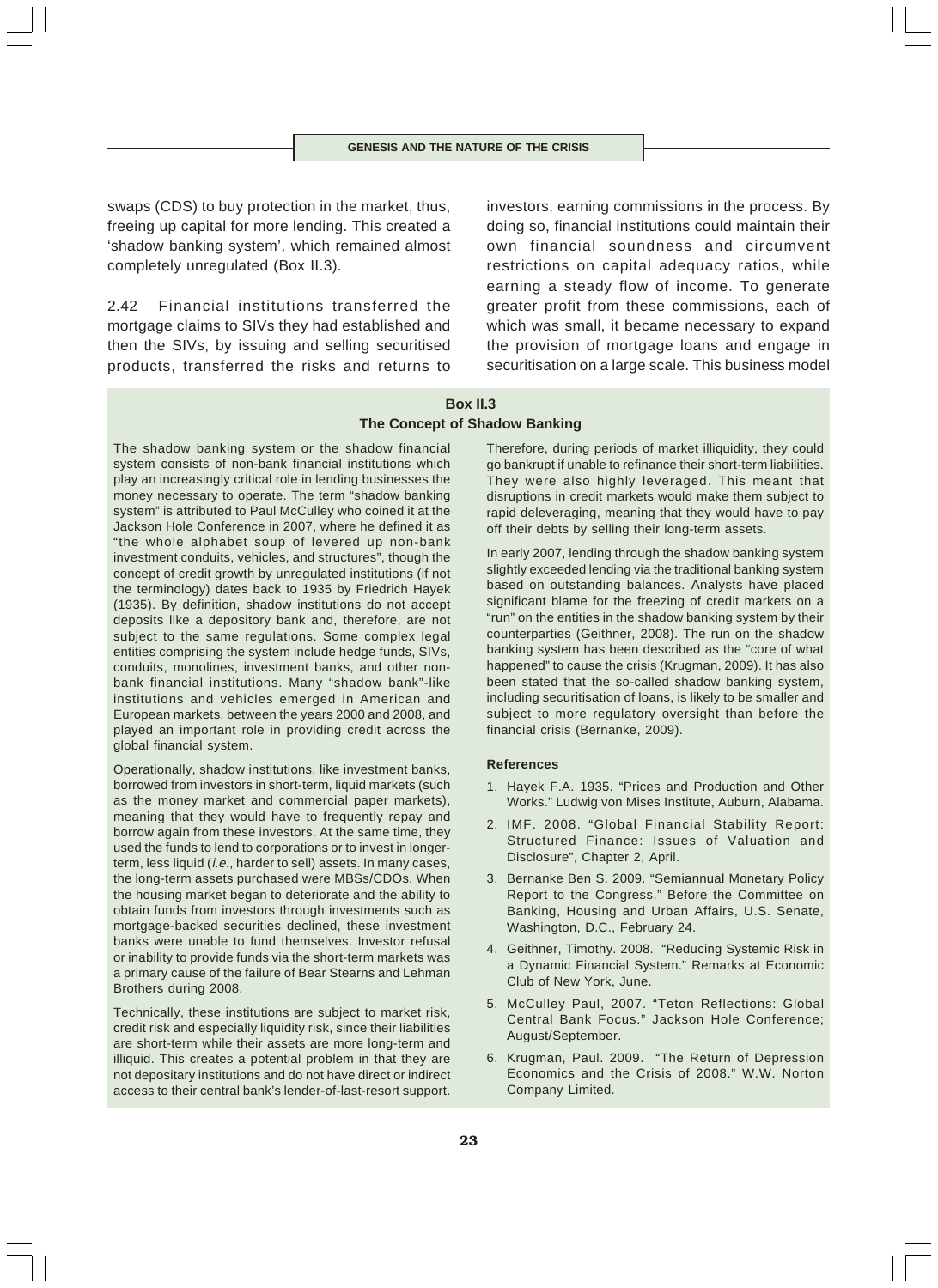swaps (CDS) to buy protection in the market, thus, freeing up capital for more lending. This created a 'shadow banking system', which remained almost completely unregulated (Box II.3).

2.42 Financial institutions transferred the mortgage claims to SIVs they had established and then the SIVs, by issuing and selling securitised products, transferred the risks and returns to investors, earning commissions in the process. By doing so, financial institutions could maintain their own financial soundness and circumvent restrictions on capital adequacy ratios, while earning a steady flow of income. To generate greater profit from these commissions, each of which was small, it became necessary to expand the provision of mortgage loans and engage in securitisation on a large scale. This business model

### Box II.3
### The Concept of Shadow Banking

The shadow banking system or the shadow financial system consists of non-bank financial institutions which play an increasingly critical role in lending businesses the money necessary to operate. The term "shadow banking system" is attributed to Paul McCulley who coined it at the Jackson Hole Conference in 2007, where he defined it as "the whole alphabet soup of levered up non-bank investment conduits, vehicles, and structures", though the concept of credit growth by unregulated institutions (if not the terminology) dates back to 1935 by Friedrich Hayek (1935). By definition, shadow institutions do not accept deposits like a depository bank and, therefore, are not subject to the same regulations. Some complex legal entities comprising the system include hedge funds, SIVs, conduits, monolines, investment banks, and other non-bank financial institutions. Many "shadow bank"-like institutions and vehicles emerged in American and European markets, between the years 2000 and 2008, and played an important role in providing credit across the global financial system.

Operationally, shadow institutions, like investment banks, borrowed from investors in short-term, liquid markets (such as the money market and commercial paper markets), meaning that they would have to frequently repay and borrow again from these investors. At the same time, they used the funds to lend to corporations or to invest in longer-term, less liquid (*i.e.*, harder to sell) assets. In many cases, the long-term assets purchased were MBSs/CDOs. When the housing market began to deteriorate and the ability to obtain funds from investors through investments such as mortgage-backed securities declined, these investment banks were unable to fund themselves. Investor refusal or inability to provide funds via the short-term markets was a primary cause of the failure of Bear Stearns and Lehman Brothers during 2008.

Technically, these institutions are subject to market risk, credit risk and especially liquidity risk, since their liabilities are short-term while their assets are more long-term and illiquid. This creates a potential problem in that they are not depositary institutions and do not have direct or indirect access to their central bank's lender-of-last-resort support. Therefore, during periods of market illiquidity, they could go bankrupt if unable to refinance their short-term liabilities. They were also highly leveraged. This meant that disruptions in credit markets would make them subject to rapid deleveraging, meaning that they would have to pay off their debts by selling their long-term assets.

In early 2007, lending through the shadow banking system slightly exceeded lending via the traditional banking system based on outstanding balances. Analysts have placed significant blame for the freezing of credit markets on a "run" on the entities in the shadow banking system by their counterparties (Geithner, 2008). The run on the shadow banking system has been described as the "core of what happened" to cause the crisis (Krugman, 2009). It has also been stated that the so-called shadow banking system, including securitisation of loans, is likely to be smaller and subject to more regulatory oversight than before the financial crisis (Bernanke, 2009).

**References**

1. Hayek F.A. 1935. "Prices and Production and Other Works." Ludwig von Mises Institute, Auburn, Alabama.
2. IMF. 2008. "Global Financial Stability Report: Structured Finance: Issues of Valuation and Disclosure", Chapter 2, April.
3. Bernanke Ben S. 2009. "Semiannual Monetary Policy Report to the Congress." Before the Committee on Banking, Housing and Urban Affairs, U.S. Senate, Washington, D.C., February 24.
4. Geithner, Timothy. 2008. "Reducing Systemic Risk in a Dynamic Financial System." Remarks at Economic Club of New York, June.
5. McCulley Paul, 2007. "Teton Reflections: Global Central Bank Focus." Jackson Hole Conference; August/September.
6. Krugman, Paul. 2009. "The Return of Depression Economics and the Crisis of 2008." W.W. Norton Company Limited.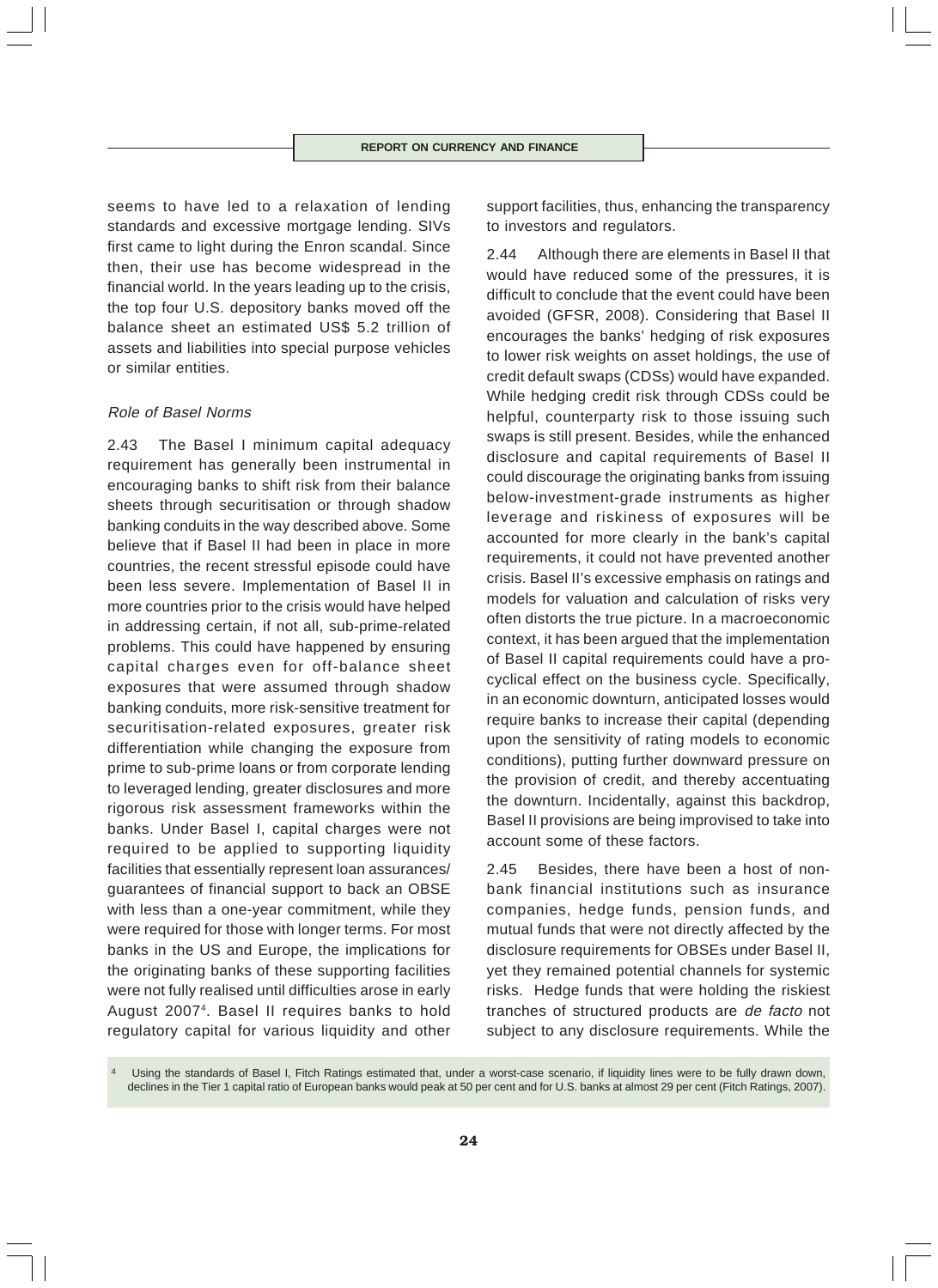seems to have led to a relaxation of lending standards and excessive mortgage lending. SIVs first came to light during the Enron scandal. Since then, their use has become widespread in the financial world. In the years leading up to the crisis, the top four U.S. depository banks moved off the balance sheet an estimated US$ 5.2 trillion of assets and liabilities into special purpose vehicles or similar entities.

### *Role of Basel Norms*

2.43 The Basel I minimum capital adequacy requirement has generally been instrumental in encouraging banks to shift risk from their balance sheets through securitisation or through shadow banking conduits in the way described above. Some believe that if Basel II had been in place in more countries, the recent stressful episode could have been less severe. Implementation of Basel II in more countries prior to the crisis would have helped in addressing certain, if not all, sub-prime-related problems. This could have happened by ensuring capital charges even for off-balance sheet exposures that were assumed through shadow banking conduits, more risk-sensitive treatment for securitisation-related exposures, greater risk differentiation while changing the exposure from prime to sub-prime loans or from corporate lending to leveraged lending, greater disclosures and more rigorous risk assessment frameworks within the banks. Under Basel I, capital charges were not required to be applied to supporting liquidity facilities that essentially represent loan assurances/ guarantees of financial support to back an OBSE with less than a one-year commitment, while they were required for those with longer terms. For most banks in the US and Europe, the implications for the originating banks of these supporting facilities were not fully realised until difficulties arose in early August 2007[4]. Basel II requires banks to hold regulatory capital for various liquidity and other support facilities, thus, enhancing the transparency to investors and regulators.

2.44 Although there are elements in Basel II that would have reduced some of the pressures, it is difficult to conclude that the event could have been avoided (GFSR, 2008). Considering that Basel II encourages the banks' hedging of risk exposures to lower risk weights on asset holdings, the use of credit default swaps (CDSs) would have expanded. While hedging credit risk through CDSs could be helpful, counterparty risk to those issuing such swaps is still present. Besides, while the enhanced disclosure and capital requirements of Basel II could discourage the originating banks from issuing below-investment-grade instruments as higher leverage and riskiness of exposures will be accounted for more clearly in the bank's capital requirements, it could not have prevented another crisis. Basel II's excessive emphasis on ratings and models for valuation and calculation of risks very often distorts the true picture. In a macroeconomic context, it has been argued that the implementation of Basel II capital requirements could have a pro-cyclical effect on the business cycle. Specifically, in an economic downturn, anticipated losses would require banks to increase their capital (depending upon the sensitivity of rating models to economic conditions), putting further downward pressure on the provision of credit, and thereby accentuating the downturn. Incidentally, against this backdrop, Basel II provisions are being improvised to take into account some of these factors.

2.45 Besides, there have been a host of non-bank financial institutions such as insurance companies, hedge funds, pension funds, and mutual funds that were not directly affected by the disclosure requirements for OBSEs under Basel II, yet they remained potential channels for systemic risks. Hedge funds that were holding the riskiest tranches of structured products are *de facto* not subject to any disclosure requirements. While the

[4] Using the standards of Basel I, Fitch Ratings estimated that, under a worst-case scenario, if liquidity lines were to be fully drawn down, declines in the Tier 1 capital ratio of European banks would peak at 50 per cent and for U.S. banks at almost 29 per cent (Fitch Ratings, 2007).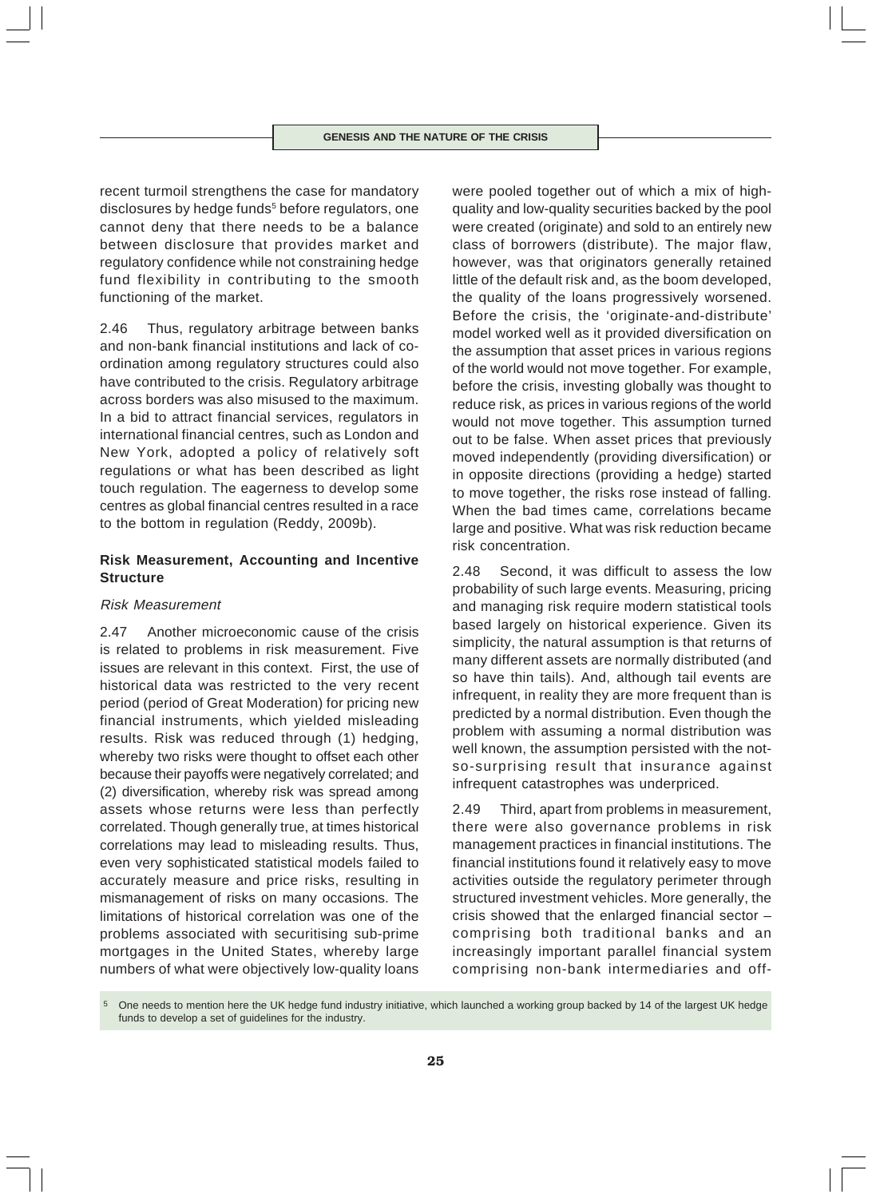recent turmoil strengthens the case for mandatory disclosures by hedge funds[5] before regulators, one cannot deny that there needs to be a balance between disclosure that provides market and regulatory confidence while not constraining hedge fund flexibility in contributing to the smooth functioning of the market.

2.46 Thus, regulatory arbitrage between banks and non-bank financial institutions and lack of co-ordination among regulatory structures could also have contributed to the crisis. Regulatory arbitrage across borders was also misused to the maximum. In a bid to attract financial services, regulators in international financial centres, such as London and New York, adopted a policy of relatively soft regulations or what has been described as light touch regulation. The eagerness to develop some centres as global financial centres resulted in a race to the bottom in regulation (Reddy, 2009b).

### Risk Measurement, Accounting and Incentive Structure

#### *Risk Measurement*

2.47 Another microeconomic cause of the crisis is related to problems in risk measurement. Five issues are relevant in this context. First, the use of historical data was restricted to the very recent period (period of Great Moderation) for pricing new financial instruments, which yielded misleading results. Risk was reduced through (1) hedging, whereby two risks were thought to offset each other because their payoffs were negatively correlated; and (2) diversification, whereby risk was spread among assets whose returns were less than perfectly correlated. Though generally true, at times historical correlations may lead to misleading results. Thus, even very sophisticated statistical models failed to accurately measure and price risks, resulting in mismanagement of risks on many occasions. The limitations of historical correlation was one of the problems associated with securitising sub-prime mortgages in the United States, whereby large numbers of what were objectively low-quality loans were pooled together out of which a mix of high-quality and low-quality securities backed by the pool were created (originate) and sold to an entirely new class of borrowers (distribute). The major flaw, however, was that originators generally retained little of the default risk and, as the boom developed, the quality of the loans progressively worsened. Before the crisis, the 'originate-and-distribute' model worked well as it provided diversification on the assumption that asset prices in various regions of the world would not move together. For example, before the crisis, investing globally was thought to reduce risk, as prices in various regions of the world would not move together. This assumption turned out to be false. When asset prices that previously moved independently (providing diversification) or in opposite directions (providing a hedge) started to move together, the risks rose instead of falling. When the bad times came, correlations became large and positive. What was risk reduction became risk concentration.

2.48 Second, it was difficult to assess the low probability of such large events. Measuring, pricing and managing risk require modern statistical tools based largely on historical experience. Given its simplicity, the natural assumption is that returns of many different assets are normally distributed (and so have thin tails). And, although tail events are infrequent, in reality they are more frequent than is predicted by a normal distribution. Even though the problem with assuming a normal distribution was well known, the assumption persisted with the not-so-surprising result that insurance against infrequent catastrophes was underpriced.

2.49 Third, apart from problems in measurement, there were also governance problems in risk management practices in financial institutions. The financial institutions found it relatively easy to move activities outside the regulatory perimeter through structured investment vehicles. More generally, the crisis showed that the enlarged financial sector – comprising both traditional banks and an increasingly important parallel financial system comprising non-bank intermediaries and off-

[5] One needs to mention here the UK hedge fund industry initiative, which launched a working group backed by 14 of the largest UK hedge funds to develop a set of guidelines for the industry.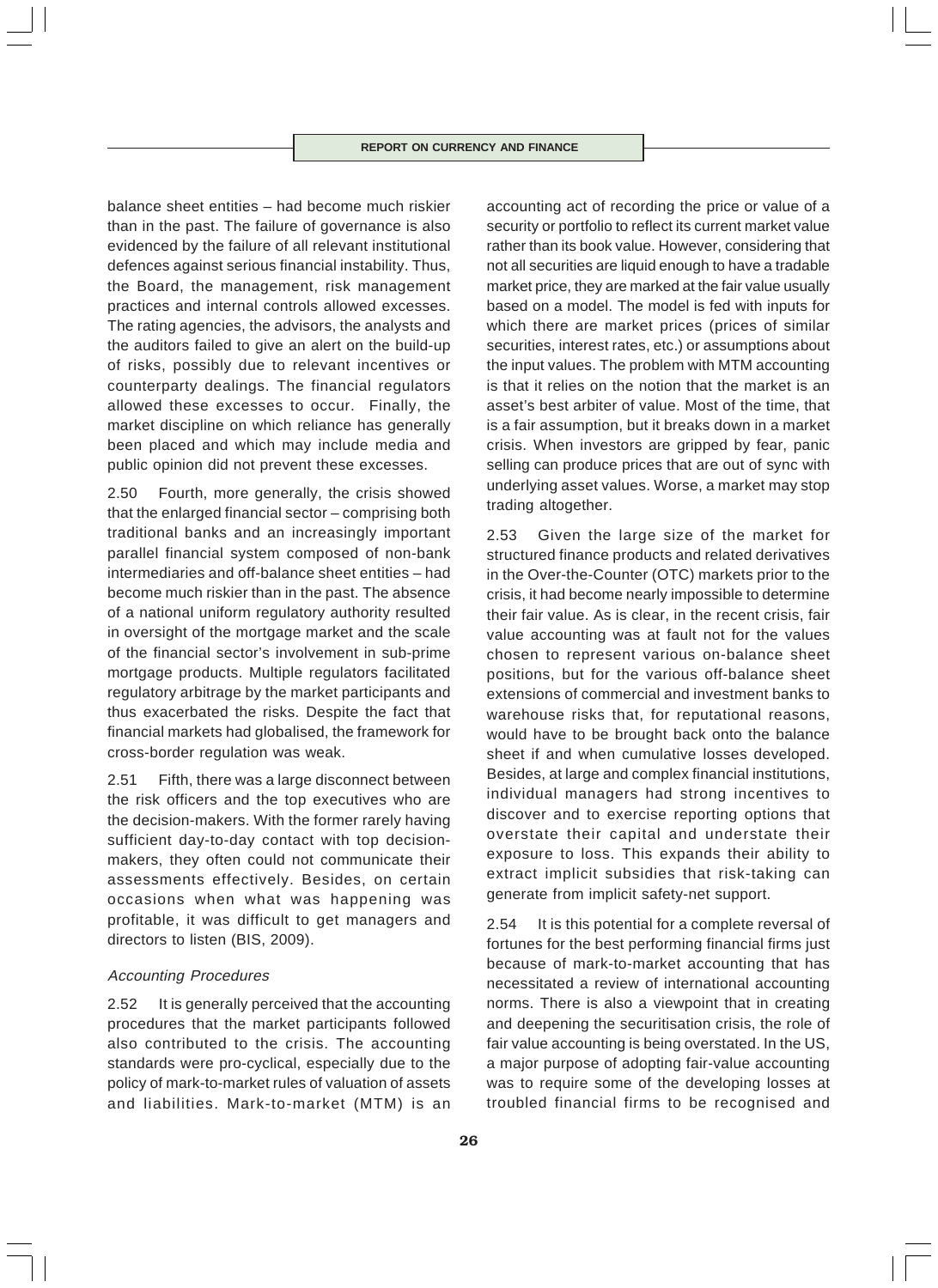balance sheet entities – had become much riskier than in the past. The failure of governance is also evidenced by the failure of all relevant institutional defences against serious financial instability. Thus, the Board, the management, risk management practices and internal controls allowed excesses. The rating agencies, the advisors, the analysts and the auditors failed to give an alert on the build-up of risks, possibly due to relevant incentives or counterparty dealings. The financial regulators allowed these excesses to occur. Finally, the market discipline on which reliance has generally been placed and which may include media and public opinion did not prevent these excesses.

2.50 Fourth, more generally, the crisis showed that the enlarged financial sector – comprising both traditional banks and an increasingly important parallel financial system composed of non-bank intermediaries and off-balance sheet entities – had become much riskier than in the past. The absence of a national uniform regulatory authority resulted in oversight of the mortgage market and the scale of the financial sector's involvement in sub-prime mortgage products. Multiple regulators facilitated regulatory arbitrage by the market participants and thus exacerbated the risks. Despite the fact that financial markets had globalised, the framework for cross-border regulation was weak.

2.51 Fifth, there was a large disconnect between the risk officers and the top executives who are the decision-makers. With the former rarely having sufficient day-to-day contact with top decision-makers, they often could not communicate their assessments effectively. Besides, on certain occasions when what was happening was profitable, it was difficult to get managers and directors to listen (BIS, 2009).

### *Accounting Procedures*

2.52 It is generally perceived that the accounting procedures that the market participants followed also contributed to the crisis. The accounting standards were pro-cyclical, especially due to the policy of mark-to-market rules of valuation of assets and liabilities. Mark-to-market (MTM) is an accounting act of recording the price or value of a security or portfolio to reflect its current market value rather than its book value. However, considering that not all securities are liquid enough to have a tradable market price, they are marked at the fair value usually based on a model. The model is fed with inputs for which there are market prices (prices of similar securities, interest rates, etc.) or assumptions about the input values. The problem with MTM accounting is that it relies on the notion that the market is an asset's best arbiter of value. Most of the time, that is a fair assumption, but it breaks down in a market crisis. When investors are gripped by fear, panic selling can produce prices that are out of sync with underlying asset values. Worse, a market may stop trading altogether.

2.53 Given the large size of the market for structured finance products and related derivatives in the Over-the-Counter (OTC) markets prior to the crisis, it had become nearly impossible to determine their fair value. As is clear, in the recent crisis, fair value accounting was at fault not for the values chosen to represent various on-balance sheet positions, but for the various off-balance sheet extensions of commercial and investment banks to warehouse risks that, for reputational reasons, would have to be brought back onto the balance sheet if and when cumulative losses developed. Besides, at large and complex financial institutions, individual managers had strong incentives to discover and to exercise reporting options that overstate their capital and understate their exposure to loss. This expands their ability to extract implicit subsidies that risk-taking can generate from implicit safety-net support.

2.54 It is this potential for a complete reversal of fortunes for the best performing financial firms just because of mark-to-market accounting that has necessitated a review of international accounting norms. There is also a viewpoint that in creating and deepening the securitisation crisis, the role of fair value accounting is being overstated. In the US, a major purpose of adopting fair-value accounting was to require some of the developing losses at troubled financial firms to be recognised and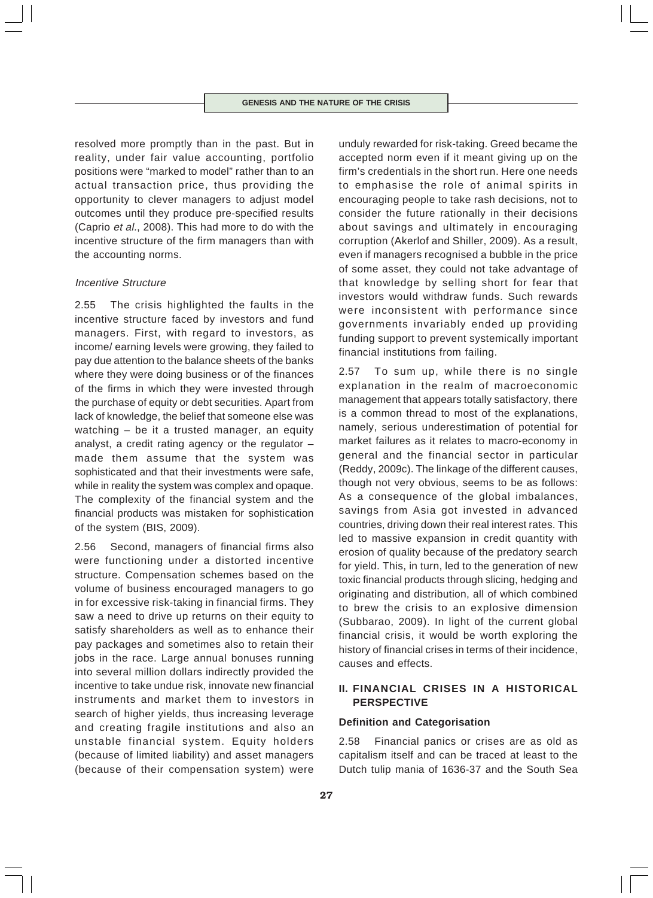resolved more promptly than in the past. But in reality, under fair value accounting, portfolio positions were "marked to model" rather than to an actual transaction price, thus providing the opportunity to clever managers to adjust model outcomes until they produce pre-specified results (Caprio *et al.*, 2008). This had more to do with the incentive structure of the firm managers than with the accounting norms.

*Incentive Structure*

2.55 The crisis highlighted the faults in the incentive structure faced by investors and fund managers. First, with regard to investors, as income/ earning levels were growing, they failed to pay due attention to the balance sheets of the banks where they were doing business or of the finances of the firms in which they were invested through the purchase of equity or debt securities. Apart from lack of knowledge, the belief that someone else was watching – be it a trusted manager, an equity analyst, a credit rating agency or the regulator – made them assume that the system was sophisticated and that their investments were safe, while in reality the system was complex and opaque. The complexity of the financial system and the financial products was mistaken for sophistication of the system (BIS, 2009).

2.56 Second, managers of financial firms also were functioning under a distorted incentive structure. Compensation schemes based on the volume of business encouraged managers to go in for excessive risk-taking in financial firms. They saw a need to drive up returns on their equity to satisfy shareholders as well as to enhance their pay packages and sometimes also to retain their jobs in the race. Large annual bonuses running into several million dollars indirectly provided the incentive to take undue risk, innovate new financial instruments and market them to investors in search of higher yields, thus increasing leverage and creating fragile institutions and also an unstable financial system. Equity holders (because of limited liability) and asset managers (because of their compensation system) were unduly rewarded for risk-taking. Greed became the accepted norm even if it meant giving up on the firm's credentials in the short run. Here one needs to emphasise the role of animal spirits in encouraging people to take rash decisions, not to consider the future rationally in their decisions about savings and ultimately in encouraging corruption (Akerlof and Shiller, 2009). As a result, even if managers recognised a bubble in the price of some asset, they could not take advantage of that knowledge by selling short for fear that investors would withdraw funds. Such rewards were inconsistent with performance since governments invariably ended up providing funding support to prevent systemically important financial institutions from failing.

2.57 To sum up, while there is no single explanation in the realm of macroeconomic management that appears totally satisfactory, there is a common thread to most of the explanations, namely, serious underestimation of potential for market failures as it relates to macro-economy in general and the financial sector in particular (Reddy, 2009c). The linkage of the different causes, though not very obvious, seems to be as follows: As a consequence of the global imbalances, savings from Asia got invested in advanced countries, driving down their real interest rates. This led to massive expansion in credit quantity with erosion of quality because of the predatory search for yield. This, in turn, led to the generation of new toxic financial products through slicing, hedging and originating and distribution, all of which combined to brew the crisis to an explosive dimension (Subbarao, 2009). In light of the current global financial crisis, it would be worth exploring the history of financial crises in terms of their incidence, causes and effects.

## II. FINANCIAL CRISES IN A HISTORICAL PERSPECTIVE

### Definition and Categorisation

2.58 Financial panics or crises are as old as capitalism itself and can be traced at least to the Dutch tulip mania of 1636-37 and the South Sea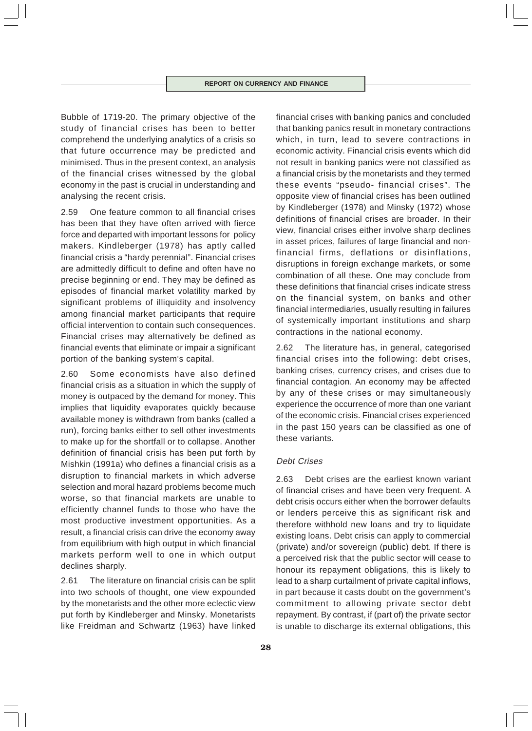Bubble of 1719-20. The primary objective of the study of financial crises has been to better comprehend the underlying analytics of a crisis so that future occurrence may be predicted and minimised. Thus in the present context, an analysis of the financial crises witnessed by the global economy in the past is crucial in understanding and analysing the recent crisis.

2.59 One feature common to all financial crises has been that they have often arrived with fierce force and departed with important lessons for policy makers. Kindleberger (1978) has aptly called financial crisis a "hardy perennial". Financial crises are admittedly difficult to define and often have no precise beginning or end. They may be defined as episodes of financial market volatility marked by significant problems of illiquidity and insolvency among financial market participants that require official intervention to contain such consequences. Financial crises may alternatively be defined as financial events that eliminate or impair a significant portion of the banking system's capital.

2.60 Some economists have also defined financial crisis as a situation in which the supply of money is outpaced by the demand for money. This implies that liquidity evaporates quickly because available money is withdrawn from banks (called a run), forcing banks either to sell other investments to make up for the shortfall or to collapse. Another definition of financial crisis has been put forth by Mishkin (1991a) who defines a financial crisis as a disruption to financial markets in which adverse selection and moral hazard problems become much worse, so that financial markets are unable to efficiently channel funds to those who have the most productive investment opportunities. As a result, a financial crisis can drive the economy away from equilibrium with high output in which financial markets perform well to one in which output declines sharply.

2.61 The literature on financial crisis can be split into two schools of thought, one view expounded by the monetarists and the other more eclectic view put forth by Kindleberger and Minsky. Monetarists like Freidman and Schwartz (1963) have linked financial crises with banking panics and concluded that banking panics result in monetary contractions which, in turn, lead to severe contractions in economic activity. Financial crisis events which did not result in banking panics were not classified as a financial crisis by the monetarists and they termed these events "pseudo- financial crises". The opposite view of financial crises has been outlined by Kindleberger (1978) and Minsky (1972) whose definitions of financial crises are broader. In their view, financial crises either involve sharp declines in asset prices, failures of large financial and non-financial firms, deflations or disinflations, disruptions in foreign exchange markets, or some combination of all these. One may conclude from these definitions that financial crises indicate stress on the financial system, on banks and other financial intermediaries, usually resulting in failures of systemically important institutions and sharp contractions in the national economy.

2.62 The literature has, in general, categorised financial crises into the following: debt crises, banking crises, currency crises, and crises due to financial contagion. An economy may be affected by any of these crises or may simultaneously experience the occurrence of more than one variant of the economic crisis. Financial crises experienced in the past 150 years can be classified as one of these variants.

*Debt Crises*

2.63 Debt crises are the earliest known variant of financial crises and have been very frequent. A debt crisis occurs either when the borrower defaults or lenders perceive this as significant risk and therefore withhold new loans and try to liquidate existing loans. Debt crisis can apply to commercial (private) and/or sovereign (public) debt. If there is a perceived risk that the public sector will cease to honour its repayment obligations, this is likely to lead to a sharp curtailment of private capital inflows, in part because it casts doubt on the government's commitment to allowing private sector debt repayment. By contrast, if (part of) the private sector is unable to discharge its external obligations, this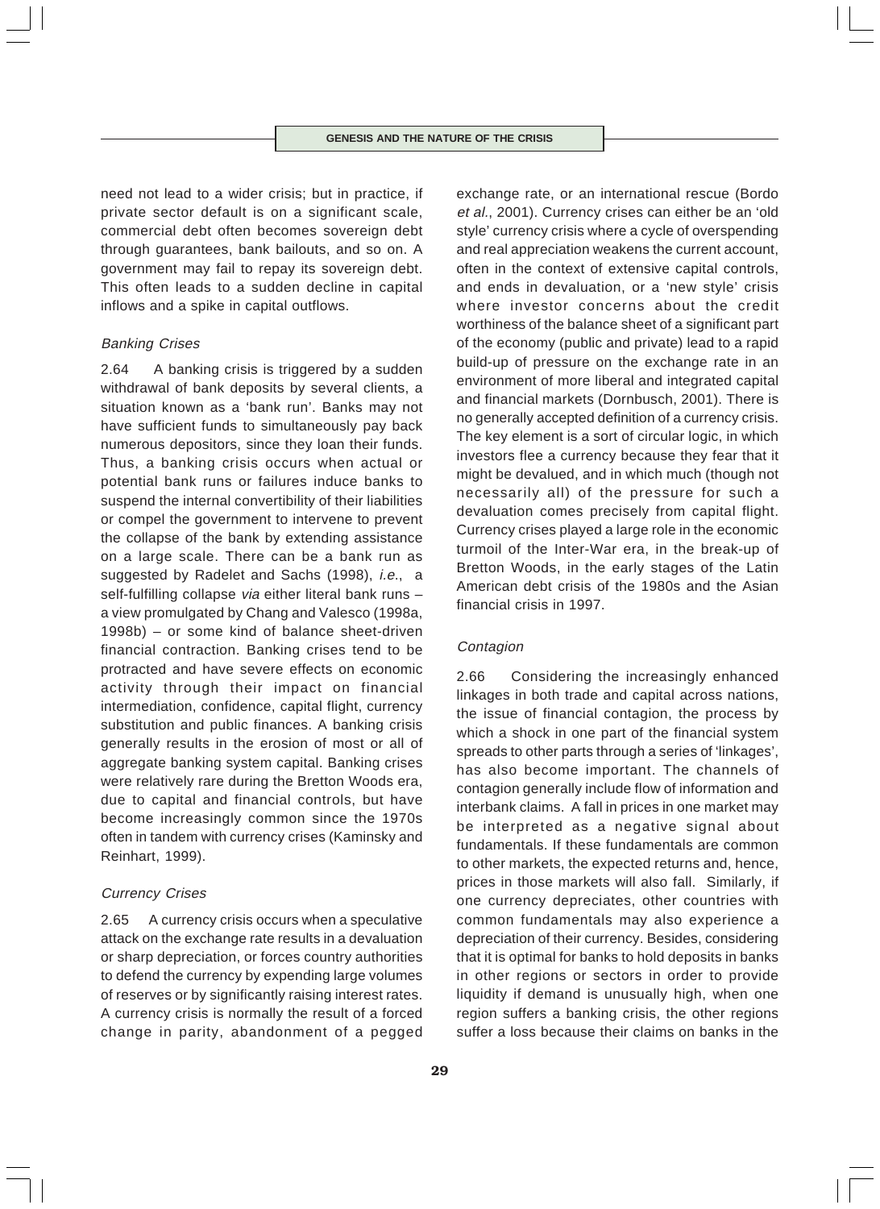need not lead to a wider crisis; but in practice, if private sector default is on a significant scale, commercial debt often becomes sovereign debt through guarantees, bank bailouts, and so on. A government may fail to repay its sovereign debt. This often leads to a sudden decline in capital inflows and a spike in capital outflows.

### *Banking Crises*

2.64 A banking crisis is triggered by a sudden withdrawal of bank deposits by several clients, a situation known as a 'bank run'. Banks may not have sufficient funds to simultaneously pay back numerous depositors, since they loan their funds. Thus, a banking crisis occurs when actual or potential bank runs or failures induce banks to suspend the internal convertibility of their liabilities or compel the government to intervene to prevent the collapse of the bank by extending assistance on a large scale. There can be a bank run as suggested by Radelet and Sachs (1998), *i.e.*, a self-fulfilling collapse *via* either literal bank runs – a view promulgated by Chang and Valesco (1998a, 1998b) – or some kind of balance sheet-driven financial contraction. Banking crises tend to be protracted and have severe effects on economic activity through their impact on financial intermediation, confidence, capital flight, currency substitution and public finances. A banking crisis generally results in the erosion of most or all of aggregate banking system capital. Banking crises were relatively rare during the Bretton Woods era, due to capital and financial controls, but have become increasingly common since the 1970s often in tandem with currency crises (Kaminsky and Reinhart, 1999).

### *Currency Crises*

2.65 A currency crisis occurs when a speculative attack on the exchange rate results in a devaluation or sharp depreciation, or forces country authorities to defend the currency by expending large volumes of reserves or by significantly raising interest rates. A currency crisis is normally the result of a forced change in parity, abandonment of a pegged exchange rate, or an international rescue (Bordo *et al.*, 2001). Currency crises can either be an 'old style' currency crisis where a cycle of overspending and real appreciation weakens the current account, often in the context of extensive capital controls, and ends in devaluation, or a 'new style' crisis where investor concerns about the credit worthiness of the balance sheet of a significant part of the economy (public and private) lead to a rapid build-up of pressure on the exchange rate in an environment of more liberal and integrated capital and financial markets (Dornbusch, 2001). There is no generally accepted definition of a currency crisis. The key element is a sort of circular logic, in which investors flee a currency because they fear that it might be devalued, and in which much (though not necessarily all) of the pressure for such a devaluation comes precisely from capital flight. Currency crises played a large role in the economic turmoil of the Inter-War era, in the break-up of Bretton Woods, in the early stages of the Latin American debt crisis of the 1980s and the Asian financial crisis in 1997.

### *Contagion*

2.66 Considering the increasingly enhanced linkages in both trade and capital across nations, the issue of financial contagion, the process by which a shock in one part of the financial system spreads to other parts through a series of 'linkages', has also become important. The channels of contagion generally include flow of information and interbank claims. A fall in prices in one market may be interpreted as a negative signal about fundamentals. If these fundamentals are common to other markets, the expected returns and, hence, prices in those markets will also fall. Similarly, if one currency depreciates, other countries with common fundamentals may also experience a depreciation of their currency. Besides, considering that it is optimal for banks to hold deposits in banks in other regions or sectors in order to provide liquidity if demand is unusually high, when one region suffers a banking crisis, the other regions suffer a loss because their claims on banks in the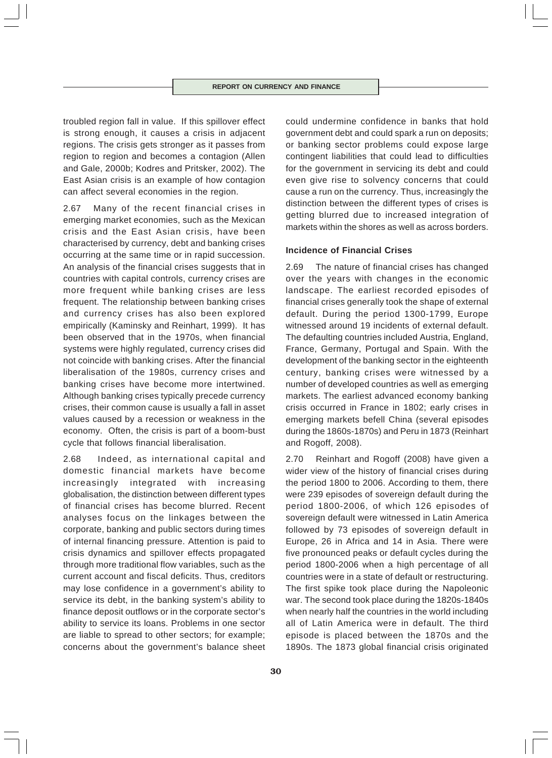troubled region fall in value. If this spillover effect is strong enough, it causes a crisis in adjacent regions. The crisis gets stronger as it passes from region to region and becomes a contagion (Allen and Gale, 2000b; Kodres and Pritsker, 2002). The East Asian crisis is an example of how contagion can affect several economies in the region.

2.67 Many of the recent financial crises in emerging market economies, such as the Mexican crisis and the East Asian crisis, have been characterised by currency, debt and banking crises occurring at the same time or in rapid succession. An analysis of the financial crises suggests that in countries with capital controls, currency crises are more frequent while banking crises are less frequent. The relationship between banking crises and currency crises has also been explored empirically (Kaminsky and Reinhart, 1999). It has been observed that in the 1970s, when financial systems were highly regulated, currency crises did not coincide with banking crises. After the financial liberalisation of the 1980s, currency crises and banking crises have become more intertwined. Although banking crises typically precede currency crises, their common cause is usually a fall in asset values caused by a recession or weakness in the economy. Often, the crisis is part of a boom-bust cycle that follows financial liberalisation.

2.68 Indeed, as international capital and domestic financial markets have become increasingly integrated with increasing globalisation, the distinction between different types of financial crises has become blurred. Recent analyses focus on the linkages between the corporate, banking and public sectors during times of internal financing pressure. Attention is paid to crisis dynamics and spillover effects propagated through more traditional flow variables, such as the current account and fiscal deficits. Thus, creditors may lose confidence in a government's ability to service its debt, in the banking system's ability to finance deposit outflows or in the corporate sector's ability to service its loans. Problems in one sector are liable to spread to other sectors; for example; concerns about the government's balance sheet could undermine confidence in banks that hold government debt and could spark a run on deposits; or banking sector problems could expose large contingent liabilities that could lead to difficulties for the government in servicing its debt and could even give rise to solvency concerns that could cause a run on the currency. Thus, increasingly the distinction between the different types of crises is getting blurred due to increased integration of markets within the shores as well as across borders.

### Incidence of Financial Crises

2.69 The nature of financial crises has changed over the years with changes in the economic landscape. The earliest recorded episodes of financial crises generally took the shape of external default. During the period 1300-1799, Europe witnessed around 19 incidents of external default. The defaulting countries included Austria, England, France, Germany, Portugal and Spain. With the development of the banking sector in the eighteenth century, banking crises were witnessed by a number of developed countries as well as emerging markets. The earliest advanced economy banking crisis occurred in France in 1802; early crises in emerging markets befell China (several episodes during the 1860s-1870s) and Peru in 1873 (Reinhart and Rogoff, 2008).

2.70 Reinhart and Rogoff (2008) have given a wider view of the history of financial crises during the period 1800 to 2006. According to them, there were 239 episodes of sovereign default during the period 1800-2006, of which 126 episodes of sovereign default were witnessed in Latin America followed by 73 episodes of sovereign default in Europe, 26 in Africa and 14 in Asia. There were five pronounced peaks or default cycles during the period 1800-2006 when a high percentage of all countries were in a state of default or restructuring. The first spike took place during the Napoleonic war. The second took place during the 1820s-1840s when nearly half the countries in the world including all of Latin America were in default. The third episode is placed between the 1870s and the 1890s. The 1873 global financial crisis originated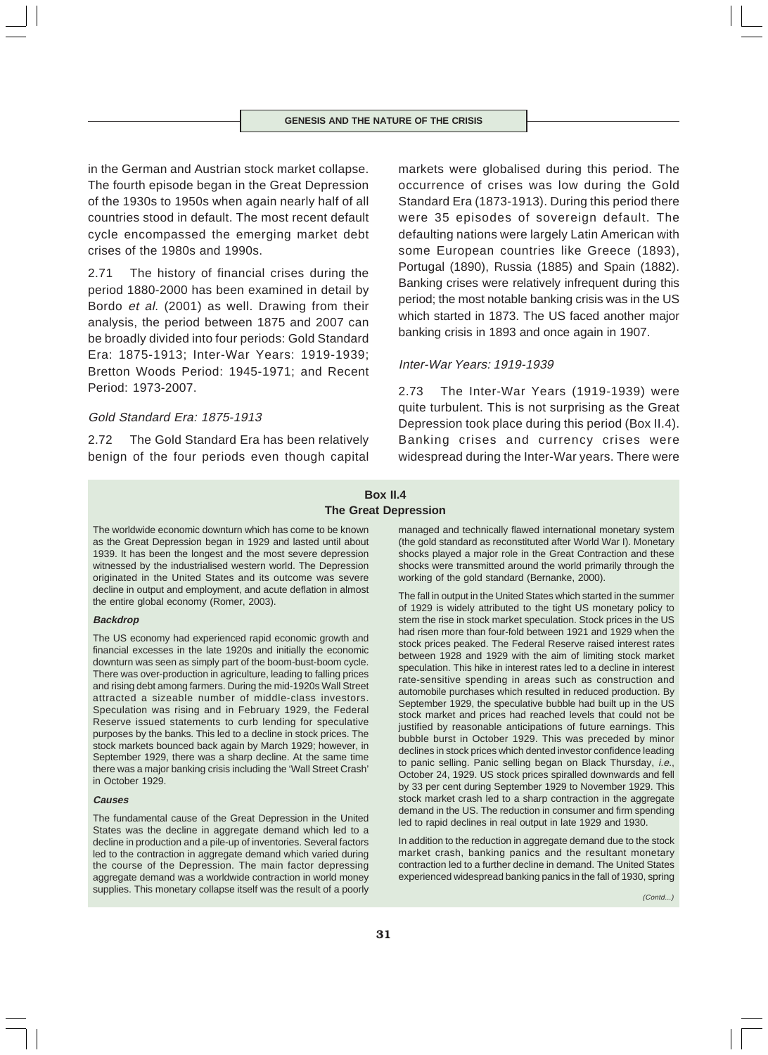in the German and Austrian stock market collapse. The fourth episode began in the Great Depression of the 1930s to 1950s when again nearly half of all countries stood in default. The most recent default cycle encompassed the emerging market debt crises of the 1980s and 1990s.

2.71 The history of financial crises during the period 1880-2000 has been examined in detail by Bordo *et al.* (2001) as well. Drawing from their analysis, the period between 1875 and 2007 can be broadly divided into four periods: Gold Standard Era: 1875-1913; Inter-War Years: 1919-1939; Bretton Woods Period: 1945-1971; and Recent Period: 1973-2007.

*Gold Standard Era: 1875-1913*

2.72 The Gold Standard Era has been relatively benign of the four periods even though capital markets were globalised during this period. The occurrence of crises was low during the Gold Standard Era (1873-1913). During this period there were 35 episodes of sovereign default. The defaulting nations were largely Latin American with some European countries like Greece (1893), Portugal (1890), Russia (1885) and Spain (1882). Banking crises were relatively infrequent during this period; the most notable banking crisis was in the US which started in 1873. The US faced another major banking crisis in 1893 and once again in 1907.

*Inter-War Years: 1919-1939*

2.73 The Inter-War Years (1919-1939) were quite turbulent. This is not surprising as the Great Depression took place during this period (Box II.4). Banking crises and currency crises were widespread during the Inter-War years. There were

**Box II.4**
**The Great Depression**

The worldwide economic downturn which has come to be known as the Great Depression began in 1929 and lasted until about 1939. It has been the longest and the most severe depression witnessed by the industrialised western world. The Depression originated in the United States and its outcome was severe decline in output and employment, and acute deflation in almost the entire global economy (Romer, 2003).

***Backdrop***

The US economy had experienced rapid economic growth and financial excesses in the late 1920s and initially the economic downturn was seen as simply part of the boom-bust-boom cycle. There was over-production in agriculture, leading to falling prices and rising debt among farmers. During the mid-1920s Wall Street attracted a sizeable number of middle-class investors. Speculation was rising and in February 1929, the Federal Reserve issued statements to curb lending for speculative purposes by the banks. This led to a decline in stock prices. The stock markets bounced back again by March 1929; however, in September 1929, there was a sharp decline. At the same time there was a major banking crisis including the 'Wall Street Crash' in October 1929.

***Causes***

The fundamental cause of the Great Depression in the United States was the decline in aggregate demand which led to a decline in production and a pile-up of inventories. Several factors led to the contraction in aggregate demand which varied during the course of the Depression. The main factor depressing aggregate demand was a worldwide contraction in world money supplies. This monetary collapse itself was the result of a poorly managed and technically flawed international monetary system (the gold standard as reconstituted after World War I). Monetary shocks played a major role in the Great Contraction and these shocks were transmitted around the world primarily through the working of the gold standard (Bernanke, 2000).

The fall in output in the United States which started in the summer of 1929 is widely attributed to the tight US monetary policy to stem the rise in stock market speculation. Stock prices in the US had risen more than four-fold between 1921 and 1929 when the stock prices peaked. The Federal Reserve raised interest rates between 1928 and 1929 with the aim of limiting stock market speculation. This hike in interest rates led to a decline in interest rate-sensitive spending in areas such as construction and automobile purchases which resulted in reduced production. By September 1929, the speculative bubble had built up in the US stock market and prices had reached levels that could not be justified by reasonable anticipations of future earnings. This bubble burst in October 1929. This was preceded by minor declines in stock prices which dented investor confidence leading to panic selling. Panic selling began on Black Thursday, *i.e.*, October 24, 1929. US stock prices spiralled downwards and fell by 33 per cent during September 1929 to November 1929. This stock market crash led to a sharp contraction in the aggregate demand in the US. The reduction in consumer and firm spending led to rapid declines in real output in late 1929 and 1930.

In addition to the reduction in aggregate demand due to the stock market crash, banking panics and the resultant monetary contraction led to a further decline in demand. The United States experienced widespread banking panics in the fall of 1930, spring

*(Contd...)*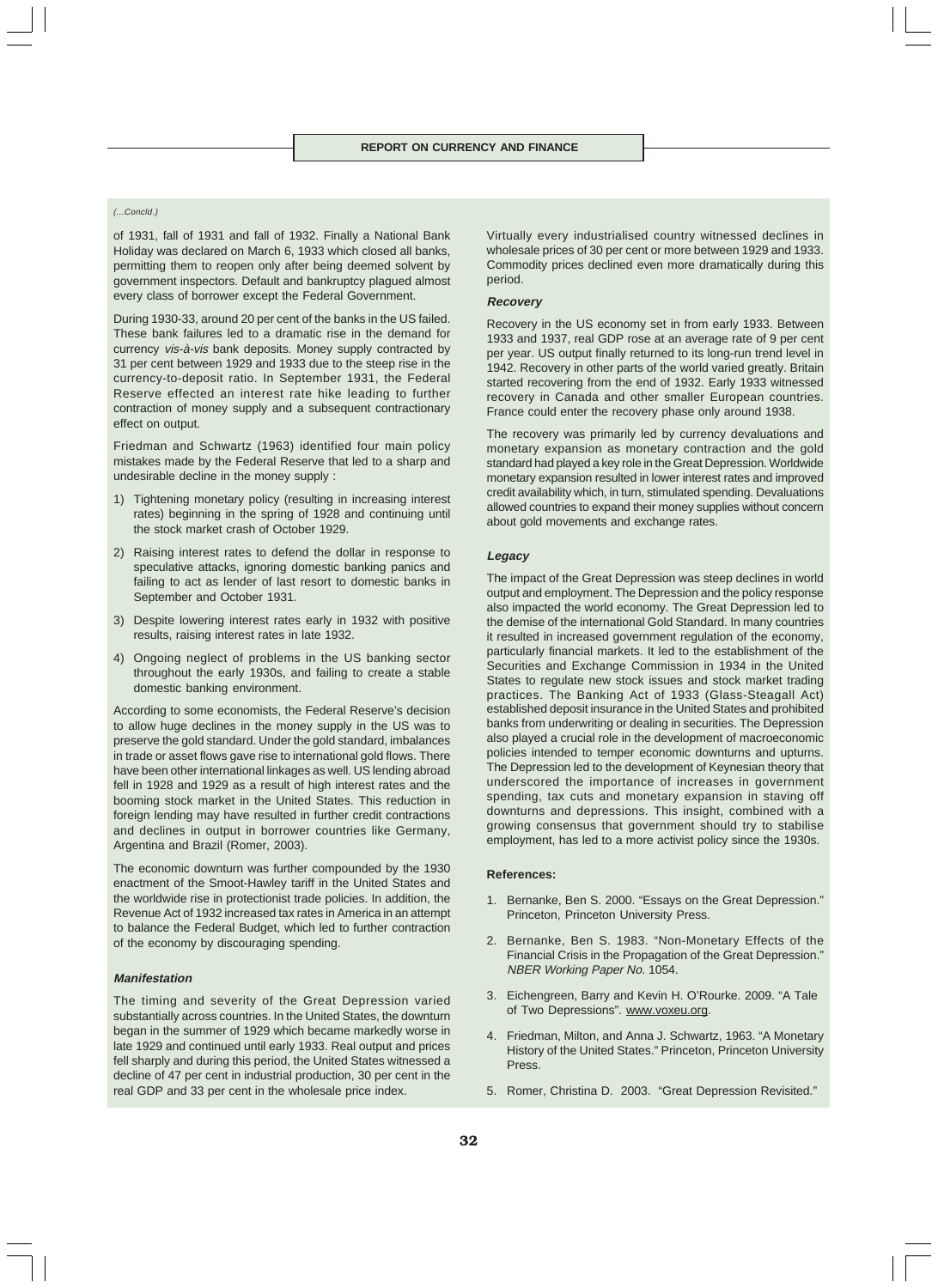(...Concld.)

of 1931, fall of 1931 and fall of 1932. Finally a National Bank Holiday was declared on March 6, 1933 which closed all banks, permitting them to reopen only after being deemed solvent by government inspectors. Default and bankruptcy plagued almost every class of borrower except the Federal Government.

During 1930-33, around 20 per cent of the banks in the US failed. These bank failures led to a dramatic rise in the demand for currency *vis-à-vis* bank deposits. Money supply contracted by 31 per cent between 1929 and 1933 due to the steep rise in the currency-to-deposit ratio. In September 1931, the Federal Reserve effected an interest rate hike leading to further contraction of money supply and a subsequent contractionary effect on output.

Friedman and Schwartz (1963) identified four main policy mistakes made by the Federal Reserve that led to a sharp and undesirable decline in the money supply :

1) Tightening monetary policy (resulting in increasing interest rates) beginning in the spring of 1928 and continuing until the stock market crash of October 1929.
2) Raising interest rates to defend the dollar in response to speculative attacks, ignoring domestic banking panics and failing to act as lender of last resort to domestic banks in September and October 1931.
3) Despite lowering interest rates early in 1932 with positive results, raising interest rates in late 1932.
4) Ongoing neglect of problems in the US banking sector throughout the early 1930s, and failing to create a stable domestic banking environment.

According to some economists, the Federal Reserve's decision to allow huge declines in the money supply in the US was to preserve the gold standard. Under the gold standard, imbalances in trade or asset flows gave rise to international gold flows. There have been other international linkages as well. US lending abroad fell in 1928 and 1929 as a result of high interest rates and the booming stock market in the United States. This reduction in foreign lending may have resulted in further credit contractions and declines in output in borrower countries like Germany, Argentina and Brazil (Romer, 2003).

The economic downturn was further compounded by the 1930 enactment of the Smoot-Hawley tariff in the United States and the worldwide rise in protectionist trade policies. In addition, the Revenue Act of 1932 increased tax rates in America in an attempt to balance the Federal Budget, which led to further contraction of the economy by discouraging spending.

***Manifestation***

The timing and severity of the Great Depression varied substantially across countries. In the United States, the downturn began in the summer of 1929 which became markedly worse in late 1929 and continued until early 1933. Real output and prices fell sharply and during this period, the United States witnessed a decline of 47 per cent in industrial production, 30 per cent in the real GDP and 33 per cent in the wholesale price index.

Virtually every industrialised country witnessed declines in wholesale prices of 30 per cent or more between 1929 and 1933. Commodity prices declined even more dramatically during this period.

***Recovery***

Recovery in the US economy set in from early 1933. Between 1933 and 1937, real GDP rose at an average rate of 9 per cent per year. US output finally returned to its long-run trend level in 1942. Recovery in other parts of the world varied greatly. Britain started recovering from the end of 1932. Early 1933 witnessed recovery in Canada and other smaller European countries. France could enter the recovery phase only around 1938.

The recovery was primarily led by currency devaluations and monetary expansion as monetary contraction and the gold standard had played a key role in the Great Depression. Worldwide monetary expansion resulted in lower interest rates and improved credit availability which, in turn, stimulated spending. Devaluations allowed countries to expand their money supplies without concern about gold movements and exchange rates.

***Legacy***

The impact of the Great Depression was steep declines in world output and employment. The Depression and the policy response also impacted the world economy. The Great Depression led to the demise of the international Gold Standard. In many countries it resulted in increased government regulation of the economy, particularly financial markets. It led to the establishment of the Securities and Exchange Commission in 1934 in the United States to regulate new stock issues and stock market trading practices. The Banking Act of 1933 (Glass-Steagall Act) established deposit insurance in the United States and prohibited banks from underwriting or dealing in securities. The Depression also played a crucial role in the development of macroeconomic policies intended to temper economic downturns and upturns. The Depression led to the development of Keynesian theory that underscored the importance of increases in government spending, tax cuts and monetary expansion in staving off downturns and depressions. This insight, combined with a growing consensus that government should try to stabilise employment, has led to a more activist policy since the 1930s.

**References:**

1. Bernanke, Ben S. 2000. "Essays on the Great Depression." Princeton, Princeton University Press.
2. Bernanke, Ben S. 1983. "Non-Monetary Effects of the Financial Crisis in the Propagation of the Great Depression." *NBER Working Paper No.* 1054.
3. Eichengreen, Barry and Kevin H. O'Rourke. 2009. "A Tale of Two Depressions". www.voxeu.org.
4. Friedman, Milton, and Anna J. Schwartz, 1963. "A Monetary History of the United States." Princeton, Princeton University Press.
5. Romer, Christina D. 2003. "Great Depression Revisited."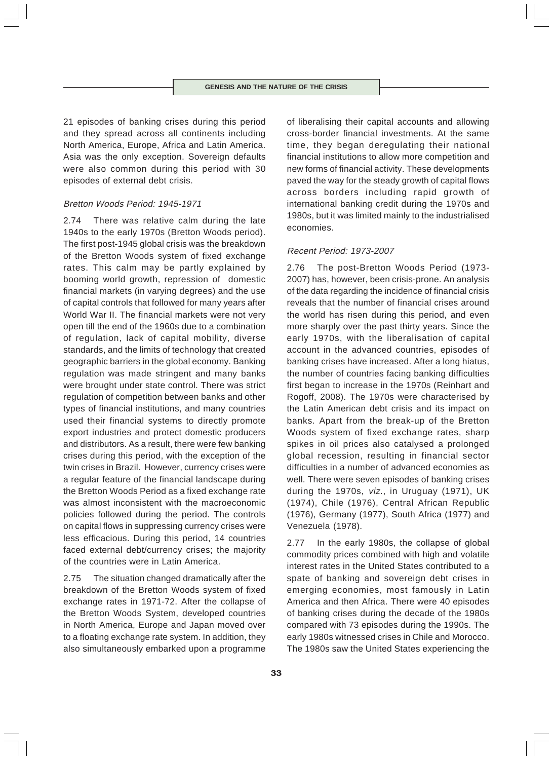21 episodes of banking crises during this period and they spread across all continents including North America, Europe, Africa and Latin America. Asia was the only exception. Sovereign defaults were also common during this period with 30 episodes of external debt crisis.

*Bretton Woods Period: 1945-1971*

2.74 There was relative calm during the late 1940s to the early 1970s (Bretton Woods period). The first post-1945 global crisis was the breakdown of the Bretton Woods system of fixed exchange rates. This calm may be partly explained by booming world growth, repression of domestic financial markets (in varying degrees) and the use of capital controls that followed for many years after World War II. The financial markets were not very open till the end of the 1960s due to a combination of regulation, lack of capital mobility, diverse standards, and the limits of technology that created geographic barriers in the global economy. Banking regulation was made stringent and many banks were brought under state control. There was strict regulation of competition between banks and other types of financial institutions, and many countries used their financial systems to directly promote export industries and protect domestic producers and distributors. As a result, there were few banking crises during this period, with the exception of the twin crises in Brazil. However, currency crises were a regular feature of the financial landscape during the Bretton Woods Period as a fixed exchange rate was almost inconsistent with the macroeconomic policies followed during the period. The controls on capital flows in suppressing currency crises were less efficacious. During this period, 14 countries faced external debt/currency crises; the majority of the countries were in Latin America.

2.75 The situation changed dramatically after the breakdown of the Bretton Woods system of fixed exchange rates in 1971-72. After the collapse of the Bretton Woods System, developed countries in North America, Europe and Japan moved over to a floating exchange rate system. In addition, they also simultaneously embarked upon a programme of liberalising their capital accounts and allowing cross-border financial investments. At the same time, they began deregulating their national financial institutions to allow more competition and new forms of financial activity. These developments paved the way for the steady growth of capital flows across borders including rapid growth of international banking credit during the 1970s and 1980s, but it was limited mainly to the industrialised economies.

*Recent Period: 1973-2007*

2.76 The post-Bretton Woods Period (1973-2007) has, however, been crisis-prone. An analysis of the data regarding the incidence of financial crisis reveals that the number of financial crises around the world has risen during this period, and even more sharply over the past thirty years. Since the early 1970s, with the liberalisation of capital account in the advanced countries, episodes of banking crises have increased. After a long hiatus, the number of countries facing banking difficulties first began to increase in the 1970s (Reinhart and Rogoff, 2008). The 1970s were characterised by the Latin American debt crisis and its impact on banks. Apart from the break-up of the Bretton Woods system of fixed exchange rates, sharp spikes in oil prices also catalysed a prolonged global recession, resulting in financial sector difficulties in a number of advanced economies as well. There were seven episodes of banking crises during the 1970s, *viz.*, in Uruguay (1971), UK (1974), Chile (1976), Central African Republic (1976), Germany (1977), South Africa (1977) and Venezuela (1978).

2.77 In the early 1980s, the collapse of global commodity prices combined with high and volatile interest rates in the United States contributed to a spate of banking and sovereign debt crises in emerging economies, most famously in Latin America and then Africa. There were 40 episodes of banking crises during the decade of the 1980s compared with 73 episodes during the 1990s. The early 1980s witnessed crises in Chile and Morocco. The 1980s saw the United States experiencing the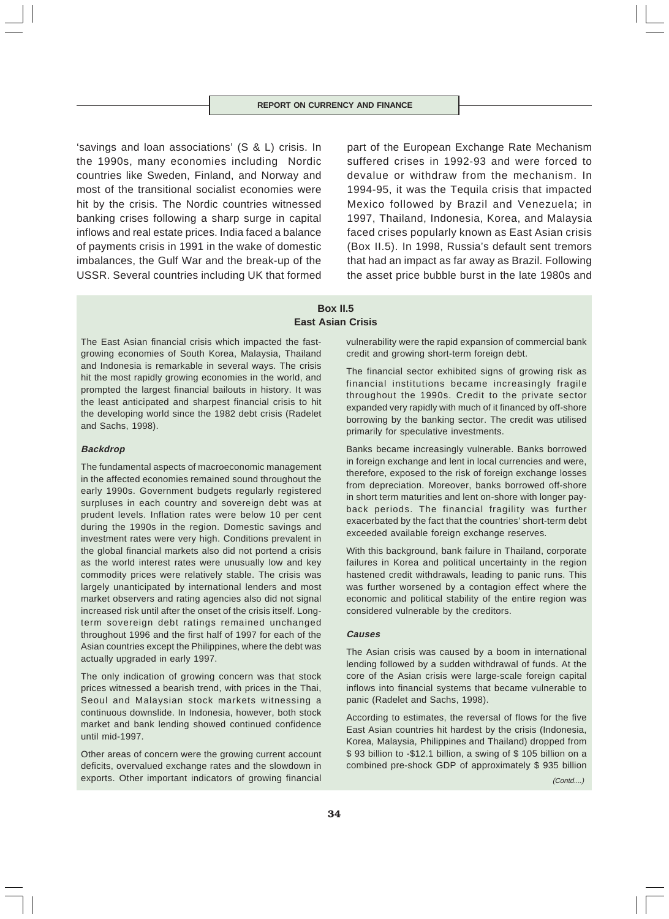'savings and loan associations' (S & L) crisis. In the 1990s, many economies including Nordic countries like Sweden, Finland, and Norway and most of the transitional socialist economies were hit by the crisis. The Nordic countries witnessed banking crises following a sharp surge in capital inflows and real estate prices. India faced a balance of payments crisis in 1991 in the wake of domestic imbalances, the Gulf War and the break-up of the USSR. Several countries including UK that formed part of the European Exchange Rate Mechanism suffered crises in 1992-93 and were forced to devalue or withdraw from the mechanism. In 1994-95, it was the Tequila crisis that impacted Mexico followed by Brazil and Venezuela; in 1997, Thailand, Indonesia, Korea, and Malaysia faced crises popularly known as East Asian crisis (Box II.5). In 1998, Russia's default sent tremors that had an impact as far away as Brazil. Following the asset price bubble burst in the late 1980s and

### Box II.5
### East Asian Crisis

The East Asian financial crisis which impacted the fast-growing economies of South Korea, Malaysia, Thailand and Indonesia is remarkable in several ways. The crisis hit the most rapidly growing economies in the world, and prompted the largest financial bailouts in history. It was the least anticipated and sharpest financial crisis to hit the developing world since the 1982 debt crisis (Radelet and Sachs, 1998).

***Backdrop***

The fundamental aspects of macroeconomic management in the affected economies remained sound throughout the early 1990s. Government budgets regularly registered surpluses in each country and sovereign debt was at prudent levels. Inflation rates were below 10 per cent during the 1990s in the region. Domestic savings and investment rates were very high. Conditions prevalent in the global financial markets also did not portend a crisis as the world interest rates were unusually low and key commodity prices were relatively stable. The crisis was largely unanticipated by international lenders and most market observers and rating agencies also did not signal increased risk until after the onset of the crisis itself. Long-term sovereign debt ratings remained unchanged throughout 1996 and the first half of 1997 for each of the Asian countries except the Philippines, where the debt was actually upgraded in early 1997.

The only indication of growing concern was that stock prices witnessed a bearish trend, with prices in the Thai, Seoul and Malaysian stock markets witnessing a continuous downslide. In Indonesia, however, both stock market and bank lending showed continued confidence until mid-1997.

Other areas of concern were the growing current account deficits, overvalued exchange rates and the slowdown in exports. Other important indicators of growing financial vulnerability were the rapid expansion of commercial bank credit and growing short-term foreign debt.

The financial sector exhibited signs of growing risk as financial institutions became increasingly fragile throughout the 1990s. Credit to the private sector expanded very rapidly with much of it financed by off-shore borrowing by the banking sector. The credit was utilised primarily for speculative investments.

Banks became increasingly vulnerable. Banks borrowed in foreign exchange and lent in local currencies and were, therefore, exposed to the risk of foreign exchange losses from depreciation. Moreover, banks borrowed off-shore in short term maturities and lent on-shore with longer pay-back periods. The financial fragility was further exacerbated by the fact that the countries' short-term debt exceeded available foreign exchange reserves.

With this background, bank failure in Thailand, corporate failures in Korea and political uncertainty in the region hastened credit withdrawals, leading to panic runs. This was further worsened by a contagion effect where the economic and political stability of the entire region was considered vulnerable by the creditors.

***Causes***

The Asian crisis was caused by a boom in international lending followed by a sudden withdrawal of funds. At the core of the Asian crisis were large-scale foreign capital inflows into financial systems that became vulnerable to panic (Radelet and Sachs, 1998).

According to estimates, the reversal of flows for the five East Asian countries hit hardest by the crisis (Indonesia, Korea, Malaysia, Philippines and Thailand) dropped from $ 93 billion to -$12.1 billion, a swing of $ 105 billion on a combined pre-shock GDP of approximately $ 935 billion

*(Contd....)*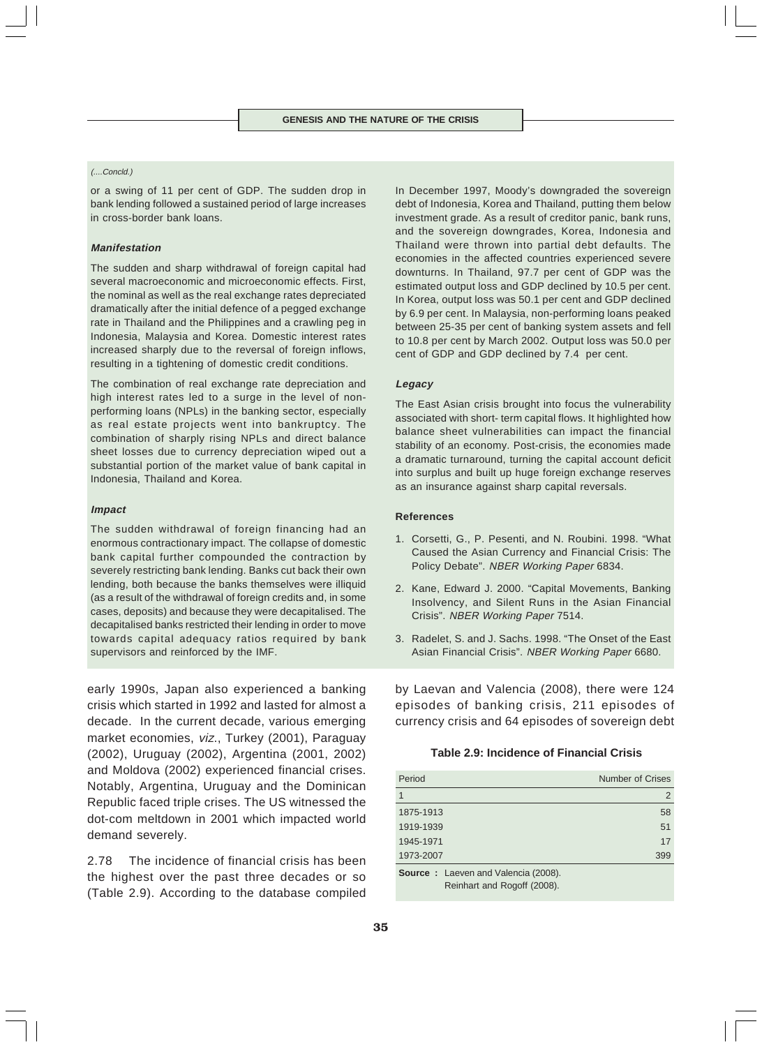*(....Concld.)*

or a swing of 11 per cent of GDP. The sudden drop in bank lending followed a sustained period of large increases in cross-border bank loans.

***Manifestation***

The sudden and sharp withdrawal of foreign capital had several macroeconomic and microeconomic effects. First, the nominal as well as the real exchange rates depreciated dramatically after the initial defence of a pegged exchange rate in Thailand and the Philippines and a crawling peg in Indonesia, Malaysia and Korea. Domestic interest rates increased sharply due to the reversal of foreign inflows, resulting in a tightening of domestic credit conditions.

The combination of real exchange rate depreciation and high interest rates led to a surge in the level of non-performing loans (NPLs) in the banking sector, especially as real estate projects went into bankruptcy. The combination of sharply rising NPLs and direct balance sheet losses due to currency depreciation wiped out a substantial portion of the market value of bank capital in Indonesia, Thailand and Korea.

***Impact***

The sudden withdrawal of foreign financing had an enormous contractionary impact. The collapse of domestic bank capital further compounded the contraction by severely restricting bank lending. Banks cut back their own lending, both because the banks themselves were illiquid (as a result of the withdrawal of foreign credits and, in some cases, deposits) and because they were decapitalised. The decapitalised banks restricted their lending in order to move towards capital adequacy ratios required by bank supervisors and reinforced by the IMF.

In December 1997, Moody's downgraded the sovereign debt of Indonesia, Korea and Thailand, putting them below investment grade. As a result of creditor panic, bank runs, and the sovereign downgrades, Korea, Indonesia and Thailand were thrown into partial debt defaults. The economies in the affected countries experienced severe downturns. In Thailand, 97.7 per cent of GDP was the estimated output loss and GDP declined by 10.5 per cent. In Korea, output loss was 50.1 per cent and GDP declined by 6.9 per cent. In Malaysia, non-performing loans peaked between 25-35 per cent of banking system assets and fell to 10.8 per cent by March 2002. Output loss was 50.0 per cent of GDP and GDP declined by 7.4 per cent.

***Legacy***

The East Asian crisis brought into focus the vulnerability associated with short- term capital flows. It highlighted how balance sheet vulnerabilities can impact the financial stability of an economy. Post-crisis, the economies made a dramatic turnaround, turning the capital account deficit into surplus and built up huge foreign exchange reserves as an insurance against sharp capital reversals.

**References**

1. Corsetti, G., P. Pesenti, and N. Roubini. 1998. "What Caused the Asian Currency and Financial Crisis: The Policy Debate". *NBER Working Paper* 6834.
2. Kane, Edward J. 2000. "Capital Movements, Banking Insolvency, and Silent Runs in the Asian Financial Crisis". *NBER Working Paper* 7514.
3. Radelet, S. and J. Sachs. 1998. "The Onset of the East Asian Financial Crisis". *NBER Working Paper* 6680.

early 1990s, Japan also experienced a banking crisis which started in 1992 and lasted for almost a decade. In the current decade, various emerging market economies, *viz*., Turkey (2001), Paraguay (2002), Uruguay (2002), Argentina (2001, 2002) and Moldova (2002) experienced financial crises. Notably, Argentina, Uruguay and the Dominican Republic faced triple crises. The US witnessed the dot-com meltdown in 2001 which impacted world demand severely.

2.78 The incidence of financial crisis has been the highest over the past three decades or so (Table 2.9). According to the database compiled by Laevan and Valencia (2008), there were 124 episodes of banking crisis, 211 episodes of currency crisis and 64 episodes of sovereign debt

**Table 2.9: Incidence of Financial Crisis**

| Period | Number of Crises |
|---|---:|
| 1 | 2 |
| 1875-1913 | 58 |
| 1919-1939 | 51 |
| 1945-1971 | 17 |
| 1973-2007 | 399 |

**Source :** Laeven and Valencia (2008). Reinhart and Rogoff (2008).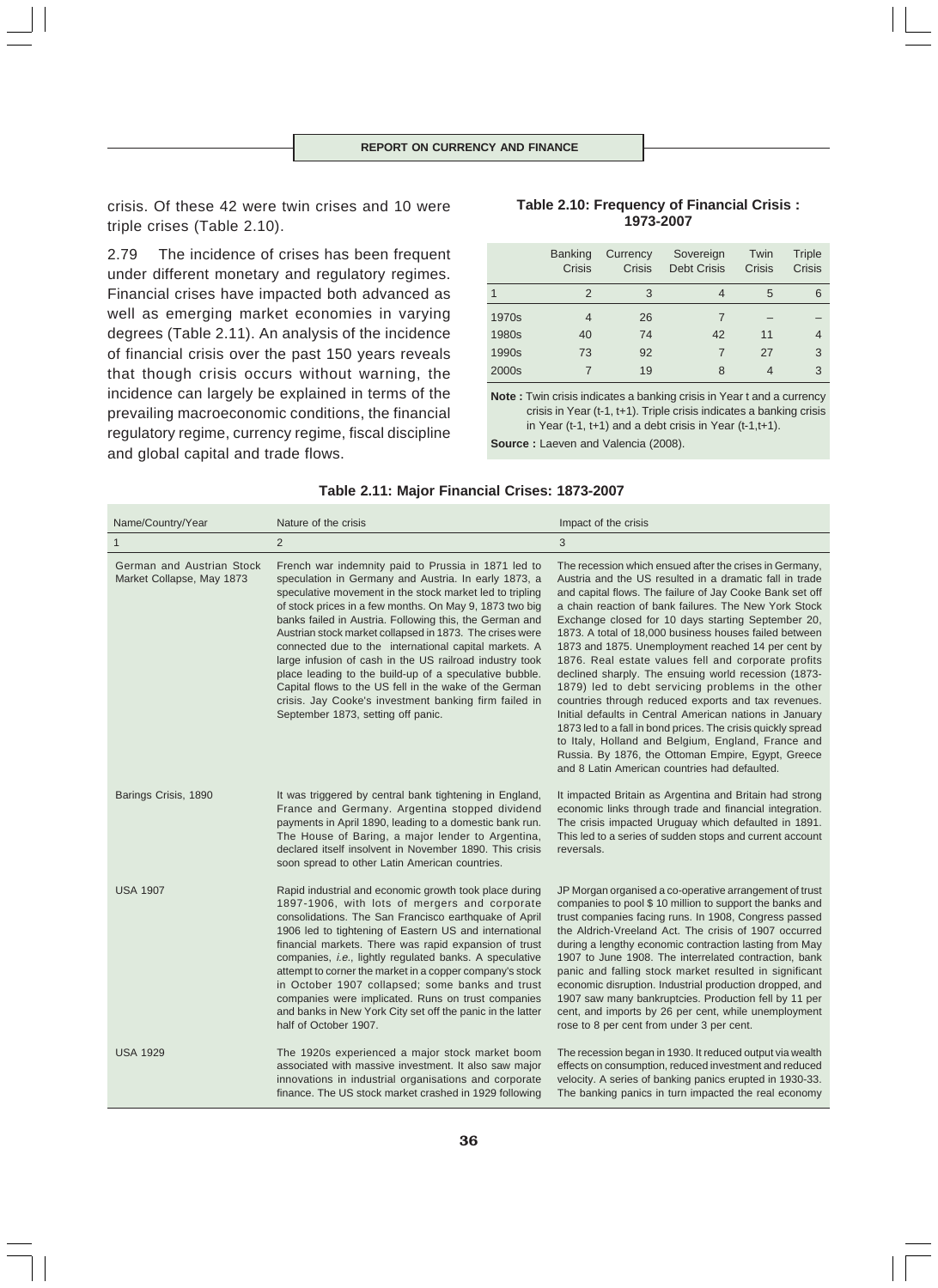crisis. Of these 42 were twin crises and 10 were triple crises (Table 2.10).

2.79 The incidence of crises has been frequent under different monetary and regulatory regimes. Financial crises have impacted both advanced as well as emerging market economies in varying degrees (Table 2.11). An analysis of the incidence of financial crisis over the past 150 years reveals that though crisis occurs without warning, the incidence can largely be explained in terms of the prevailing macroeconomic conditions, the financial regulatory regime, currency regime, fiscal discipline and global capital and trade flows.

**Table 2.10: Frequency of Financial Crisis : 1973-2007**

| | Banking Crisis | Currency Crisis | Sovereign Debt Crisis | Twin Crisis | Triple Crisis |
|---|---|---|---|---|---|
| 1 | 2 | 3 | 4 | 5 | 6 |
| 1970s | 4 | 26 | 7 | – | – |
| 1980s | 40 | 74 | 42 | 11 | 4 |
| 1990s | 73 | 92 | 7 | 27 | 3 |
| 2000s | 7 | 19 | 8 | 4 | 3 |

**Note :** Twin crisis indicates a banking crisis in Year t and a currency crisis in Year (t-1, t+1). Triple crisis indicates a banking crisis in Year (t-1, t+1) and a debt crisis in Year (t-1,t+1).

**Source :** Laeven and Valencia (2008).

**Table 2.11: Major Financial Crises: 1873-2007**

| Name/Country/Year | Nature of the crisis | Impact of the crisis |
|---|---|---|
| 1 | 2 | 3 |
| German and Austrian Stock Market Collapse, May 1873 | French war indemnity paid to Prussia in 1871 led to speculation in Germany and Austria. In early 1873, a speculative movement in the stock market led to tripling of stock prices in a few months. On May 9, 1873 two big banks failed in Austria. Following this, the German and Austrian stock market collapsed in 1873. The crises were connected due to the international capital markets. A large infusion of cash in the US railroad industry took place leading to the build-up of a speculative bubble. Capital flows to the US fell in the wake of the German crisis. Jay Cooke's investment banking firm failed in September 1873, setting off panic. | The recession which ensued after the crises in Germany, Austria and the US resulted in a dramatic fall in trade and capital flows. The failure of Jay Cooke Bank set off a chain reaction of bank failures. The New York Stock Exchange closed for 10 days starting September 20, 1873. A total of 18,000 business houses failed between 1873 and 1875. Unemployment reached 14 per cent by 1876. Real estate values fell and corporate profits declined sharply. The ensuing world recession (1873-1879) led to debt servicing problems in the other countries through reduced exports and tax revenues. Initial defaults in Central American nations in January 1873 led to a fall in bond prices. The crisis quickly spread to Italy, Holland and Belgium, England, France and Russia. By 1876, the Ottoman Empire, Egypt, Greece and 8 Latin American countries had defaulted. |
| Barings Crisis, 1890 | It was triggered by central bank tightening in England, France and Germany. Argentina stopped dividend payments in April 1890, leading to a domestic bank run. The House of Baring, a major lender to Argentina, declared itself insolvent in November 1890. This crisis soon spread to other Latin American countries. | It impacted Britain as Argentina and Britain had strong economic links through trade and financial integration. The crisis impacted Uruguay which defaulted in 1891. This led to a series of sudden stops and current account reversals. |
| USA 1907 | Rapid industrial and economic growth took place during 1897-1906, with lots of mergers and corporate consolidations. The San Francisco earthquake of April 1906 led to tightening of Eastern US and international financial markets. There was rapid expansion of trust companies, *i.e.*, lightly regulated banks. A speculative attempt to corner the market in a copper company's stock in October 1907 collapsed; some banks and trust companies were implicated. Runs on trust companies and banks in New York City set off the panic in the latter half of October 1907. | JP Morgan organised a co-operative arrangement of trust companies to pool $ 10 million to support the banks and trust companies facing runs. In 1908, Congress passed the Aldrich-Vreeland Act. The crisis of 1907 occurred during a lengthy economic contraction lasting from May 1907 to June 1908. The interrelated contraction, bank panic and falling stock market resulted in significant economic disruption. Industrial production dropped, and 1907 saw many bankruptcies. Production fell by 11 per cent, and imports by 26 per cent, while unemployment rose to 8 per cent from under 3 per cent. |
| USA 1929 | The 1920s experienced a major stock market boom associated with massive investment. It also saw major innovations in industrial organisations and corporate finance. The US stock market crashed in 1929 following | The recession began in 1930. It reduced output via wealth effects on consumption, reduced investment and reduced velocity. A series of banking panics erupted in 1930-33. The banking panics in turn impacted the real economy |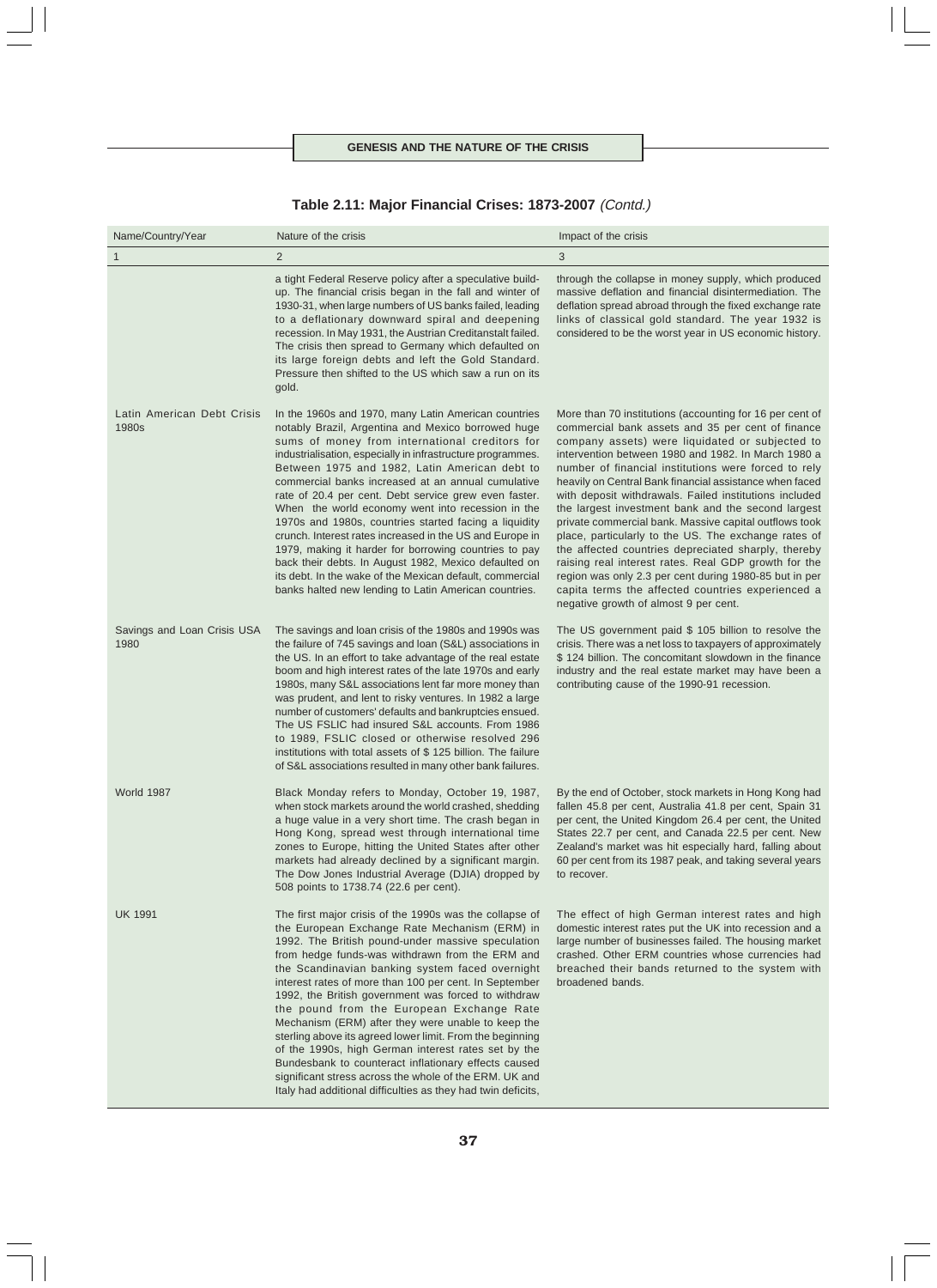## Table 2.11: Major Financial Crises: 1873-2007 *(Contd.)*

| Name/Country/Year | Nature of the crisis | Impact of the crisis |
|---|---|---|
| 1 | 2 | 3 |
| | a tight Federal Reserve policy after a speculative build-up. The financial crisis began in the fall and winter of 1930-31, when large numbers of US banks failed, leading to a deflationary downward spiral and deepening recession. In May 1931, the Austrian Creditanstalt failed. The crisis then spread to Germany which defaulted on its large foreign debts and left the Gold Standard. Pressure then shifted to the US which saw a run on its gold. | through the collapse in money supply, which produced massive deflation and financial disintermediation. The deflation spread abroad through the fixed exchange rate links of classical gold standard. The year 1932 is considered to be the worst year in US economic history. |
| Latin American Debt Crisis 1980s | In the 1960s and 1970, many Latin American countries notably Brazil, Argentina and Mexico borrowed huge sums of money from international creditors for industrialisation, especially in infrastructure programmes. Between 1975 and 1982, Latin American debt to commercial banks increased at an annual cumulative rate of 20.4 per cent. Debt service grew even faster. When the world economy went into recession in the 1970s and 1980s, countries started facing a liquidity crunch. Interest rates increased in the US and Europe in 1979, making it harder for borrowing countries to pay back their debts. In August 1982, Mexico defaulted on its debt. In the wake of the Mexican default, commercial banks halted new lending to Latin American countries. | More than 70 institutions (accounting for 16 per cent of commercial bank assets and 35 per cent of finance company assets) were liquidated or subjected to intervention between 1980 and 1982. In March 1980 a number of financial institutions were forced to rely heavily on Central Bank financial assistance when faced with deposit withdrawals. Failed institutions included the largest investment bank and the second largest private commercial bank. Massive capital outflows took place, particularly to the US. The exchange rates of the affected countries depreciated sharply, thereby raising real interest rates. Real GDP growth for the region was only 2.3 per cent during 1980-85 but in per capita terms the affected countries experienced a negative growth of almost 9 per cent. |
| Savings and Loan Crisis USA 1980 | The savings and loan crisis of the 1980s and 1990s was the failure of 745 savings and loan (S&L) associations in the US. In an effort to take advantage of the real estate boom and high interest rates of the late 1970s and early 1980s, many S&L associations lent far more money than was prudent, and lent to risky ventures. In 1982 a large number of customers' defaults and bankruptcies ensued. The US FSLIC had insured S&L accounts. From 1986 to 1989, FSLIC closed or otherwise resolved 296 institutions with total assets of $ 125 billion. The failure of S&L associations resulted in many other bank failures. | The US government paid $ 105 billion to resolve the crisis. There was a net loss to taxpayers of approximately $ 124 billion. The concomitant slowdown in the finance industry and the real estate market may have been a contributing cause of the 1990-91 recession. |
| World 1987 | Black Monday refers to Monday, October 19, 1987, when stock markets around the world crashed, shedding a huge value in a very short time. The crash began in Hong Kong, spread west through international time zones to Europe, hitting the United States after other markets had already declined by a significant margin. The Dow Jones Industrial Average (DJIA) dropped by 508 points to 1738.74 (22.6 per cent). | By the end of October, stock markets in Hong Kong had fallen 45.8 per cent, Australia 41.8 per cent, Spain 31 per cent, the United Kingdom 26.4 per cent, the United States 22.7 per cent, and Canada 22.5 per cent. New Zealand's market was hit especially hard, falling about 60 per cent from its 1987 peak, and taking several years to recover. |
| UK 1991 | The first major crisis of the 1990s was the collapse of the European Exchange Rate Mechanism (ERM) in 1992. The British pound-under massive speculation from hedge funds-was withdrawn from the ERM and the Scandinavian banking system faced overnight interest rates of more than 100 per cent. In September 1992, the British government was forced to withdraw the pound from the European Exchange Rate Mechanism (ERM) after they were unable to keep the sterling above its agreed lower limit. From the beginning of the 1990s, high German interest rates set by the Bundesbank to counteract inflationary effects caused significant stress across the whole of the ERM. UK and Italy had additional difficulties as they had twin deficits, | The effect of high German interest rates and high domestic interest rates put the UK into recession and a large number of businesses failed. The housing market crashed. Other ERM countries whose currencies had breached their bands returned to the system with broadened bands. |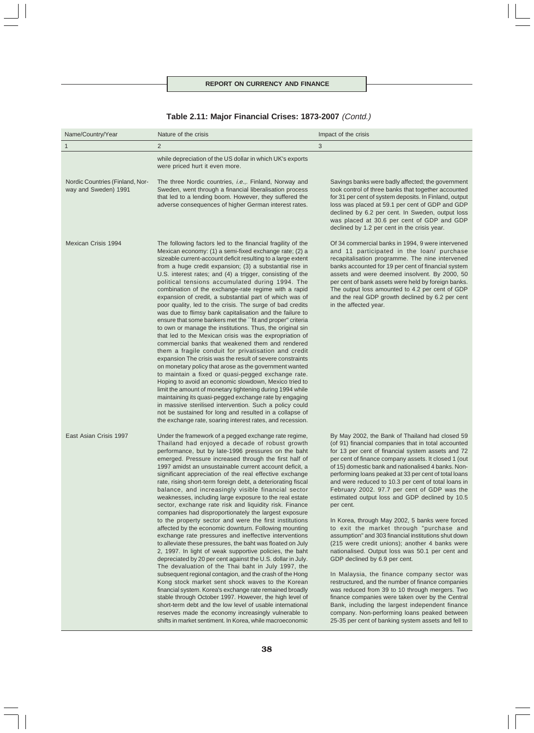**Table 2.11: Major Financial Crises: 1873-2007** *(Contd.)*

| Name/Country/Year | Nature of the crisis | Impact of the crisis |
|---|---|---|
| 1 | 2 | 3 |
| | while depreciation of the US dollar in which UK's exports were priced hurt it even more. | |
| Nordic Countries (Finland, Norway and Sweden) 1991 | The three Nordic countries, *i.e.*,. Finland, Norway and Sweden, went through a financial liberalisation process that led to a lending boom. However, they suffered the adverse consequences of higher German interest rates. | Savings banks were badly affected; the government took control of three banks that together accounted for 31 per cent of system deposits. In Finland, output loss was placed at 59.1 per cent of GDP and GDP declined by 6.2 per cent. In Sweden, output loss was placed at 30.6 per cent of GDP and GDP declined by 1.2 per cent in the crisis year. |
| Mexican Crisis 1994 | The following factors led to the financial fragility of the Mexican economy: (1) a semi-fixed exchange rate; (2) a sizeable current-account deficit resulting to a large extent from a huge credit expansion; (3) a substantial rise in U.S. interest rates; and (4) a trigger, consisting of the political tensions accumulated during 1994. The combination of the exchange-rate regime with a rapid expansion of credit, a substantial part of which was of poor quality, led to the crisis. The surge of bad credits was due to flimsy bank capitalisation and the failure to ensure that some bankers met the ``fit and proper'' criteria to own or manage the institutions. Thus, the original sin that led to the Mexican crisis was the expropriation of commercial banks that weakened them and rendered them a fragile conduit for privatisation and credit expansion The crisis was the result of severe constraints on monetary policy that arose as the government wanted to maintain a fixed or quasi-pegged exchange rate. Hoping to avoid an economic slowdown, Mexico tried to limit the amount of monetary tightening during 1994 while maintaining its quasi-pegged exchange rate by engaging in massive sterilised intervention. Such a policy could not be sustained for long and resulted in a collapse of the exchange rate, soaring interest rates, and recession. | Of 34 commercial banks in 1994, 9 were intervened and 11 participated in the loan/ purchase recapitalisation programme. The nine intervened banks accounted for 19 per cent of financial system assets and were deemed insolvent. By 2000, 50 per cent of bank assets were held by foreign banks. The output loss amounted to 4.2 per cent of GDP and the real GDP growth declined by 6.2 per cent in the affected year. |
| East Asian Crisis 1997 | Under the framework of a pegged exchange rate regime, Thailand had enjoyed a decade of robust growth performance, but by late-1996 pressures on the baht emerged. Pressure increased through the first half of 1997 amidst an unsustainable current account deficit, a significant appreciation of the real effective exchange rate, rising short-term foreign debt, a deteriorating fiscal balance, and increasingly visible financial sector weaknesses, including large exposure to the real estate sector, exchange rate risk and liquidity risk. Finance companies had disproportionately the largest exposure to the property sector and were the first institutions affected by the economic downturn. Following mounting exchange rate pressures and ineffective interventions to alleviate these pressures, the baht was floated on July 2, 1997. In light of weak supportive policies, the baht depreciated by 20 per cent against the U.S. dollar in July. The devaluation of the Thai baht in July 1997, the subsequent regional contagion, and the crash of the Hong Kong stock market sent shock waves to the Korean financial system. Korea's exchange rate remained broadly stable through October 1997. However, the high level of short-term debt and the low level of usable international reserves made the economy increasingly vulnerable to shifts in market sentiment. In Korea, while macroeconomic | By May 2002, the Bank of Thailand had closed 59 (of 91) financial companies that in total accounted for 13 per cent of financial system assets and 72 per cent of finance company assets. It closed 1 (out of 15) domestic bank and nationalised 4 banks. Non-performing loans peaked at 33 per cent of total loans and were reduced to 10.3 per cent of total loans in February 2002. 97.7 per cent of GDP was the estimated output loss and GDP declined by 10.5 per cent.<br><br>In Korea, through May 2002, 5 banks were forced to exit the market through "purchase and assumption" and 303 financial institutions shut down (215 were credit unions); another 4 banks were nationalised. Output loss was 50.1 per cent and GDP declined by 6.9 per cent.<br><br>In Malaysia, the finance company sector was restructured, and the number of finance companies was reduced from 39 to 10 through mergers. Two finance companies were taken over by the Central Bank, including the largest independent finance company. Non-performing loans peaked between 25-35 per cent of banking system assets and fell to |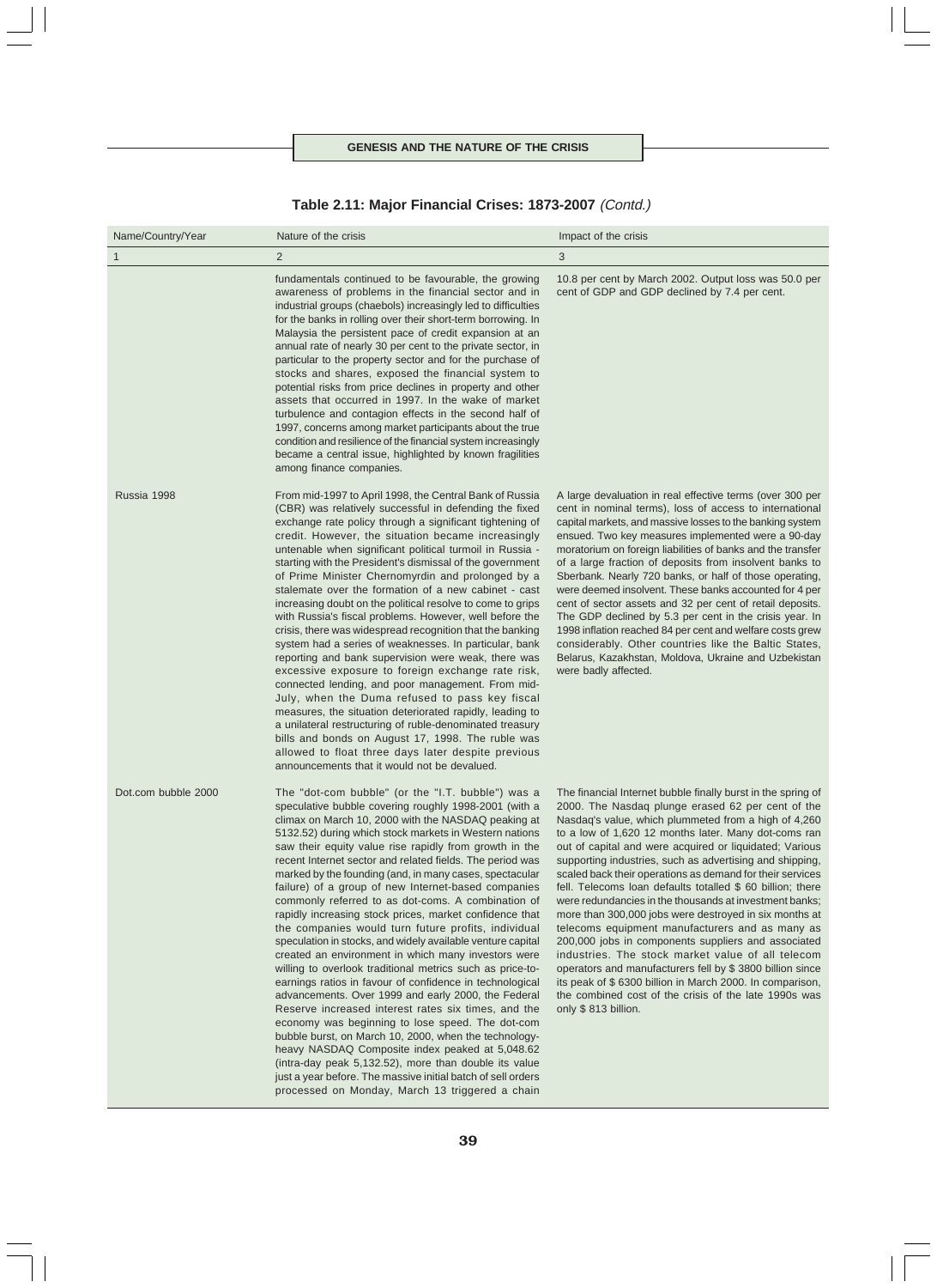## Table 2.11: Major Financial Crises: 1873-2007 *(Contd.)*

| Name/Country/Year | Nature of the crisis | Impact of the crisis |
|---|---|---|
| 1 | 2 | 3 |
| | fundamentals continued to be favourable, the growing awareness of problems in the financial sector and in industrial groups (chaebols) increasingly led to difficulties for the banks in rolling over their short-term borrowing. In Malaysia the persistent pace of credit expansion at an annual rate of nearly 30 per cent to the private sector, in particular to the property sector and for the purchase of stocks and shares, exposed the financial system to potential risks from price declines in property and other assets that occurred in 1997. In the wake of market turbulence and contagion effects in the second half of 1997, concerns among market participants about the true condition and resilience of the financial system increasingly became a central issue, highlighted by known fragilities among finance companies. | 10.8 per cent by March 2002. Output loss was 50.0 per cent of GDP and GDP declined by 7.4 per cent. |
| Russia 1998 | From mid-1997 to April 1998, the Central Bank of Russia (CBR) was relatively successful in defending the fixed exchange rate policy through a significant tightening of credit. However, the situation became increasingly untenable when significant political turmoil in Russia - starting with the President's dismissal of the government of Prime Minister Chernomyrdin and prolonged by a stalemate over the formation of a new cabinet - cast increasing doubt on the political resolve to come to grips with Russia's fiscal problems. However, well before the crisis, there was widespread recognition that the banking system had a series of weaknesses. In particular, bank reporting and bank supervision were weak, there was excessive exposure to foreign exchange rate risk, connected lending, and poor management. From mid-July, when the Duma refused to pass key fiscal measures, the situation deteriorated rapidly, leading to a unilateral restructuring of ruble-denominated treasury bills and bonds on August 17, 1998. The ruble was allowed to float three days later despite previous announcements that it would not be devalued. | A large devaluation in real effective terms (over 300 per cent in nominal terms), loss of access to international capital markets, and massive losses to the banking system ensued. Two key measures implemented were a 90-day moratorium on foreign liabilities of banks and the transfer of a large fraction of deposits from insolvent banks to Sberbank. Nearly 720 banks, or half of those operating, were deemed insolvent. These banks accounted for 4 per cent of sector assets and 32 per cent of retail deposits. The GDP declined by 5.3 per cent in the crisis year. In 1998 inflation reached 84 per cent and welfare costs grew considerably. Other countries like the Baltic States, Belarus, Kazakhstan, Moldova, Ukraine and Uzbekistan were badly affected. |
| Dot.com bubble 2000 | The "dot-com bubble" (or the "I.T. bubble") was a speculative bubble covering roughly 1998-2001 (with a climax on March 10, 2000 with the NASDAQ peaking at 5132.52) during which stock markets in Western nations saw their equity value rise rapidly from growth in the recent Internet sector and related fields. The period was marked by the founding (and, in many cases, spectacular failure) of a group of new Internet-based companies commonly referred to as dot-coms. A combination of rapidly increasing stock prices, market confidence that the companies would turn future profits, individual speculation in stocks, and widely available venture capital created an environment in which many investors were willing to overlook traditional metrics such as price-to-earnings ratios in favour of confidence in technological advancements. Over 1999 and early 2000, the Federal Reserve increased interest rates six times, and the economy was beginning to lose speed. The dot-com bubble burst, on March 10, 2000, when the technology-heavy NASDAQ Composite index peaked at 5,048.62 (intra-day peak 5,132.52), more than double its value just a year before. The massive initial batch of sell orders processed on Monday, March 13 triggered a chain | The financial Internet bubble finally burst in the spring of 2000. The Nasdaq plunge erased 62 per cent of the Nasdaq's value, which plummeted from a high of 4,260 to a low of 1,620 12 months later. Many dot-coms ran out of capital and were acquired or liquidated; Various supporting industries, such as advertising and shipping, scaled back their operations as demand for their services fell. Telecoms loan defaults totalled $ 60 billion; there were redundancies in the thousands at investment banks; more than 300,000 jobs were destroyed in six months at telecoms equipment manufacturers and as many as 200,000 jobs in components suppliers and associated industries. The stock market value of all telecom operators and manufacturers fell by $ 3800 billion since its peak of $ 6300 billion in March 2000. In comparison, the combined cost of the crisis of the late 1990s was only $ 813 billion. |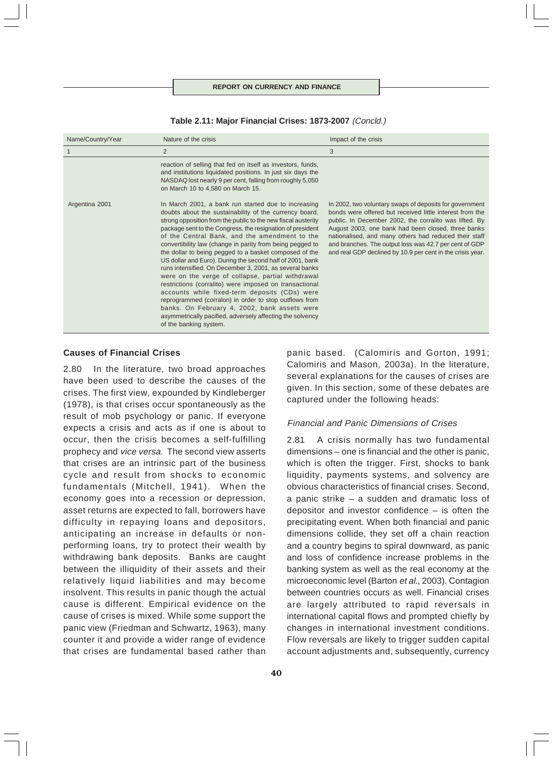**Table 2.11: Major Financial Crises: 1873-2007** *(Concld.)*

| Name/Country/Year | Nature of the crisis | Impact of the crisis |
|---|---|---|
| 1 | 2 | 3 |
| | reaction of selling that fed on itself as investors, funds, and institutions liquidated positions. In just six days the NASDAQ lost nearly 9 per cent, falling from roughly 5,050 on March 10 to 4,580 on March 15. | |
| Argentina 2001 | In March 2001, a bank run started due to increasing doubts about the sustainability of the currency board, strong opposition from the public to the new fiscal austerity package sent to the Congress, the resignation of president of the Central Bank, and the amendment to the convertibility law (change in parity from being pegged to the dollar to being pegged to a basket composed of the US dollar and Euro). During the second half of 2001, bank runs intensified. On December 3, 2001, as several banks were on the verge of collapse, partial withdrawal restrictions (corralito) were imposed on transactional accounts while fixed-term deposits (CDs) were reprogrammed (corralon) in order to stop outflows from banks. On February 4, 2002, bank assets were asymmetrically pacified, adversely affecting the solvency of the banking system. | In 2002, two voluntary swaps of deposits for government bonds were offered but received little interest from the public. In December 2002, the corralito was lifted. By August 2003, one bank had been closed, three banks nationalised, and many others had reduced their staff and branches. The output loss was 42.7 per cent of GDP and real GDP declined by 10.9 per cent in the crisis year. |

### Causes of Financial Crises

2.80 In the literature, two broad approaches have been used to describe the causes of the crises. The first view, expounded by Kindleberger (1978), is that crises occur spontaneously as the result of mob psychology or panic. If everyone expects a crisis and acts as if one is about to occur, then the crisis becomes a self-fulfilling prophecy and *vice versa*. The second view asserts that crises are an intrinsic part of the business cycle and result from shocks to economic fundamentals (Mitchell, 1941). When the economy goes into a recession or depression, asset returns are expected to fall, borrowers have difficulty in repaying loans and depositors, anticipating an increase in defaults or non-performing loans, try to protect their wealth by withdrawing bank deposits. Banks are caught between the illiquidity of their assets and their relatively liquid liabilities and may become insolvent. This results in panic though the actual cause is different. Empirical evidence on the cause of crises is mixed. While some support the panic view (Friedman and Schwartz, 1963), many counter it and provide a wider range of evidence that crises are fundamental based rather than panic based. (Calomiris and Gorton, 1991; Calomiris and Mason, 2003a). In the literature, several explanations for the causes of crises are given. In this section, some of these debates are captured under the following heads:

#### *Financial and Panic Dimensions of Crises*

2.81 A crisis normally has two fundamental dimensions – one is financial and the other is panic, which is often the trigger. First, shocks to bank liquidity, payments systems, and solvency are obvious characteristics of financial crises. Second, a panic strike – a sudden and dramatic loss of depositor and investor confidence – is often the precipitating event. When both financial and panic dimensions collide, they set off a chain reaction and a country begins to spiral downward, as panic and loss of confidence increase problems in the banking system as well as the real economy at the microeconomic level (Barton *et al.*, 2003). Contagion between countries occurs as well. Financial crises are largely attributed to rapid reversals in international capital flows and prompted chiefly by changes in international investment conditions. Flow reversals are likely to trigger sudden capital account adjustments and, subsequently, currency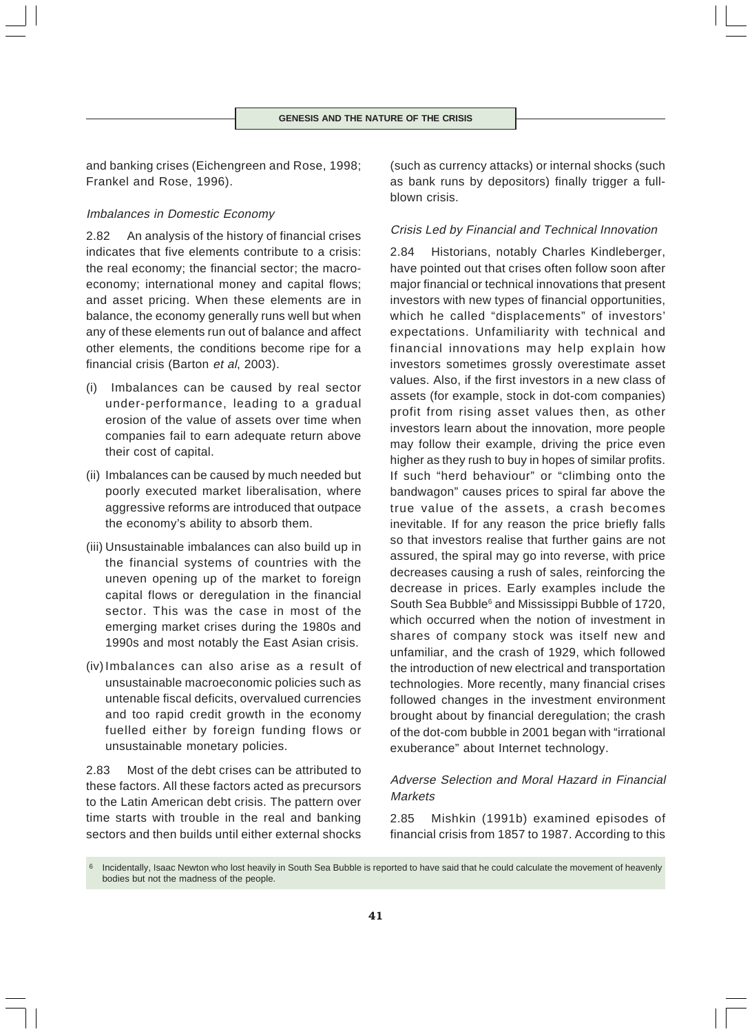and banking crises (Eichengreen and Rose, 1998; Frankel and Rose, 1996).

### *Imbalances in Domestic Economy*

2.82 An analysis of the history of financial crises indicates that five elements contribute to a crisis: the real economy; the financial sector; the macro-economy; international money and capital flows; and asset pricing. When these elements are in balance, the economy generally runs well but when any of these elements run out of balance and affect other elements, the conditions become ripe for a financial crisis (Barton *et al*, 2003).

(i) Imbalances can be caused by real sector under-performance, leading to a gradual erosion of the value of assets over time when companies fail to earn adequate return above their cost of capital.

(ii) Imbalances can be caused by much needed but poorly executed market liberalisation, where aggressive reforms are introduced that outpace the economy's ability to absorb them.

(iii) Unsustainable imbalances can also build up in the financial systems of countries with the uneven opening up of the market to foreign capital flows or deregulation in the financial sector. This was the case in most of the emerging market crises during the 1980s and 1990s and most notably the East Asian crisis.

(iv) Imbalances can also arise as a result of unsustainable macroeconomic policies such as untenable fiscal deficits, overvalued currencies and too rapid credit growth in the economy fuelled either by foreign funding flows or unsustainable monetary policies.

2.83 Most of the debt crises can be attributed to these factors. All these factors acted as precursors to the Latin American debt crisis. The pattern over time starts with trouble in the real and banking sectors and then builds until either external shocks (such as currency attacks) or internal shocks (such as bank runs by depositors) finally trigger a full-blown crisis.

### *Crisis Led by Financial and Technical Innovation*

2.84 Historians, notably Charles Kindleberger, have pointed out that crises often follow soon after major financial or technical innovations that present investors with new types of financial opportunities, which he called "displacements" of investors' expectations. Unfamiliarity with technical and financial innovations may help explain how investors sometimes grossly overestimate asset values. Also, if the first investors in a new class of assets (for example, stock in dot-com companies) profit from rising asset values then, as other investors learn about the innovation, more people may follow their example, driving the price even higher as they rush to buy in hopes of similar profits. If such "herd behaviour" or "climbing onto the bandwagon" causes prices to spiral far above the true value of the assets, a crash becomes inevitable. If for any reason the price briefly falls so that investors realise that further gains are not assured, the spiral may go into reverse, with price decreases causing a rush of sales, reinforcing the decrease in prices. Early examples include the South Sea Bubble[6] and Mississippi Bubble of 1720, which occurred when the notion of investment in shares of company stock was itself new and unfamiliar, and the crash of 1929, which followed the introduction of new electrical and transportation technologies. More recently, many financial crises followed changes in the investment environment brought about by financial deregulation; the crash of the dot-com bubble in 2001 began with "irrational exuberance" about Internet technology.

### *Adverse Selection and Moral Hazard in Financial Markets*

2.85 Mishkin (1991b) examined episodes of financial crisis from 1857 to 1987. According to this

[6] Incidentally, Isaac Newton who lost heavily in South Sea Bubble is reported to have said that he could calculate the movement of heavenly bodies but not the madness of the people.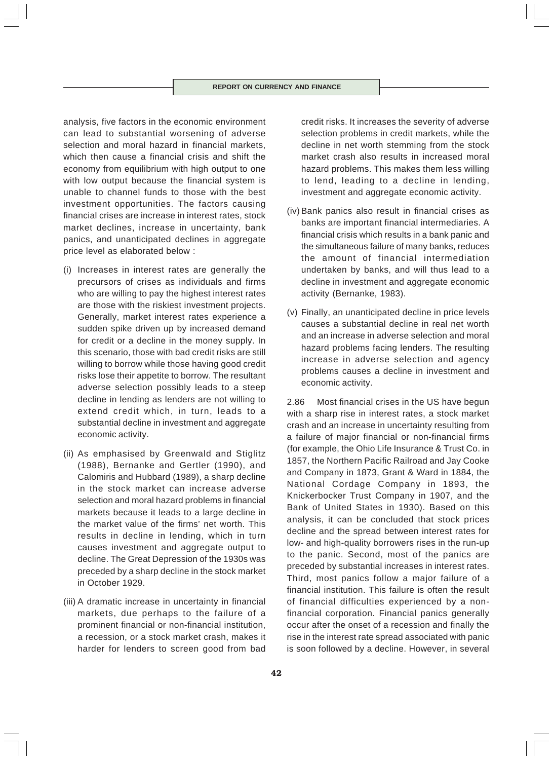analysis, five factors in the economic environment can lead to substantial worsening of adverse selection and moral hazard in financial markets, which then cause a financial crisis and shift the economy from equilibrium with high output to one with low output because the financial system is unable to channel funds to those with the best investment opportunities. The factors causing financial crises are increase in interest rates, stock market declines, increase in uncertainty, bank panics, and unanticipated declines in aggregate price level as elaborated below :

(i) Increases in interest rates are generally the precursors of crises as individuals and firms who are willing to pay the highest interest rates are those with the riskiest investment projects. Generally, market interest rates experience a sudden spike driven up by increased demand for credit or a decline in the money supply. In this scenario, those with bad credit risks are still willing to borrow while those having good credit risks lose their appetite to borrow. The resultant adverse selection possibly leads to a steep decline in lending as lenders are not willing to extend credit which, in turn, leads to a substantial decline in investment and aggregate economic activity.

(ii) As emphasised by Greenwald and Stiglitz (1988), Bernanke and Gertler (1990), and Calomiris and Hubbard (1989), a sharp decline in the stock market can increase adverse selection and moral hazard problems in financial markets because it leads to a large decline in the market value of the firms' net worth. This results in decline in lending, which in turn causes investment and aggregate output to decline. The Great Depression of the 1930s was preceded by a sharp decline in the stock market in October 1929.

(iii) A dramatic increase in uncertainty in financial markets, due perhaps to the failure of a prominent financial or non-financial institution, a recession, or a stock market crash, makes it harder for lenders to screen good from bad credit risks. It increases the severity of adverse selection problems in credit markets, while the decline in net worth stemming from the stock market crash also results in increased moral hazard problems. This makes them less willing to lend, leading to a decline in lending, investment and aggregate economic activity.

(iv) Bank panics also result in financial crises as banks are important financial intermediaries. A financial crisis which results in a bank panic and the simultaneous failure of many banks, reduces the amount of financial intermediation undertaken by banks, and will thus lead to a decline in investment and aggregate economic activity (Bernanke, 1983).

(v) Finally, an unanticipated decline in price levels causes a substantial decline in real net worth and an increase in adverse selection and moral hazard problems facing lenders. The resulting increase in adverse selection and agency problems causes a decline in investment and economic activity.

2.86 Most financial crises in the US have begun with a sharp rise in interest rates, a stock market crash and an increase in uncertainty resulting from a failure of major financial or non-financial firms (for example, the Ohio Life Insurance & Trust Co. in 1857, the Northern Pacific Railroad and Jay Cooke and Company in 1873, Grant & Ward in 1884, the National Cordage Company in 1893, the Knickerbocker Trust Company in 1907, and the Bank of United States in 1930). Based on this analysis, it can be concluded that stock prices decline and the spread between interest rates for low- and high-quality borrowers rises in the run-up to the panic. Second, most of the panics are preceded by substantial increases in interest rates. Third, most panics follow a major failure of a financial institution. This failure is often the result of financial difficulties experienced by a non-financial corporation. Financial panics generally occur after the onset of a recession and finally the rise in the interest rate spread associated with panic is soon followed by a decline. However, in several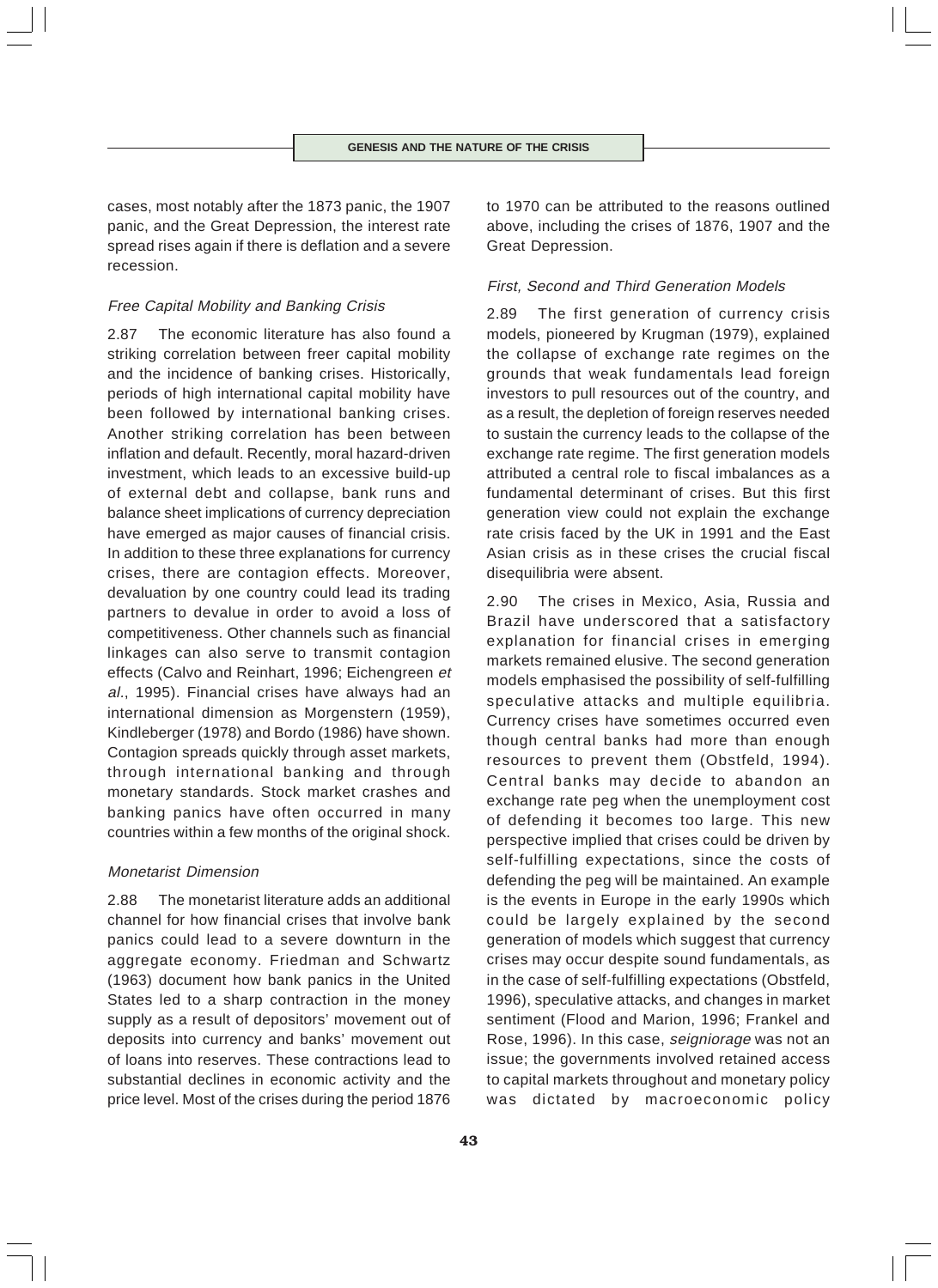cases, most notably after the 1873 panic, the 1907 panic, and the Great Depression, the interest rate spread rises again if there is deflation and a severe recession.

*Free Capital Mobility and Banking Crisis*

2.87 The economic literature has also found a striking correlation between freer capital mobility and the incidence of banking crises. Historically, periods of high international capital mobility have been followed by international banking crises. Another striking correlation has been between inflation and default. Recently, moral hazard-driven investment, which leads to an excessive build-up of external debt and collapse, bank runs and balance sheet implications of currency depreciation have emerged as major causes of financial crisis. In addition to these three explanations for currency crises, there are contagion effects. Moreover, devaluation by one country could lead its trading partners to devalue in order to avoid a loss of competitiveness. Other channels such as financial linkages can also serve to transmit contagion effects (Calvo and Reinhart, 1996; Eichengreen *et al*., 1995). Financial crises have always had an international dimension as Morgenstern (1959), Kindleberger (1978) and Bordo (1986) have shown. Contagion spreads quickly through asset markets, through international banking and through monetary standards. Stock market crashes and banking panics have often occurred in many countries within a few months of the original shock.

*Monetarist Dimension*

2.88 The monetarist literature adds an additional channel for how financial crises that involve bank panics could lead to a severe downturn in the aggregate economy. Friedman and Schwartz (1963) document how bank panics in the United States led to a sharp contraction in the money supply as a result of depositors' movement out of deposits into currency and banks' movement out of loans into reserves. These contractions lead to substantial declines in economic activity and the price level. Most of the crises during the period 1876 to 1970 can be attributed to the reasons outlined above, including the crises of 1876, 1907 and the Great Depression.

*First, Second and Third Generation Models*

2.89 The first generation of currency crisis models, pioneered by Krugman (1979), explained the collapse of exchange rate regimes on the grounds that weak fundamentals lead foreign investors to pull resources out of the country, and as a result, the depletion of foreign reserves needed to sustain the currency leads to the collapse of the exchange rate regime. The first generation models attributed a central role to fiscal imbalances as a fundamental determinant of crises. But this first generation view could not explain the exchange rate crisis faced by the UK in 1991 and the East Asian crisis as in these crises the crucial fiscal disequilibria were absent.

2.90 The crises in Mexico, Asia, Russia and Brazil have underscored that a satisfactory explanation for financial crises in emerging markets remained elusive. The second generation models emphasised the possibility of self-fulfilling speculative attacks and multiple equilibria. Currency crises have sometimes occurred even though central banks had more than enough resources to prevent them (Obstfeld, 1994). Central banks may decide to abandon an exchange rate peg when the unemployment cost of defending it becomes too large. This new perspective implied that crises could be driven by self-fulfilling expectations, since the costs of defending the peg will be maintained. An example is the events in Europe in the early 1990s which could be largely explained by the second generation of models which suggest that currency crises may occur despite sound fundamentals, as in the case of self-fulfilling expectations (Obstfeld, 1996), speculative attacks, and changes in market sentiment (Flood and Marion, 1996; Frankel and Rose, 1996). In this case, *seigniorage* was not an issue; the governments involved retained access to capital markets throughout and monetary policy was dictated by macroeconomic policy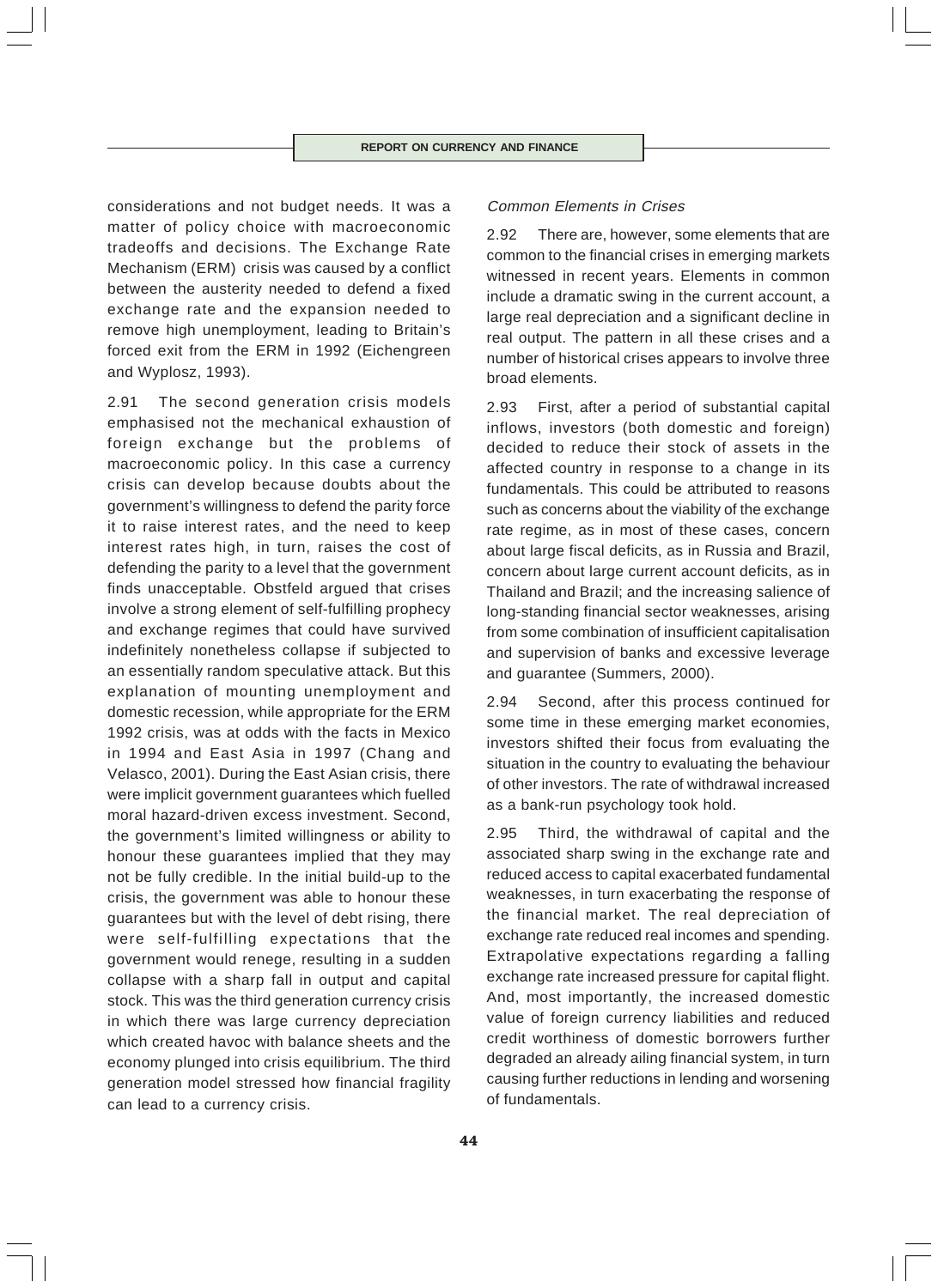considerations and not budget needs. It was a matter of policy choice with macroeconomic tradeoffs and decisions. The Exchange Rate Mechanism (ERM) crisis was caused by a conflict between the austerity needed to defend a fixed exchange rate and the expansion needed to remove high unemployment, leading to Britain's forced exit from the ERM in 1992 (Eichengreen and Wyplosz, 1993).

2.91 The second generation crisis models emphasised not the mechanical exhaustion of foreign exchange but the problems of macroeconomic policy. In this case a currency crisis can develop because doubts about the government's willingness to defend the parity force it to raise interest rates, and the need to keep interest rates high, in turn, raises the cost of defending the parity to a level that the government finds unacceptable. Obstfeld argued that crises involve a strong element of self-fulfilling prophecy and exchange regimes that could have survived indefinitely nonetheless collapse if subjected to an essentially random speculative attack. But this explanation of mounting unemployment and domestic recession, while appropriate for the ERM 1992 crisis, was at odds with the facts in Mexico in 1994 and East Asia in 1997 (Chang and Velasco, 2001). During the East Asian crisis, there were implicit government guarantees which fuelled moral hazard-driven excess investment. Second, the government's limited willingness or ability to honour these guarantees implied that they may not be fully credible. In the initial build-up to the crisis, the government was able to honour these guarantees but with the level of debt rising, there were self-fulfilling expectations that the government would renege, resulting in a sudden collapse with a sharp fall in output and capital stock. This was the third generation currency crisis in which there was large currency depreciation which created havoc with balance sheets and the economy plunged into crisis equilibrium. The third generation model stressed how financial fragility can lead to a currency crisis.

*Common Elements in Crises*

2.92 There are, however, some elements that are common to the financial crises in emerging markets witnessed in recent years. Elements in common include a dramatic swing in the current account, a large real depreciation and a significant decline in real output. The pattern in all these crises and a number of historical crises appears to involve three broad elements.

2.93 First, after a period of substantial capital inflows, investors (both domestic and foreign) decided to reduce their stock of assets in the affected country in response to a change in its fundamentals. This could be attributed to reasons such as concerns about the viability of the exchange rate regime, as in most of these cases, concern about large fiscal deficits, as in Russia and Brazil, concern about large current account deficits, as in Thailand and Brazil; and the increasing salience of long-standing financial sector weaknesses, arising from some combination of insufficient capitalisation and supervision of banks and excessive leverage and guarantee (Summers, 2000).

2.94 Second, after this process continued for some time in these emerging market economies, investors shifted their focus from evaluating the situation in the country to evaluating the behaviour of other investors. The rate of withdrawal increased as a bank-run psychology took hold.

2.95 Third, the withdrawal of capital and the associated sharp swing in the exchange rate and reduced access to capital exacerbated fundamental weaknesses, in turn exacerbating the response of the financial market. The real depreciation of exchange rate reduced real incomes and spending. Extrapolative expectations regarding a falling exchange rate increased pressure for capital flight. And, most importantly, the increased domestic value of foreign currency liabilities and reduced credit worthiness of domestic borrowers further degraded an already ailing financial system, in turn causing further reductions in lending and worsening of fundamentals.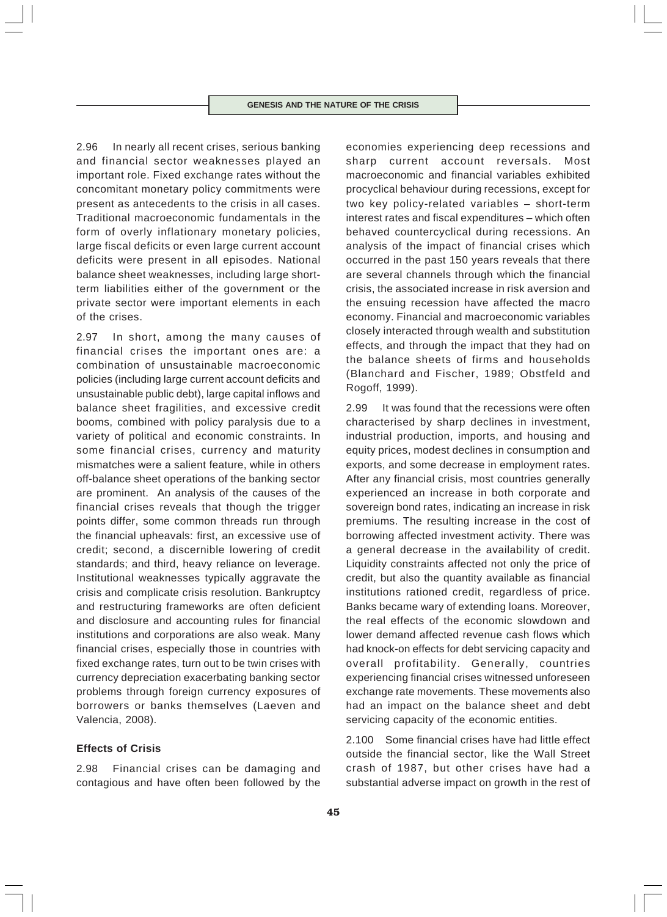2.96 In nearly all recent crises, serious banking and financial sector weaknesses played an important role. Fixed exchange rates without the concomitant monetary policy commitments were present as antecedents to the crisis in all cases. Traditional macroeconomic fundamentals in the form of overly inflationary monetary policies, large fiscal deficits or even large current account deficits were present in all episodes. National balance sheet weaknesses, including large short-term liabilities either of the government or the private sector were important elements in each of the crises.

2.97 In short, among the many causes of financial crises the important ones are: a combination of unsustainable macroeconomic policies (including large current account deficits and unsustainable public debt), large capital inflows and balance sheet fragilities, and excessive credit booms, combined with policy paralysis due to a variety of political and economic constraints. In some financial crises, currency and maturity mismatches were a salient feature, while in others off-balance sheet operations of the banking sector are prominent. An analysis of the causes of the financial crises reveals that though the trigger points differ, some common threads run through the financial upheavals: first, an excessive use of credit; second, a discernible lowering of credit standards; and third, heavy reliance on leverage. Institutional weaknesses typically aggravate the crisis and complicate crisis resolution. Bankruptcy and restructuring frameworks are often deficient and disclosure and accounting rules for financial institutions and corporations are also weak. Many financial crises, especially those in countries with fixed exchange rates, turn out to be twin crises with currency depreciation exacerbating banking sector problems through foreign currency exposures of borrowers or banks themselves (Laeven and Valencia, 2008).

### Effects of Crisis

2.98 Financial crises can be damaging and contagious and have often been followed by the economies experiencing deep recessions and sharp current account reversals. Most macroeconomic and financial variables exhibited procyclical behaviour during recessions, except for two key policy-related variables – short-term interest rates and fiscal expenditures – which often behaved countercyclical during recessions. An analysis of the impact of financial crises which occurred in the past 150 years reveals that there are several channels through which the financial crisis, the associated increase in risk aversion and the ensuing recession have affected the macro economy. Financial and macroeconomic variables closely interacted through wealth and substitution effects, and through the impact that they had on the balance sheets of firms and households (Blanchard and Fischer, 1989; Obstfeld and Rogoff, 1999).

2.99 It was found that the recessions were often characterised by sharp declines in investment, industrial production, imports, and housing and equity prices, modest declines in consumption and exports, and some decrease in employment rates. After any financial crisis, most countries generally experienced an increase in both corporate and sovereign bond rates, indicating an increase in risk premiums. The resulting increase in the cost of borrowing affected investment activity. There was a general decrease in the availability of credit. Liquidity constraints affected not only the price of credit, but also the quantity available as financial institutions rationed credit, regardless of price. Banks became wary of extending loans. Moreover, the real effects of the economic slowdown and lower demand affected revenue cash flows which had knock-on effects for debt servicing capacity and overall profitability. Generally, countries experiencing financial crises witnessed unforeseen exchange rate movements. These movements also had an impact on the balance sheet and debt servicing capacity of the economic entities.

2.100 Some financial crises have had little effect outside the financial sector, like the Wall Street crash of 1987, but other crises have had a substantial adverse impact on growth in the rest of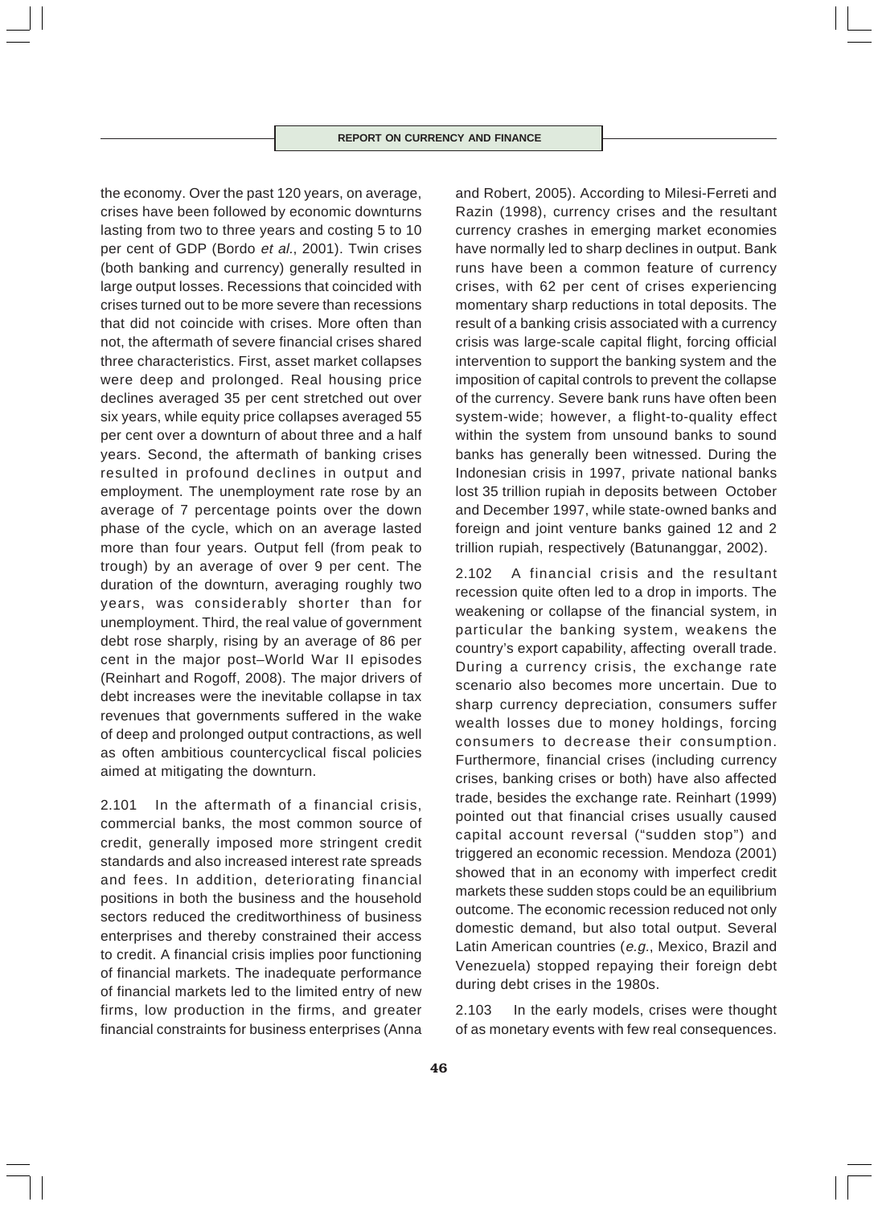the economy. Over the past 120 years, on average, crises have been followed by economic downturns lasting from two to three years and costing 5 to 10 per cent of GDP (Bordo *et al.*, 2001). Twin crises (both banking and currency) generally resulted in large output losses. Recessions that coincided with crises turned out to be more severe than recessions that did not coincide with crises. More often than not, the aftermath of severe financial crises shared three characteristics. First, asset market collapses were deep and prolonged. Real housing price declines averaged 35 per cent stretched out over six years, while equity price collapses averaged 55 per cent over a downturn of about three and a half years. Second, the aftermath of banking crises resulted in profound declines in output and employment. The unemployment rate rose by an average of 7 percentage points over the down phase of the cycle, which on an average lasted more than four years. Output fell (from peak to trough) by an average of over 9 per cent. The duration of the downturn, averaging roughly two years, was considerably shorter than for unemployment. Third, the real value of government debt rose sharply, rising by an average of 86 per cent in the major post–World War II episodes (Reinhart and Rogoff, 2008). The major drivers of debt increases were the inevitable collapse in tax revenues that governments suffered in the wake of deep and prolonged output contractions, as well as often ambitious countercyclical fiscal policies aimed at mitigating the downturn.

2.101 In the aftermath of a financial crisis, commercial banks, the most common source of credit, generally imposed more stringent credit standards and also increased interest rate spreads and fees. In addition, deteriorating financial positions in both the business and the household sectors reduced the creditworthiness of business enterprises and thereby constrained their access to credit. A financial crisis implies poor functioning of financial markets. The inadequate performance of financial markets led to the limited entry of new firms, low production in the firms, and greater financial constraints for business enterprises (Anna and Robert, 2005). According to Milesi-Ferreti and Razin (1998), currency crises and the resultant currency crashes in emerging market economies have normally led to sharp declines in output. Bank runs have been a common feature of currency crises, with 62 per cent of crises experiencing momentary sharp reductions in total deposits. The result of a banking crisis associated with a currency crisis was large-scale capital flight, forcing official intervention to support the banking system and the imposition of capital controls to prevent the collapse of the currency. Severe bank runs have often been system-wide; however, a flight-to-quality effect within the system from unsound banks to sound banks has generally been witnessed. During the Indonesian crisis in 1997, private national banks lost 35 trillion rupiah in deposits between October and December 1997, while state-owned banks and foreign and joint venture banks gained 12 and 2 trillion rupiah, respectively (Batunanggar, 2002).

2.102 A financial crisis and the resultant recession quite often led to a drop in imports. The weakening or collapse of the financial system, in particular the banking system, weakens the country's export capability, affecting overall trade. During a currency crisis, the exchange rate scenario also becomes more uncertain. Due to sharp currency depreciation, consumers suffer wealth losses due to money holdings, forcing consumers to decrease their consumption. Furthermore, financial crises (including currency crises, banking crises or both) have also affected trade, besides the exchange rate. Reinhart (1999) pointed out that financial crises usually caused capital account reversal ("sudden stop") and triggered an economic recession. Mendoza (2001) showed that in an economy with imperfect credit markets these sudden stops could be an equilibrium outcome. The economic recession reduced not only domestic demand, but also total output. Several Latin American countries (*e.g.*, Mexico, Brazil and Venezuela) stopped repaying their foreign debt during debt crises in the 1980s.

2.103 In the early models, crises were thought of as monetary events with few real consequences.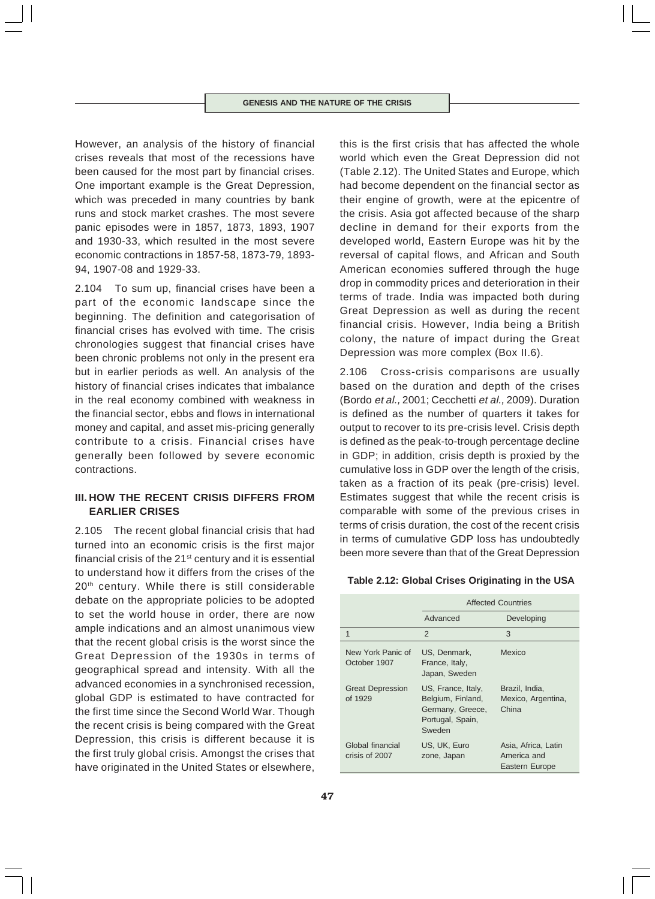However, an analysis of the history of financial crises reveals that most of the recessions have been caused for the most part by financial crises. One important example is the Great Depression, which was preceded in many countries by bank runs and stock market crashes. The most severe panic episodes were in 1857, 1873, 1893, 1907 and 1930-33, which resulted in the most severe economic contractions in 1857-58, 1873-79, 1893-94, 1907-08 and 1929-33.

2.104 To sum up, financial crises have been a part of the economic landscape since the beginning. The definition and categorisation of financial crises has evolved with time. The crisis chronologies suggest that financial crises have been chronic problems not only in the present era but in earlier periods as well. An analysis of the history of financial crises indicates that imbalance in the real economy combined with weakness in the financial sector, ebbs and flows in international money and capital, and asset mis-pricing generally contribute to a crisis. Financial crises have generally been followed by severe economic contractions.

## III. HOW THE RECENT CRISIS DIFFERS FROM EARLIER CRISES

2.105 The recent global financial crisis that had turned into an economic crisis is the first major financial crisis of the 21st century and it is essential to understand how it differs from the crises of the 20th century. While there is still considerable debate on the appropriate policies to be adopted to set the world house in order, there are now ample indications and an almost unanimous view that the recent global crisis is the worst since the Great Depression of the 1930s in terms of geographical spread and intensity. With all the advanced economies in a synchronised recession, global GDP is estimated to have contracted for the first time since the Second World War. Though the recent crisis is being compared with the Great Depression, this crisis is different because it is the first truly global crisis. Amongst the crises that have originated in the United States or elsewhere, this is the first crisis that has affected the whole world which even the Great Depression did not (Table 2.12). The United States and Europe, which had become dependent on the financial sector as their engine of growth, were at the epicentre of the crisis. Asia got affected because of the sharp decline in demand for their exports from the developed world, Eastern Europe was hit by the reversal of capital flows, and African and South American economies suffered through the huge drop in commodity prices and deterioration in their terms of trade. India was impacted both during Great Depression as well as during the recent financial crisis. However, India being a British colony, the nature of impact during the Great Depression was more complex (Box II.6).

2.106 Cross-crisis comparisons are usually based on the duration and depth of the crises (Bordo *et al.,* 2001; Cecchetti *et al.,* 2009). Duration is defined as the number of quarters it takes for output to recover to its pre-crisis level. Crisis depth is defined as the peak-to-trough percentage decline in GDP; in addition, crisis depth is proxied by the cumulative loss in GDP over the length of the crisis, taken as a fraction of its peak (pre-crisis) level. Estimates suggest that while the recent crisis is comparable with some of the previous crises in terms of crisis duration, the cost of the recent crisis in terms of cumulative GDP loss has undoubtedly been more severe than that of the Great Depression

**Table 2.12: Global Crises Originating in the USA**

| | Affected Countries | |
|---|---|---|
| | Advanced | Developing |
| 1 | 2 | 3 |
| New York Panic of October 1907 | US, Denmark, France, Italy, Japan, Sweden | Mexico |
| Great Depression of 1929 | US, France, Italy, Belgium, Finland, Germany, Greece, Portugal, Spain, Sweden | Brazil, India, Mexico, Argentina, China |
| Global financial crisis of 2007 | US, UK, Euro zone, Japan | Asia, Africa, Latin America and Eastern Europe |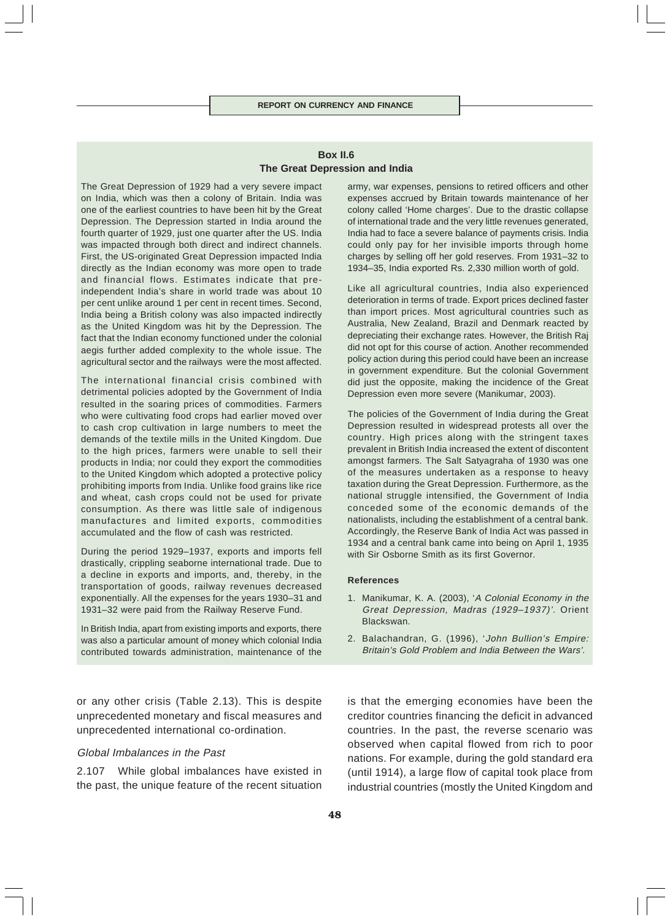**Box II.6**
**The Great Depression and India**

The Great Depression of 1929 had a very severe impact on India, which was then a colony of Britain. India was one of the earliest countries to have been hit by the Great Depression. The Depression started in India around the fourth quarter of 1929, just one quarter after the US. India was impacted through both direct and indirect channels. First, the US-originated Great Depression impacted India directly as the Indian economy was more open to trade and financial flows. Estimates indicate that pre-independent India's share in world trade was about 10 per cent unlike around 1 per cent in recent times. Second, India being a British colony was also impacted indirectly as the United Kingdom was hit by the Depression. The fact that the Indian economy functioned under the colonial aegis further added complexity to the whole issue. The agricultural sector and the railways were the most affected.

The international financial crisis combined with detrimental policies adopted by the Government of India resulted in the soaring prices of commodities. Farmers who were cultivating food crops had earlier moved over to cash crop cultivation in large numbers to meet the demands of the textile mills in the United Kingdom. Due to the high prices, farmers were unable to sell their products in India; nor could they export the commodities to the United Kingdom which adopted a protective policy prohibiting imports from India. Unlike food grains like rice and wheat, cash crops could not be used for private consumption. As there was little sale of indigenous manufactures and limited exports, commodities accumulated and the flow of cash was restricted.

During the period 1929–1937, exports and imports fell drastically, crippling seaborne international trade. Due to a decline in exports and imports, and, thereby, in the transportation of goods, railway revenues decreased exponentially. All the expenses for the years 1930–31 and 1931–32 were paid from the Railway Reserve Fund.

In British India, apart from existing imports and exports, there was also a particular amount of money which colonial India contributed towards administration, maintenance of the army, war expenses, pensions to retired officers and other expenses accrued by Britain towards maintenance of her colony called 'Home charges'. Due to the drastic collapse of international trade and the very little revenues generated, India had to face a severe balance of payments crisis. India could only pay for her invisible imports through home charges by selling off her gold reserves. From 1931–32 to 1934–35, India exported Rs. 2,330 million worth of gold.

Like all agricultural countries, India also experienced deterioration in terms of trade. Export prices declined faster than import prices. Most agricultural countries such as Australia, New Zealand, Brazil and Denmark reacted by depreciating their exchange rates. However, the British Raj did not opt for this course of action. Another recommended policy action during this period could have been an increase in government expenditure. But the colonial Government did just the opposite, making the incidence of the Great Depression even more severe (Manikumar, 2003).

The policies of the Government of India during the Great Depression resulted in widespread protests all over the country. High prices along with the stringent taxes prevalent in British India increased the extent of discontent amongst farmers. The Salt Satyagraha of 1930 was one of the measures undertaken as a response to heavy taxation during the Great Depression. Furthermore, as the national struggle intensified, the Government of India conceded some of the economic demands of the nationalists, including the establishment of a central bank. Accordingly, the Reserve Bank of India Act was passed in 1934 and a central bank came into being on April 1, 1935 with Sir Osborne Smith as its first Governor.

**References**

1. Manikumar, K. A. (2003), '*A Colonial Economy in the Great Depression, Madras (1929–1937)*'. Orient Blackswan.
2. Balachandran, G. (1996), '*John Bullion's Empire: Britain's Gold Problem and India Between the Wars*'.

or any other crisis (Table 2.13). This is despite unprecedented monetary and fiscal measures and unprecedented international co-ordination.

*Global Imbalances in the Past*

2.107 While global imbalances have existed in the past, the unique feature of the recent situation is that the emerging economies have been the creditor countries financing the deficit in advanced countries. In the past, the reverse scenario was observed when capital flowed from rich to poor nations. For example, during the gold standard era (until 1914), a large flow of capital took place from industrial countries (mostly the United Kingdom and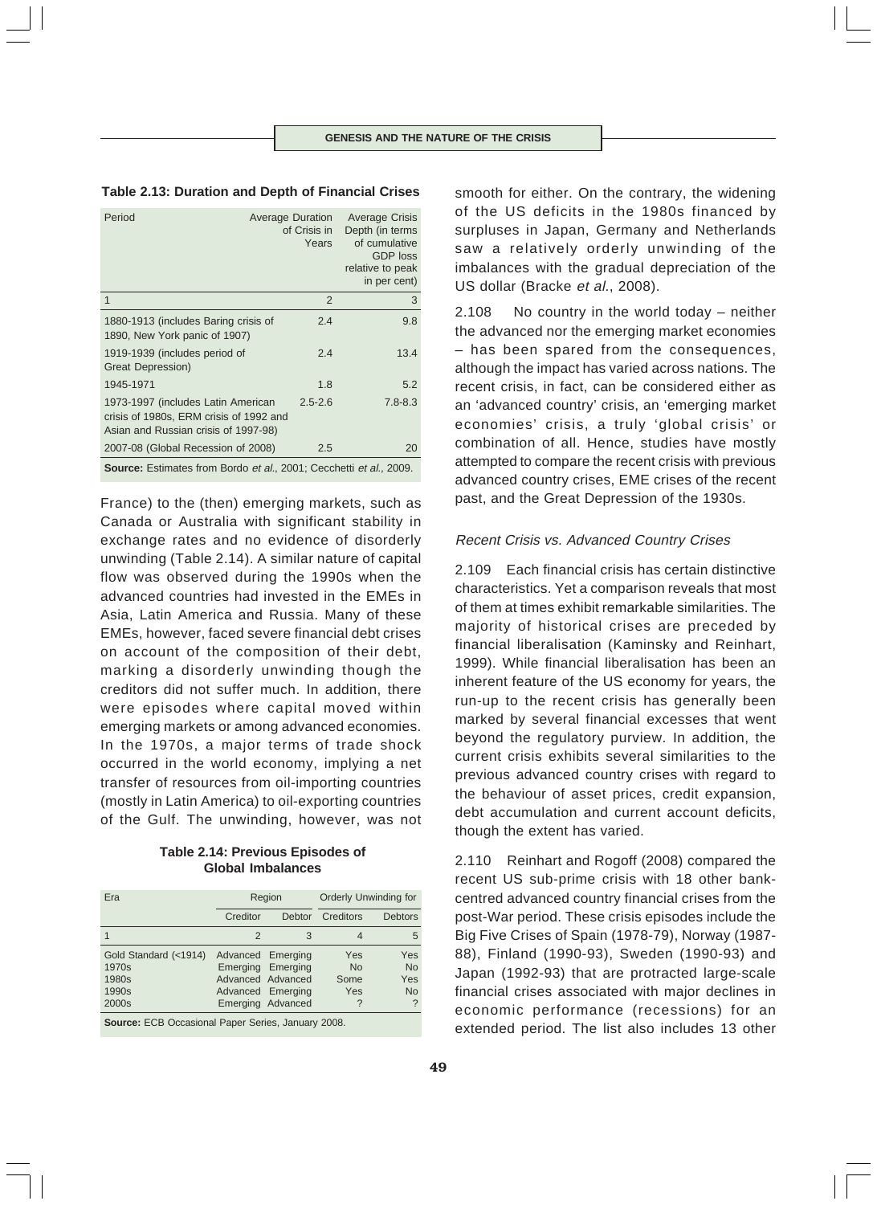**Table 2.13: Duration and Depth of Financial Crises**

| Period | Average Duration of Crisis in Years | Average Crisis Depth (in terms of cumulative GDP loss relative to peak in per cent) |
|---|---|---|
| 1 | 2 | 3 |
| 1880-1913 (includes Baring crisis of 1890, New York panic of 1907) | 2.4 | 9.8 |
| 1919-1939 (includes period of Great Depression) | 2.4 | 13.4 |
| 1945-1971 | 1.8 | 5.2 |
| 1973-1997 (includes Latin American crisis of 1980s, ERM crisis of 1992 and Asian and Russian crisis of 1997-98) | 2.5-2.6 | 7.8-8.3 |
| 2007-08 (Global Recession of 2008) | 2.5 | 20 |

**Source:** Estimates from Bordo *et al.*, 2001; Cecchetti *et al.*, 2009.

France) to the (then) emerging markets, such as Canada or Australia with significant stability in exchange rates and no evidence of disorderly unwinding (Table 2.14). A similar nature of capital flow was observed during the 1990s when the advanced countries had invested in the EMEs in Asia, Latin America and Russia. Many of these EMEs, however, faced severe financial debt crises on account of the composition of their debt, marking a disorderly unwinding though the creditors did not suffer much. In addition, there were episodes where capital moved within emerging markets or among advanced economies. In the 1970s, a major terms of trade shock occurred in the world economy, implying a net transfer of resources from oil-importing countries (mostly in Latin America) to oil-exporting countries of the Gulf. The unwinding, however, was not

**Table 2.14: Previous Episodes of Global Imbalances**

| Era | Region | | Orderly Unwinding for | |
|---|---|---|---|---|
| | Creditor | Debtor | Creditors | Debtors |
| 1 | 2 | 3 | 4 | 5 |
| Gold Standard (<1914) | Advanced | Emerging | Yes | Yes |
| 1970s | Emerging | Emerging | No | No |
| 1980s | Advanced | Advanced | Some | Yes |
| 1990s | Advanced | Emerging | Yes | No |
| 2000s | Emerging | Advanced | ? | ? |

**Source:** ECB Occasional Paper Series, January 2008.

smooth for either. On the contrary, the widening of the US deficits in the 1980s financed by surpluses in Japan, Germany and Netherlands saw a relatively orderly unwinding of the imbalances with the gradual depreciation of the US dollar (Bracke *et al.*, 2008).

2.108 No country in the world today – neither the advanced nor the emerging market economies – has been spared from the consequences, although the impact has varied across nations. The recent crisis, in fact, can be considered either as an 'advanced country' crisis, an 'emerging market economies' crisis, a truly 'global crisis' or combination of all. Hence, studies have mostly attempted to compare the recent crisis with previous advanced country crises, EME crises of the recent past, and the Great Depression of the 1930s.

*Recent Crisis vs. Advanced Country Crises*

2.109 Each financial crisis has certain distinctive characteristics. Yet a comparison reveals that most of them at times exhibit remarkable similarities. The majority of historical crises are preceded by financial liberalisation (Kaminsky and Reinhart, 1999). While financial liberalisation has been an inherent feature of the US economy for years, the run-up to the recent crisis has generally been marked by several financial excesses that went beyond the regulatory purview. In addition, the current crisis exhibits several similarities to the previous advanced country crises with regard to the behaviour of asset prices, credit expansion, debt accumulation and current account deficits, though the extent has varied.

2.110 Reinhart and Rogoff (2008) compared the recent US sub-prime crisis with 18 other bank-centred advanced country financial crises from the post-War period. These crisis episodes include the Big Five Crises of Spain (1978-79), Norway (1987-88), Finland (1990-93), Sweden (1990-93) and Japan (1992-93) that are protracted large-scale financial crises associated with major declines in economic performance (recessions) for an extended period. The list also includes 13 other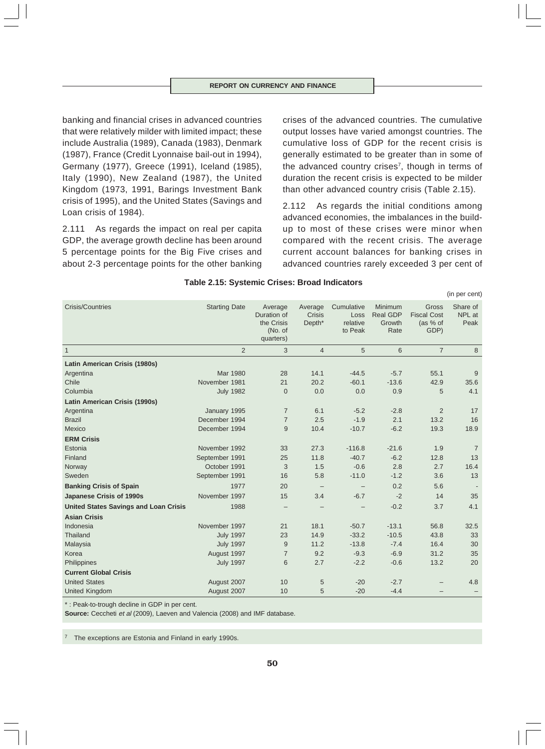banking and financial crises in advanced countries that were relatively milder with limited impact; these include Australia (1989), Canada (1983), Denmark (1987), France (Credit Lyonnaise bail-out in 1994), Germany (1977), Greece (1991), Iceland (1985), Italy (1990), New Zealand (1987), the United Kingdom (1973, 1991, Barings Investment Bank crisis of 1995), and the United States (Savings and Loan crisis of 1984).

2.111 As regards the impact on real per capita GDP, the average growth decline has been around 5 percentage points for the Big Five crises and about 2-3 percentage points for the other banking crises of the advanced countries. The cumulative output losses have varied amongst countries. The cumulative loss of GDP for the recent crisis is generally estimated to be greater than in some of the advanced country crises[7], though in terms of duration the recent crisis is expected to be milder than other advanced country crisis (Table 2.15).

2.112 As regards the initial conditions among advanced economies, the imbalances in the build-up to most of these crises were minor when compared with the recent crisis. The average current account balances for banking crises in advanced countries rarely exceeded 3 per cent of

**Table 2.15: Systemic Crises: Broad Indicators**

(in per cent)

| Crisis/Countries | Starting Date | Average Duration of the Crisis (No. of quarters) | Average Crisis Depth* | Cumulative Loss relative to Peak | Minimum Real GDP Growth Rate | Gross Fiscal Cost (as % of GDP) | Share of NPL at Peak |
|---|---|---|---|---|---|---|---|
| 1 | 2 | 3 | 4 | 5 | 6 | 7 | 8 |
| **Latin American Crisis (1980s)** | | | | | | | |
| Argentina | Mar 1980 | 28 | 14.1 | -44.5 | -5.7 | 55.1 | 9 |
| Chile | November 1981 | 21 | 20.2 | -60.1 | -13.6 | 42.9 | 35.6 |
| Columbia | July 1982 | 0 | 0.0 | 0.0 | 0.9 | 5 | 4.1 |
| **Latin American Crisis (1990s)** | | | | | | | |
| Argentina | January 1995 | 7 | 6.1 | -5.2 | -2.8 | 2 | 17 |
| Brazil | December 1994 | 7 | 2.5 | -1.9 | 2.1 | 13.2 | 16 |
| Mexico | December 1994 | 9 | 10.4 | -10.7 | -6.2 | 19.3 | 18.9 |
| **ERM Crisis** | | | | | | | |
| Estonia | November 1992 | 33 | 27.3 | -116.8 | -21.6 | 1.9 | 7 |
| Finland | September 1991 | 25 | 11.8 | -40.7 | -6.2 | 12.8 | 13 |
| Norway | October 1991 | 3 | 1.5 | -0.6 | 2.8 | 2.7 | 16.4 |
| Sweden | September 1991 | 16 | 5.8 | -11.0 | -1.2 | 3.6 | 13 |
| **Banking Crisis of Spain** | 1977 | 20 | – | – | 0.2 | 5.6 | - |
| **Japanese Crisis of 1990s** | November 1997 | 15 | 3.4 | -6.7 | -2 | 14 | 35 |
| **United States Savings and Loan Crisis** | 1988 | – | – | – | -0.2 | 3.7 | 4.1 |
| **Asian Crisis** | | | | | | | |
| Indonesia | November 1997 | 21 | 18.1 | -50.7 | -13.1 | 56.8 | 32.5 |
| Thailand | July 1997 | 23 | 14.9 | -33.2 | -10.5 | 43.8 | 33 |
| Malaysia | July 1997 | 9 | 11.2 | -13.8 | -7.4 | 16.4 | 30 |
| Korea | August 1997 | 7 | 9.2 | -9.3 | -6.9 | 31.2 | 35 |
| Philippines | July 1997 | 6 | 2.7 | -2.2 | -0.6 | 13.2 | 20 |
| **Current Global Crisis** | | | | | | | |
| United States | August 2007 | 10 | 5 | -20 | -2.7 | – | 4.8 |
| United Kingdom | August 2007 | 10 | 5 | -20 | -4.4 | – | – |

* : Peak-to-trough decline in GDP in per cent.

**Source:** Ceccheti *et al* (2009), Laeven and Valencia (2008) and IMF database.

[7] The exceptions are Estonia and Finland in early 1990s.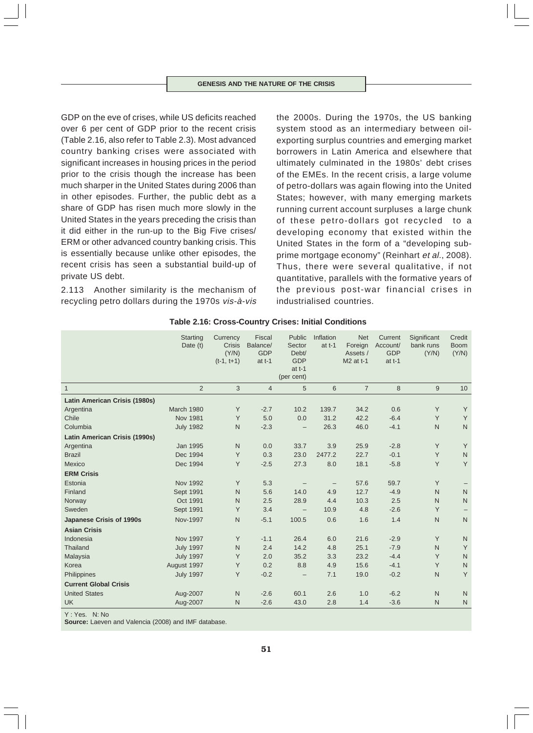GDP on the eve of crises, while US deficits reached over 6 per cent of GDP prior to the recent crisis (Table 2.16, also refer to Table 2.3). Most advanced country banking crises were associated with significant increases in housing prices in the period prior to the crisis though the increase has been much sharper in the United States during 2006 than in other episodes. Further, the public debt as a share of GDP has risen much more slowly in the United States in the years preceding the crisis than it did either in the run-up to the Big Five crises/ ERM or other advanced country banking crisis. This is essentially because unlike other episodes, the recent crisis has seen a substantial build-up of private US debt.

2.113 Another similarity is the mechanism of recycling petro dollars during the 1970s *vis-à-vis* the 2000s. During the 1970s, the US banking system stood as an intermediary between oil-exporting surplus countries and emerging market borrowers in Latin America and elsewhere that ultimately culminated in the 1980s' debt crises of the EMEs. In the recent crisis, a large volume of petro-dollars was again flowing into the United States; however, with many emerging markets running current account surpluses a large chunk of these petro-dollars got recycled to a developing economy that existed within the United States in the form of a "developing sub-prime mortgage economy" (Reinhart *et al.*, 2008). Thus, there were several qualitative, if not quantitative, parallels with the formative years of the previous post-war financial crises in industrialised countries.

**Table 2.16: Cross-Country Crises: Initial Conditions**

| | Starting Date (t) | Currency Crisis (Y/N) (t-1, t+1) | Fiscal Balance/ GDP at t-1 | Public Sector Debt/ GDP at t-1 (per cent) | Inflation at t-1 | Net Foreign Assets / M2 at t-1 | Current Account/ GDP at t-1 | Significant bank runs (Y/N) | Credit Boom (Y/N) |
|---|---|---|---|---|---|---|---|---|---|
| 1 | 2 | 3 | 4 | 5 | 6 | 7 | 8 | 9 | 10 |
| **Latin American Crisis (1980s)** | | | | | | | | | |
| Argentina | March 1980 | Y | -2.7 | 10.2 | 139.7 | 34.2 | 0.6 | Y | Y |
| Chile | Nov 1981 | Y | 5.0 | 0.0 | 31.2 | 42.2 | -6.4 | Y | Y |
| Columbia | July 1982 | N | -2.3 | – | 26.3 | 46.0 | -4.1 | N | N |
| **Latin American Crisis (1990s)** | | | | | | | | | |
| Argentina | Jan 1995 | N | 0.0 | 33.7 | 3.9 | 25.9 | -2.8 | Y | Y |
| Brazil | Dec 1994 | Y | 0.3 | 23.0 | 2477.2 | 22.7 | -0.1 | Y | N |
| Mexico | Dec 1994 | Y | -2.5 | 27.3 | 8.0 | 18.1 | -5.8 | Y | Y |
| **ERM Crisis** | | | | | | | | | |
| Estonia | Nov 1992 | Y | 5.3 | – | – | 57.6 | 59.7 | Y | – |
| Finland | Sept 1991 | N | 5.6 | 14.0 | 4.9 | 12.7 | -4.9 | N | N |
| Norway | Oct 1991 | N | 2.5 | 28.9 | 4.4 | 10.3 | 2.5 | N | N |
| Sweden | Sept 1991 | Y | 3.4 | – | 10.9 | 4.8 | -2.6 | Y | – |
| **Japanese Crisis of 1990s** | Nov-1997 | N | -5.1 | 100.5 | 0.6 | 1.6 | 1.4 | N | N |
| **Asian Crisis** | | | | | | | | | |
| Indonesia | Nov 1997 | Y | -1.1 | 26.4 | 6.0 | 21.6 | -2.9 | Y | N |
| Thailand | July 1997 | N | 2.4 | 14.2 | 4.8 | 25.1 | -7.9 | N | Y |
| Malaysia | July 1997 | Y | 2.0 | 35.2 | 3.3 | 23.2 | -4.4 | Y | N |
| Korea | August 1997 | Y | 0.2 | 8.8 | 4.9 | 15.6 | -4.1 | Y | N |
| Philippines | July 1997 | Y | -0.2 | – | 7.1 | 19.0 | -0.2 | N | Y |
| **Current Global Crisis** | | | | | | | | | |
| United States | Aug-2007 | N | -2.6 | 60.1 | 2.6 | 1.0 | -6.2 | N | N |
| UK | Aug-2007 | N | -2.6 | 43.0 | 2.8 | 1.4 | -3.6 | N | N |

Y : Yes. N: No

**Source:** Laeven and Valencia (2008) and IMF database.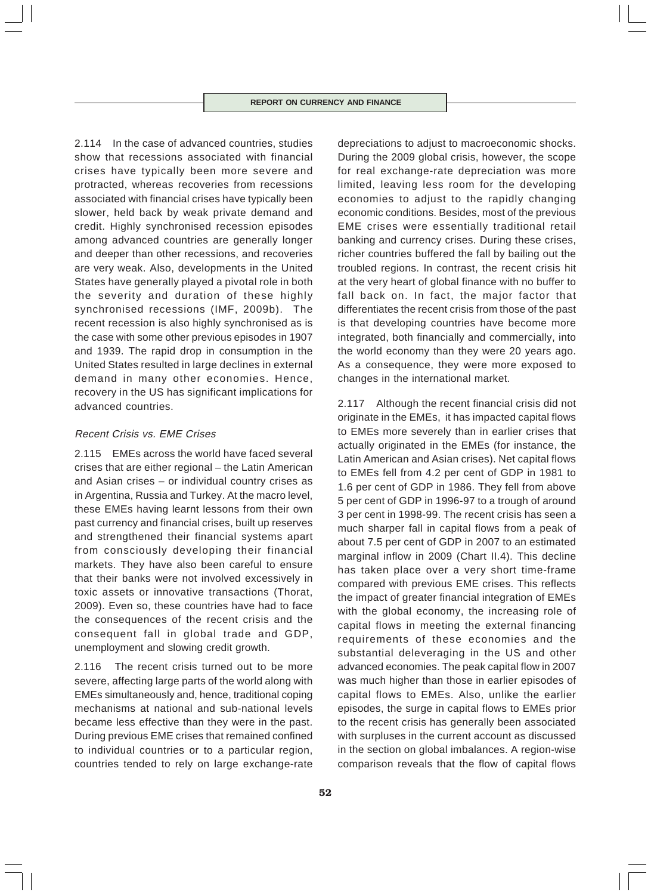2.114 In the case of advanced countries, studies show that recessions associated with financial crises have typically been more severe and protracted, whereas recoveries from recessions associated with financial crises have typically been slower, held back by weak private demand and credit. Highly synchronised recession episodes among advanced countries are generally longer and deeper than other recessions, and recoveries are very weak. Also, developments in the United States have generally played a pivotal role in both the severity and duration of these highly synchronised recessions (IMF, 2009b). The recent recession is also highly synchronised as is the case with some other previous episodes in 1907 and 1939. The rapid drop in consumption in the United States resulted in large declines in external demand in many other economies. Hence, recovery in the US has significant implications for advanced countries.

### *Recent Crisis vs. EME Crises*

2.115 EMEs across the world have faced several crises that are either regional – the Latin American and Asian crises – or individual country crises as in Argentina, Russia and Turkey. At the macro level, these EMEs having learnt lessons from their own past currency and financial crises, built up reserves and strengthened their financial systems apart from consciously developing their financial markets. They have also been careful to ensure that their banks were not involved excessively in toxic assets or innovative transactions (Thorat, 2009). Even so, these countries have had to face the consequences of the recent crisis and the consequent fall in global trade and GDP, unemployment and slowing credit growth.

2.116 The recent crisis turned out to be more severe, affecting large parts of the world along with EMEs simultaneously and, hence, traditional coping mechanisms at national and sub-national levels became less effective than they were in the past. During previous EME crises that remained confined to individual countries or to a particular region, countries tended to rely on large exchange-rate depreciations to adjust to macroeconomic shocks. During the 2009 global crisis, however, the scope for real exchange-rate depreciation was more limited, leaving less room for the developing economies to adjust to the rapidly changing economic conditions. Besides, most of the previous EME crises were essentially traditional retail banking and currency crises. During these crises, richer countries buffered the fall by bailing out the troubled regions. In contrast, the recent crisis hit at the very heart of global finance with no buffer to fall back on. In fact, the major factor that differentiates the recent crisis from those of the past is that developing countries have become more integrated, both financially and commercially, into the world economy than they were 20 years ago. As a consequence, they were more exposed to changes in the international market.

2.117 Although the recent financial crisis did not originate in the EMEs, it has impacted capital flows to EMEs more severely than in earlier crises that actually originated in the EMEs (for instance, the Latin American and Asian crises). Net capital flows to EMEs fell from 4.2 per cent of GDP in 1981 to 1.6 per cent of GDP in 1986. They fell from above 5 per cent of GDP in 1996-97 to a trough of around 3 per cent in 1998-99. The recent crisis has seen a much sharper fall in capital flows from a peak of about 7.5 per cent of GDP in 2007 to an estimated marginal inflow in 2009 (Chart II.4). This decline has taken place over a very short time-frame compared with previous EME crises. This reflects the impact of greater financial integration of EMEs with the global economy, the increasing role of capital flows in meeting the external financing requirements of these economies and the substantial deleveraging in the US and other advanced economies. The peak capital flow in 2007 was much higher than those in earlier episodes of capital flows to EMEs. Also, unlike the earlier episodes, the surge in capital flows to EMEs prior to the recent crisis has generally been associated with surpluses in the current account as discussed in the section on global imbalances. A region-wise comparison reveals that the flow of capital flows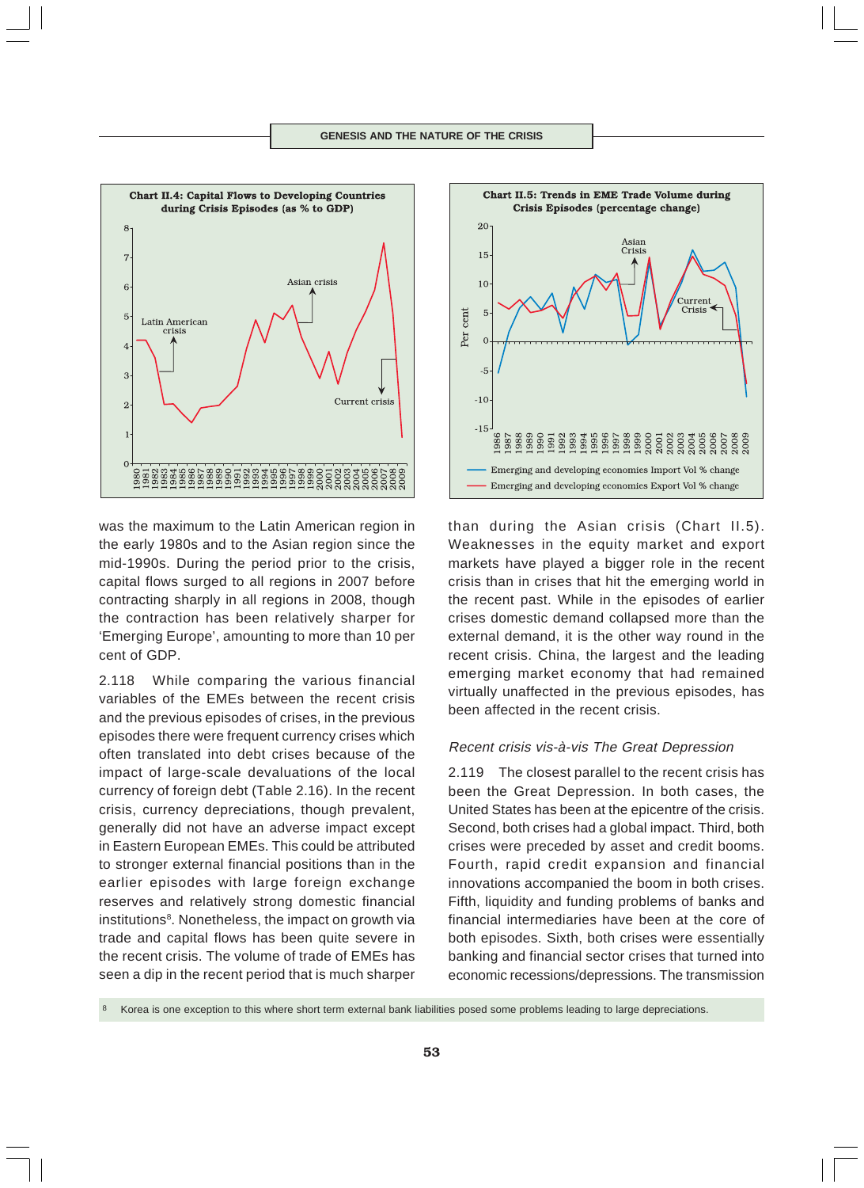**Chart II.4: Capital Flows to Developing Countries during Crisis Episodes (as % to GDP)**

**Chart II.5: Trends in EME Trade Volume during Crisis Episodes (percentage change)**

was the maximum to the Latin American region in the early 1980s and to the Asian region since the mid-1990s. During the period prior to the crisis, capital flows surged to all regions in 2007 before contracting sharply in all regions in 2008, though the contraction has been relatively sharper for 'Emerging Europe', amounting to more than 10 per cent of GDP.

2.118 While comparing the various financial variables of the EMEs between the recent crisis and the previous episodes of crises, in the previous episodes there were frequent currency crises which often translated into debt crises because of the impact of large-scale devaluations of the local currency of foreign debt (Table 2.16). In the recent crisis, currency depreciations, though prevalent, generally did not have an adverse impact except in Eastern European EMEs. This could be attributed to stronger external financial positions than in the earlier episodes with large foreign exchange reserves and relatively strong domestic financial institutions[8]. Nonetheless, the impact on growth via trade and capital flows has been quite severe in the recent crisis. The volume of trade of EMEs has seen a dip in the recent period that is much sharper than during the Asian crisis (Chart II.5). Weaknesses in the equity market and export markets have played a bigger role in the recent crisis than in crises that hit the emerging world in the recent past. While in the episodes of earlier crises domestic demand collapsed more than the external demand, it is the other way round in the recent crisis. China, the largest and the leading emerging market economy that had remained virtually unaffected in the previous episodes, has been affected in the recent crisis.

*Recent crisis vis-à-vis The Great Depression*

2.119 The closest parallel to the recent crisis has been the Great Depression. In both cases, the United States has been at the epicentre of the crisis. Second, both crises had a global impact. Third, both crises were preceded by asset and credit booms. Fourth, rapid credit expansion and financial innovations accompanied the boom in both crises. Fifth, liquidity and funding problems of banks and financial intermediaries have been at the core of both episodes. Sixth, both crises were essentially banking and financial sector crises that turned into economic recessions/depressions. The transmission

[8] Korea is one exception to this where short term external bank liabilities posed some problems leading to large depreciations.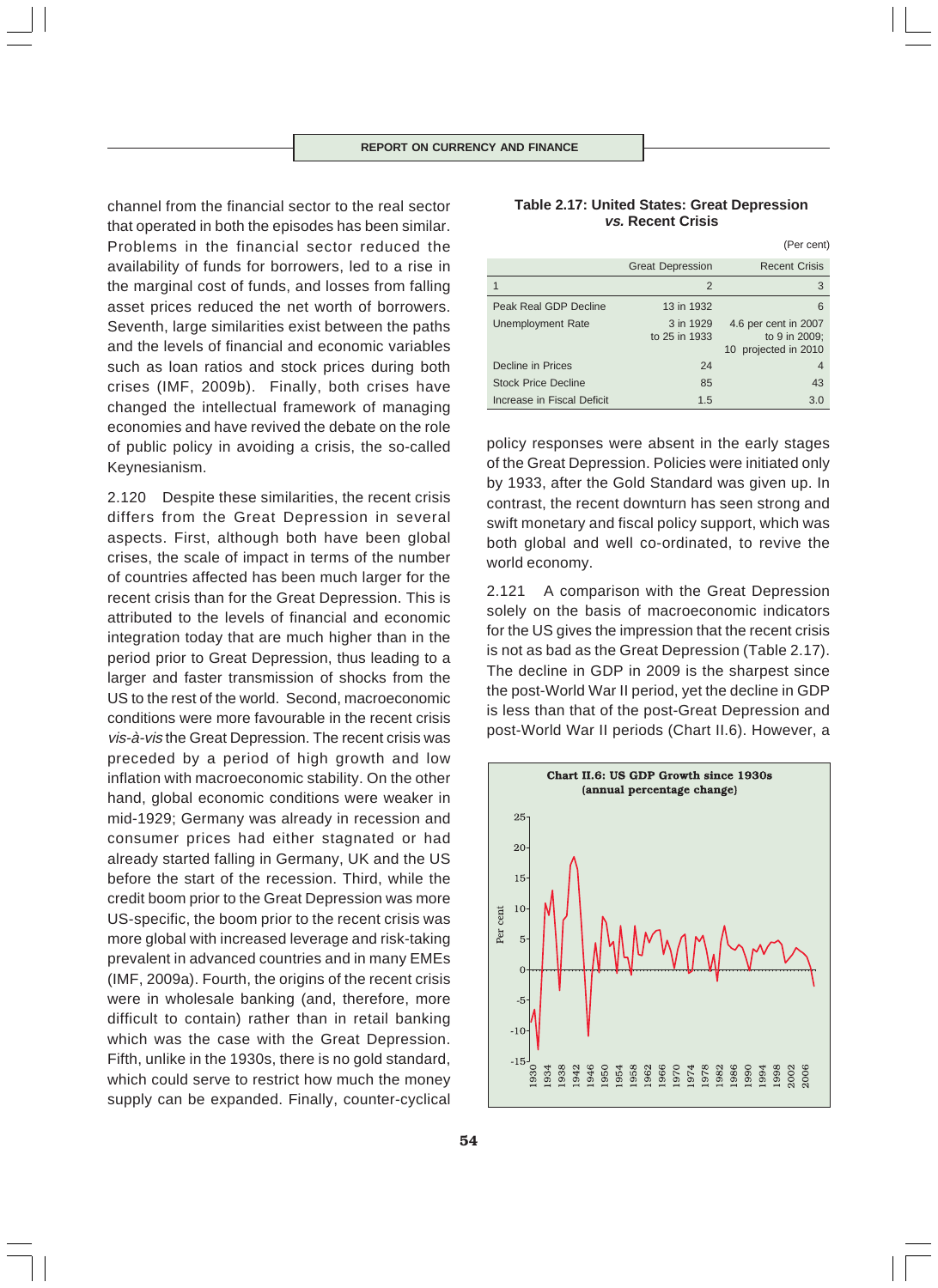channel from the financial sector to the real sector that operated in both the episodes has been similar. Problems in the financial sector reduced the availability of funds for borrowers, led to a rise in the marginal cost of funds, and losses from falling asset prices reduced the net worth of borrowers. Seventh, large similarities exist between the paths and the levels of financial and economic variables such as loan ratios and stock prices during both crises (IMF, 2009b). Finally, both crises have changed the intellectual framework of managing economies and have revived the debate on the role of public policy in avoiding a crisis, the so-called Keynesianism.

2.120 Despite these similarities, the recent crisis differs from the Great Depression in several aspects. First, although both have been global crises, the scale of impact in terms of the number of countries affected has been much larger for the recent crisis than for the Great Depression. This is attributed to the levels of financial and economic integration today that are much higher than in the period prior to Great Depression, thus leading to a larger and faster transmission of shocks from the US to the rest of the world. Second, macroeconomic conditions were more favourable in the recent crisis *vis-à-vis* the Great Depression. The recent crisis was preceded by a period of high growth and low inflation with macroeconomic stability. On the other hand, global economic conditions were weaker in mid-1929; Germany was already in recession and consumer prices had either stagnated or had already started falling in Germany, UK and the US before the start of the recession. Third, while the credit boom prior to the Great Depression was more US-specific, the boom prior to the recent crisis was more global with increased leverage and risk-taking prevalent in advanced countries and in many EMEs (IMF, 2009a). Fourth, the origins of the recent crisis were in wholesale banking (and, therefore, more difficult to contain) rather than in retail banking which was the case with the Great Depression. Fifth, unlike in the 1930s, there is no gold standard, which could serve to restrict how much the money supply can be expanded. Finally, counter-cyclical policy responses were absent in the early stages of the Great Depression. Policies were initiated only by 1933, after the Gold Standard was given up. In contrast, the recent downturn has seen strong and swift monetary and fiscal policy support, which was both global and well co-ordinated, to revive the world economy.

**Table 2.17: United States: Great Depression *vs.* Recent Crisis**

(Per cent)

| | Great Depression | Recent Crisis |
|---|---|---|
| 1 | 2 | 3 |
| Peak Real GDP Decline | 13 in 1932 | 6 |
| Unemployment Rate | 3 in 1929 to 25 in 1933 | 4.6 per cent in 2007 to 9 in 2009; 10 projected in 2010 |
| Decline in Prices | 24 | 4 |
| Stock Price Decline | 85 | 43 |
| Increase in Fiscal Deficit | 1.5 | 3.0 |

2.121 A comparison with the Great Depression solely on the basis of macroeconomic indicators for the US gives the impression that the recent crisis is not as bad as the Great Depression (Table 2.17). The decline in GDP in 2009 is the sharpest since the post-World War II period, yet the decline in GDP is less than that of the post-Great Depression and post-World War II periods (Chart II.6). However, a

**Chart II.6: US GDP Growth since 1930s (annual percentage change)**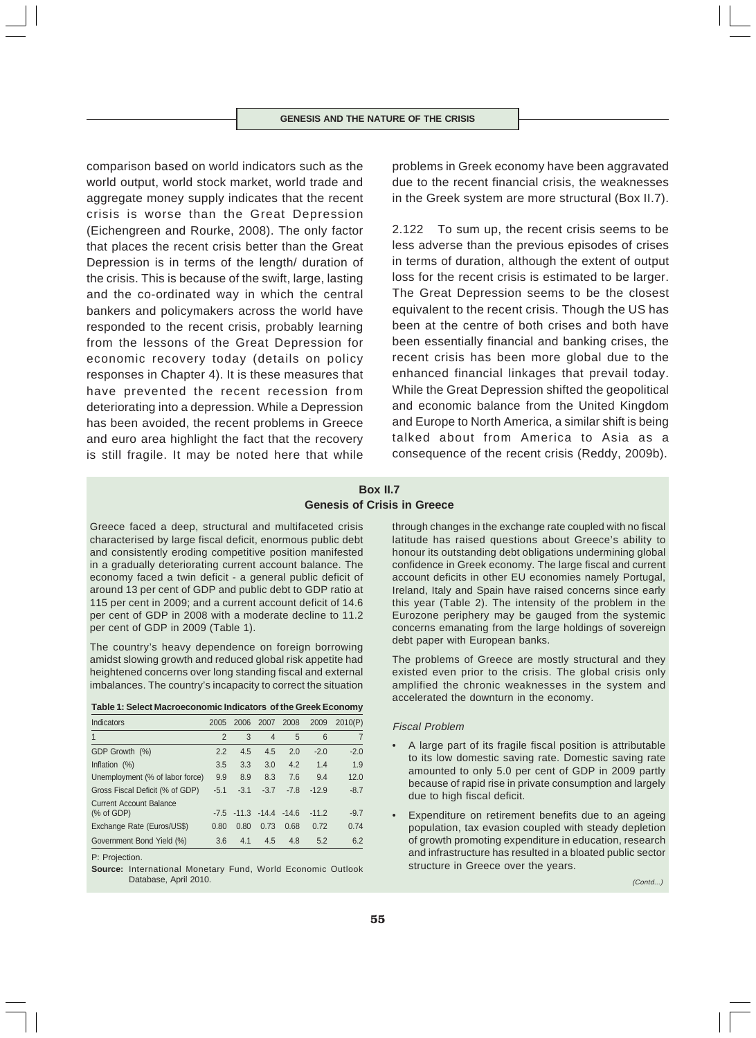comparison based on world indicators such as the world output, world stock market, world trade and aggregate money supply indicates that the recent crisis is worse than the Great Depression (Eichengreen and Rourke, 2008). The only factor that places the recent crisis better than the Great Depression is in terms of the length/ duration of the crisis. This is because of the swift, large, lasting and the co-ordinated way in which the central bankers and policymakers across the world have responded to the recent crisis, probably learning from the lessons of the Great Depression for economic recovery today (details on policy responses in Chapter 4). It is these measures that have prevented the recent recession from deteriorating into a depression. While a Depression has been avoided, the recent problems in Greece and euro area highlight the fact that the recovery is still fragile. It may be noted here that while problems in Greek economy have been aggravated due to the recent financial crisis, the weaknesses in the Greek system are more structural (Box II.7).

2.122 To sum up, the recent crisis seems to be less adverse than the previous episodes of crises in terms of duration, although the extent of output loss for the recent crisis is estimated to be larger. The Great Depression seems to be the closest equivalent to the recent crisis. Though the US has been at the centre of both crises and both have been essentially financial and banking crises, the recent crisis has been more global due to the enhanced financial linkages that prevail today. While the Great Depression shifted the geopolitical and economic balance from the United Kingdom and Europe to North America, a similar shift is being talked about from America to Asia as a consequence of the recent crisis (Reddy, 2009b).

## Box II.7
## Genesis of Crisis in Greece

Greece faced a deep, structural and multifaceted crisis characterised by large fiscal deficit, enormous public debt and consistently eroding competitive position manifested in a gradually deteriorating current account balance. The economy faced a twin deficit - a general public deficit of around 13 per cent of GDP and public debt to GDP ratio at 115 per cent in 2009; and a current account deficit of 14.6 per cent of GDP in 2008 with a moderate decline to 11.2 per cent of GDP in 2009 (Table 1).

The country's heavy dependence on foreign borrowing amidst slowing growth and reduced global risk appetite had heightened concerns over long standing fiscal and external imbalances. The country's incapacity to correct the situation through changes in the exchange rate coupled with no fiscal latitude has raised questions about Greece's ability to honour its outstanding debt obligations undermining global confidence in Greek economy. The large fiscal and current account deficits in other EU economies namely Portugal, Ireland, Italy and Spain have raised concerns since early this year (Table 2). The intensity of the problem in the Eurozone periphery may be gauged from the systemic concerns emanating from the large holdings of sovereign debt paper with European banks.

**Table 1: Select Macroeconomic Indicators of the Greek Economy**

| Indicators | 2005 | 2006 | 2007 | 2008 | 2009 | 2010(P) |
|---|---|---|---|---|---|---|
| 1 | 2 | 3 | 4 | 5 | 6 | 7 |
| GDP Growth (%) | 2.2 | 4.5 | 4.5 | 2.0 | -2.0 | -2.0 |
| Inflation (%) | 3.5 | 3.3 | 3.0 | 4.2 | 1.4 | 1.9 |
| Unemployment (% of labor force) | 9.9 | 8.9 | 8.3 | 7.6 | 9.4 | 12.0 |
| Gross Fiscal Deficit (% of GDP) | -5.1 | -3.1 | -3.7 | -7.8 | -12.9 | -8.7 |
| Current Account Balance (% of GDP) | -7.5 | -11.3 | -14.4 | -14.6 | -11.2 | -9.7 |
| Exchange Rate (Euros/US$) | 0.80 | 0.80 | 0.73 | 0.68 | 0.72 | 0.74 |
| Government Bond Yield (%) | 3.6 | 4.1 | 4.5 | 4.8 | 5.2 | 6.2 |

P: Projection.

**Source:** International Monetary Fund, World Economic Outlook Database, April 2010.

The problems of Greece are mostly structural and they existed even prior to the crisis. The global crisis only amplified the chronic weaknesses in the system and accelerated the downturn in the economy.

*Fiscal Problem*

- A large part of its fragile fiscal position is attributable to its low domestic saving rate. Domestic saving rate amounted to only 5.0 per cent of GDP in 2009 partly because of rapid rise in private consumption and largely due to high fiscal deficit.
- Expenditure on retirement benefits due to an ageing population, tax evasion coupled with steady depletion of growth promoting expenditure in education, research and infrastructure has resulted in a bloated public sector structure in Greece over the years.

*(Contd...)*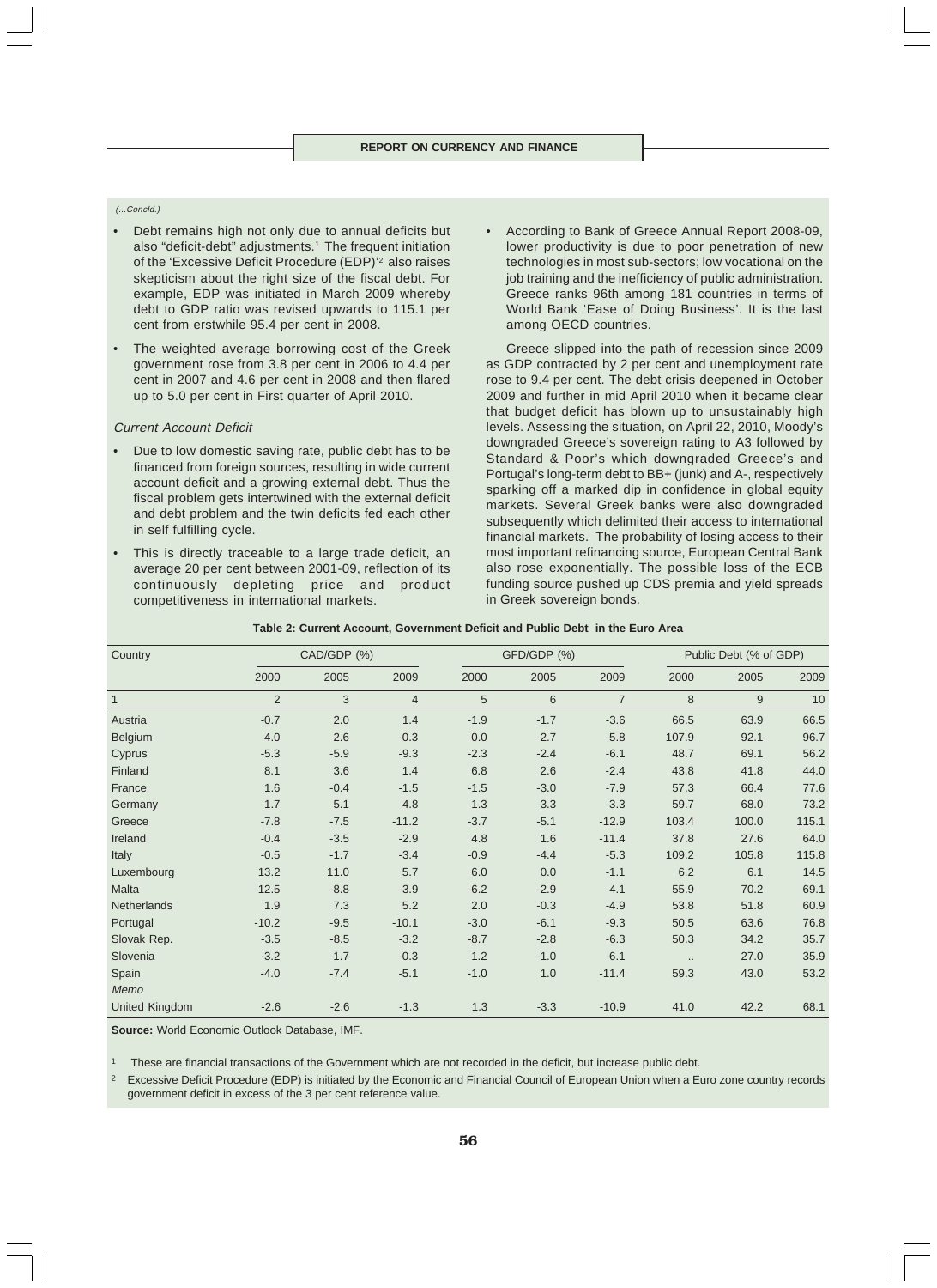(...Concld.)

- Debt remains high not only due to annual deficits but also "deficit-debt" adjustments.[1] The frequent initiation of the 'Excessive Deficit Procedure (EDP)'[2] also raises skepticism about the right size of the fiscal debt. For example, EDP was initiated in March 2009 whereby debt to GDP ratio was revised upwards to 115.1 per cent from erstwhile 95.4 per cent in 2008.
- The weighted average borrowing cost of the Greek government rose from 3.8 per cent in 2006 to 4.4 per cent in 2007 and 4.6 per cent in 2008 and then flared up to 5.0 per cent in First quarter of April 2010.

*Current Account Deficit*

- Due to low domestic saving rate, public debt has to be financed from foreign sources, resulting in wide current account deficit and a growing external debt. Thus the fiscal problem gets intertwined with the external deficit and debt problem and the twin deficits fed each other in self fulfilling cycle.
- This is directly traceable to a large trade deficit, an average 20 per cent between 2001-09, reflection of its continuously depleting price and product competitiveness in international markets.
- According to Bank of Greece Annual Report 2008-09, lower productivity is due to poor penetration of new technologies in most sub-sectors; low vocational on the job training and the inefficiency of public administration. Greece ranks 96th among 181 countries in terms of World Bank 'Ease of Doing Business'. It is the last among OECD countries.

Greece slipped into the path of recession since 2009 as GDP contracted by 2 per cent and unemployment rate rose to 9.4 per cent. The debt crisis deepened in October 2009 and further in mid April 2010 when it became clear that budget deficit has blown up to unsustainably high levels. Assessing the situation, on April 22, 2010, Moody's downgraded Greece's sovereign rating to A3 followed by Standard & Poor's which downgraded Greece's and Portugal's long-term debt to BB+ (junk) and A-, respectively sparking off a marked dip in confidence in global equity markets. Several Greek banks were also downgraded subsequently which delimited their access to international financial markets. The probability of losing access to their most important refinancing source, European Central Bank also rose exponentially. The possible loss of the ECB funding source pushed up CDS premia and yield spreads in Greek sovereign bonds.

**Table 2: Current Account, Government Deficit and Public Debt in the Euro Area**

| Country | CAD/GDP (%) | | | GFD/GDP (%) | | | Public Debt (% of GDP) | | |
|---|---|---|---|---|---|---|---|---|---|
| | 2000 | 2005 | 2009 | 2000 | 2005 | 2009 | 2000 | 2005 | 2009 |
| 1 | 2 | 3 | 4 | 5 | 6 | 7 | 8 | 9 | 10 |
| Austria | -0.7 | 2.0 | 1.4 | -1.9 | -1.7 | -3.6 | 66.5 | 63.9 | 66.5 |
| Belgium | 4.0 | 2.6 | -0.3 | 0.0 | -2.7 | -5.8 | 107.9 | 92.1 | 96.7 |
| Cyprus | -5.3 | -5.9 | -9.3 | -2.3 | -2.4 | -6.1 | 48.7 | 69.1 | 56.2 |
| Finland | 8.1 | 3.6 | 1.4 | 6.8 | 2.6 | -2.4 | 43.8 | 41.8 | 44.0 |
| France | 1.6 | -0.4 | -1.5 | -1.5 | -3.0 | -7.9 | 57.3 | 66.4 | 77.6 |
| Germany | -1.7 | 5.1 | 4.8 | 1.3 | -3.3 | -3.3 | 59.7 | 68.0 | 73.2 |
| Greece | -7.8 | -7.5 | -11.2 | -3.7 | -5.1 | -12.9 | 103.4 | 100.0 | 115.1 |
| Ireland | -0.4 | -3.5 | -2.9 | 4.8 | 1.6 | -11.4 | 37.8 | 27.6 | 64.0 |
| Italy | -0.5 | -1.7 | -3.4 | -0.9 | -4.4 | -5.3 | 109.2 | 105.8 | 115.8 |
| Luxembourg | 13.2 | 11.0 | 5.7 | 6.0 | 0.0 | -1.1 | 6.2 | 6.1 | 14.5 |
| Malta | -12.5 | -8.8 | -3.9 | -6.2 | -2.9 | -4.1 | 55.9 | 70.2 | 69.1 |
| Netherlands | 1.9 | 7.3 | 5.2 | 2.0 | -0.3 | -4.9 | 53.8 | 51.8 | 60.9 |
| Portugal | -10.2 | -9.5 | -10.1 | -3.0 | -6.1 | -9.3 | 50.5 | 63.6 | 76.8 |
| Slovak Rep. | -3.5 | -8.5 | -3.2 | -8.7 | -2.8 | -6.3 | 50.3 | 34.2 | 35.7 |
| Slovenia | -3.2 | -1.7 | -0.3 | -1.2 | -1.0 | -6.1 | .. | 27.0 | 35.9 |
| Spain | -4.0 | -7.4 | -5.1 | -1.0 | 1.0 | -11.4 | 59.3 | 43.0 | 53.2 |
| *Memo* | | | | | | | | | |
| United Kingdom | -2.6 | -2.6 | -1.3 | 1.3 | -3.3 | -10.9 | 41.0 | 42.2 | 68.1 |

**Source:** World Economic Outlook Database, IMF.

1 These are financial transactions of the Government which are not recorded in the deficit, but increase public debt.

2 Excessive Deficit Procedure (EDP) is initiated by the Economic and Financial Council of European Union when a Euro zone country records government deficit in excess of the 3 per cent reference value.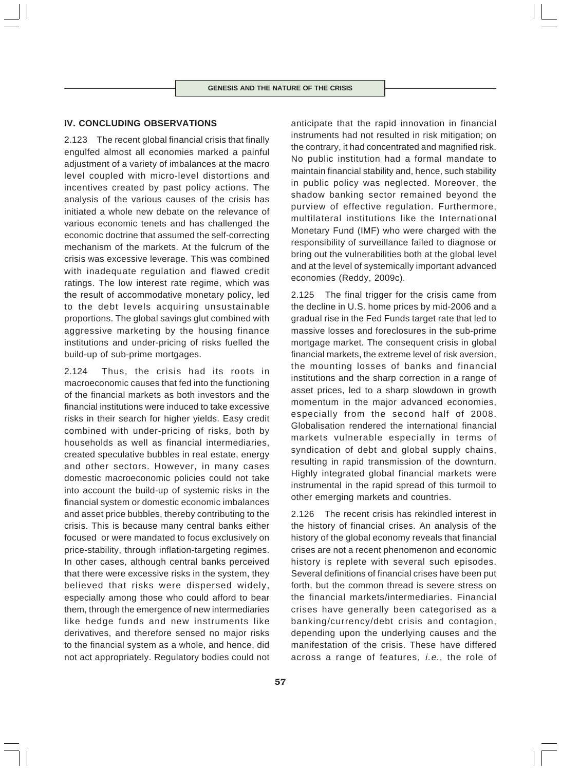## IV. CONCLUDING OBSERVATIONS

2.123 The recent global financial crisis that finally engulfed almost all economies marked a painful adjustment of a variety of imbalances at the macro level coupled with micro-level distortions and incentives created by past policy actions. The analysis of the various causes of the crisis has initiated a whole new debate on the relevance of various economic tenets and has challenged the economic doctrine that assumed the self-correcting mechanism of the markets. At the fulcrum of the crisis was excessive leverage. This was combined with inadequate regulation and flawed credit ratings. The low interest rate regime, which was the result of accommodative monetary policy, led to the debt levels acquiring unsustainable proportions. The global savings glut combined with aggressive marketing by the housing finance institutions and under-pricing of risks fuelled the build-up of sub-prime mortgages.

2.124 Thus, the crisis had its roots in macroeconomic causes that fed into the functioning of the financial markets as both investors and the financial institutions were induced to take excessive risks in their search for higher yields. Easy credit combined with under-pricing of risks, both by households as well as financial intermediaries, created speculative bubbles in real estate, energy and other sectors. However, in many cases domestic macroeconomic policies could not take into account the build-up of systemic risks in the financial system or domestic economic imbalances and asset price bubbles, thereby contributing to the crisis. This is because many central banks either focused or were mandated to focus exclusively on price-stability, through inflation-targeting regimes. In other cases, although central banks perceived that there were excessive risks in the system, they believed that risks were dispersed widely, especially among those who could afford to bear them, through the emergence of new intermediaries like hedge funds and new instruments like derivatives, and therefore sensed no major risks to the financial system as a whole, and hence, did not act appropriately. Regulatory bodies could not anticipate that the rapid innovation in financial instruments had not resulted in risk mitigation; on the contrary, it had concentrated and magnified risk. No public institution had a formal mandate to maintain financial stability and, hence, such stability in public policy was neglected. Moreover, the shadow banking sector remained beyond the purview of effective regulation. Furthermore, multilateral institutions like the International Monetary Fund (IMF) who were charged with the responsibility of surveillance failed to diagnose or bring out the vulnerabilities both at the global level and at the level of systemically important advanced economies (Reddy, 2009c).

2.125 The final trigger for the crisis came from the decline in U.S. home prices by mid-2006 and a gradual rise in the Fed Funds target rate that led to massive losses and foreclosures in the sub-prime mortgage market. The consequent crisis in global financial markets, the extreme level of risk aversion, the mounting losses of banks and financial institutions and the sharp correction in a range of asset prices, led to a sharp slowdown in growth momentum in the major advanced economies, especially from the second half of 2008. Globalisation rendered the international financial markets vulnerable especially in terms of syndication of debt and global supply chains, resulting in rapid transmission of the downturn. Highly integrated global financial markets were instrumental in the rapid spread of this turmoil to other emerging markets and countries.

2.126 The recent crisis has rekindled interest in the history of financial crises. An analysis of the history of the global economy reveals that financial crises are not a recent phenomenon and economic history is replete with several such episodes. Several definitions of financial crises have been put forth, but the common thread is severe stress on the financial markets/intermediaries. Financial crises have generally been categorised as a banking/currency/debt crisis and contagion, depending upon the underlying causes and the manifestation of the crisis. These have differed across a range of features, *i.e.*, the role of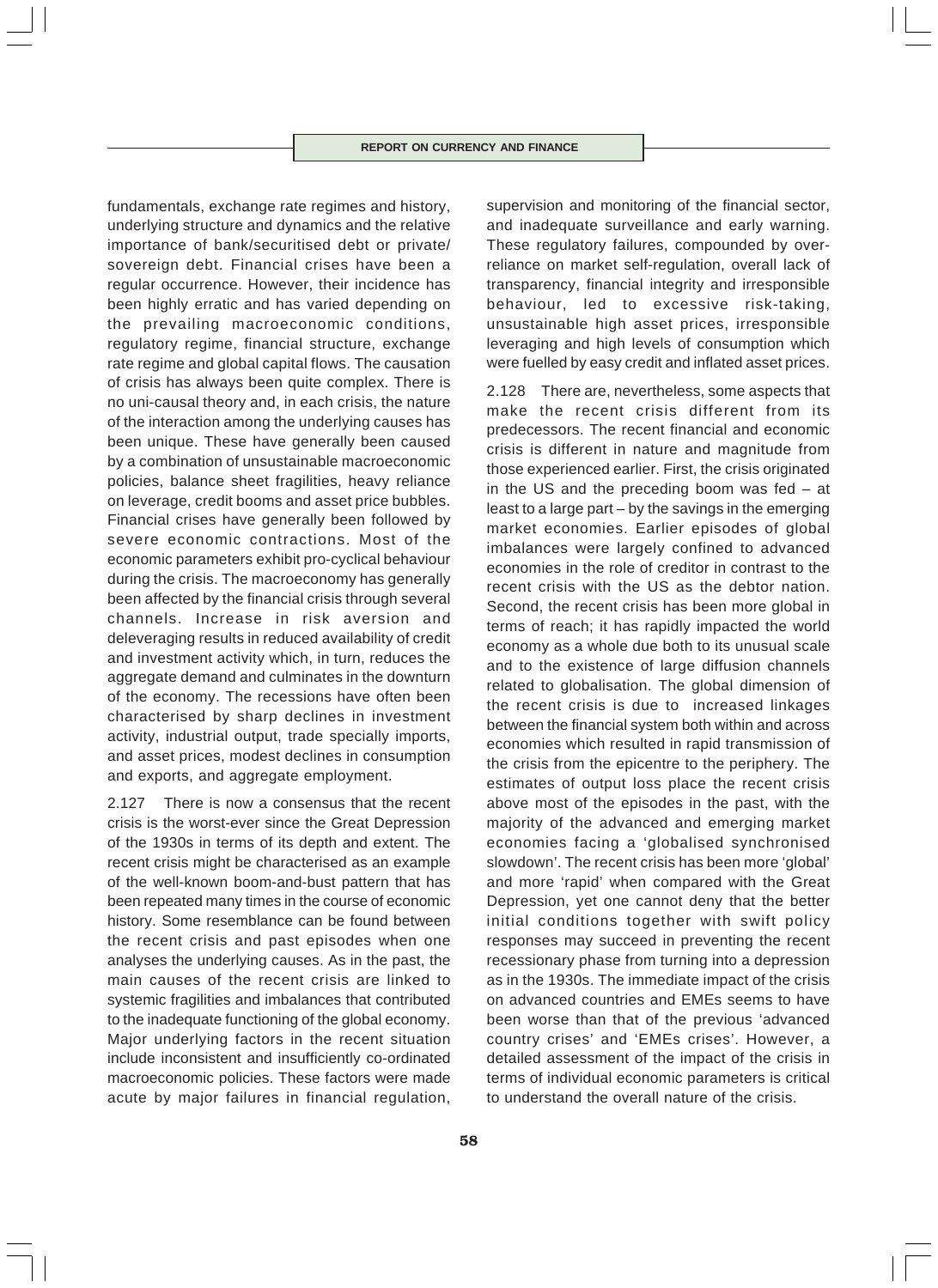fundamentals, exchange rate regimes and history, underlying structure and dynamics and the relative importance of bank/securitised debt or private/ sovereign debt. Financial crises have been a regular occurrence. However, their incidence has been highly erratic and has varied depending on the prevailing macroeconomic conditions, regulatory regime, financial structure, exchange rate regime and global capital flows. The causation of crisis has always been quite complex. There is no uni-causal theory and, in each crisis, the nature of the interaction among the underlying causes has been unique. These have generally been caused by a combination of unsustainable macroeconomic policies, balance sheet fragilities, heavy reliance on leverage, credit booms and asset price bubbles. Financial crises have generally been followed by severe economic contractions. Most of the economic parameters exhibit pro-cyclical behaviour during the crisis. The macroeconomy has generally been affected by the financial crisis through several channels. Increase in risk aversion and deleveraging results in reduced availability of credit and investment activity which, in turn, reduces the aggregate demand and culminates in the downturn of the economy. The recessions have often been characterised by sharp declines in investment activity, industrial output, trade specially imports, and asset prices, modest declines in consumption and exports, and aggregate employment.

2.127 There is now a consensus that the recent crisis is the worst-ever since the Great Depression of the 1930s in terms of its depth and extent. The recent crisis might be characterised as an example of the well-known boom-and-bust pattern that has been repeated many times in the course of economic history. Some resemblance can be found between the recent crisis and past episodes when one analyses the underlying causes. As in the past, the main causes of the recent crisis are linked to systemic fragilities and imbalances that contributed to the inadequate functioning of the global economy. Major underlying factors in the recent situation include inconsistent and insufficiently co-ordinated macroeconomic policies. These factors were made acute by major failures in financial regulation, supervision and monitoring of the financial sector, and inadequate surveillance and early warning. These regulatory failures, compounded by over-reliance on market self-regulation, overall lack of transparency, financial integrity and irresponsible behaviour, led to excessive risk-taking, unsustainable high asset prices, irresponsible leveraging and high levels of consumption which were fuelled by easy credit and inflated asset prices.

2.128 There are, nevertheless, some aspects that make the recent crisis different from its predecessors. The recent financial and economic crisis is different in nature and magnitude from those experienced earlier. First, the crisis originated in the US and the preceding boom was fed – at least to a large part – by the savings in the emerging market economies. Earlier episodes of global imbalances were largely confined to advanced economies in the role of creditor in contrast to the recent crisis with the US as the debtor nation. Second, the recent crisis has been more global in terms of reach; it has rapidly impacted the world economy as a whole due both to its unusual scale and to the existence of large diffusion channels related to globalisation. The global dimension of the recent crisis is due to increased linkages between the financial system both within and across economies which resulted in rapid transmission of the crisis from the epicentre to the periphery. The estimates of output loss place the recent crisis above most of the episodes in the past, with the majority of the advanced and emerging market economies facing a 'globalised synchronised slowdown'. The recent crisis has been more 'global' and more 'rapid' when compared with the Great Depression, yet one cannot deny that the better initial conditions together with swift policy responses may succeed in preventing the recent recessionary phase from turning into a depression as in the 1930s. The immediate impact of the crisis on advanced countries and EMEs seems to have been worse than that of the previous 'advanced country crises' and 'EMEs crises'. However, a detailed assessment of the impact of the crisis in terms of individual economic parameters is critical to understand the overall nature of the crisis.